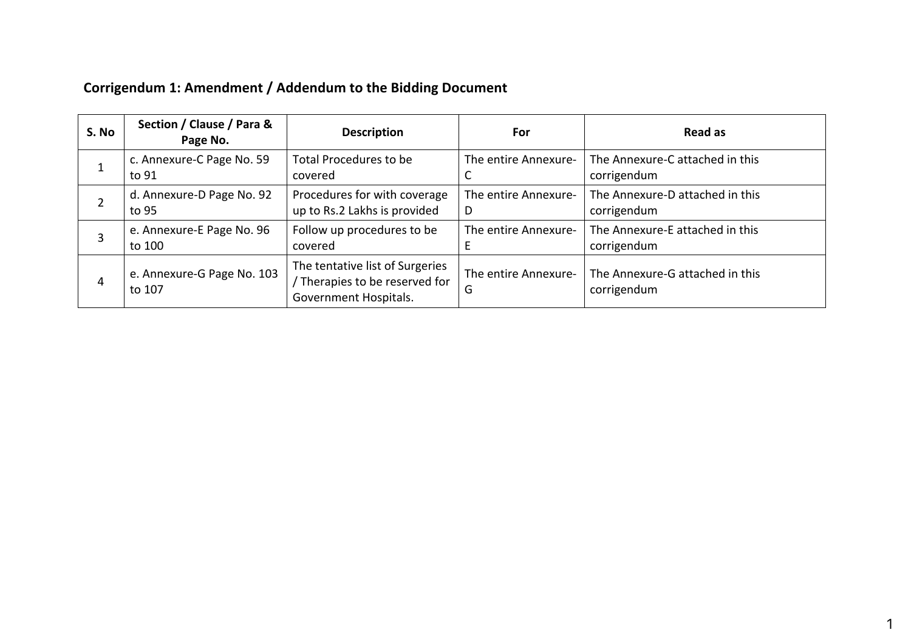## Corrigendum 1: Amendment / Addendum to the Bidding Document

| S. No | Section / Clause / Para & Page No. | Description | For | Read as |
|---|---|---|---|---|
| 1 | c. Annexure-C Page No. 59 to 91 | Total Procedures to be covered | The entire Annexure-C | The Annexure-C attached in this corrigendum |
| 2 | d. Annexure-D Page No. 92 to 95 | Procedures for with coverage up to Rs.2 Lakhs is provided | The entire Annexure-D | The Annexure-D attached in this corrigendum |
| 3 | e. Annexure-E Page No. 96 to 100 | Follow up procedures to be covered | The entire Annexure-E | The Annexure-E attached in this corrigendum |
| 4 | e. Annexure-G Page No. 103 to 107 | The tentative list of Surgeries / Therapies to be reserved for Government Hospitals. | The entire Annexure-G | The Annexure-G attached in this corrigendum |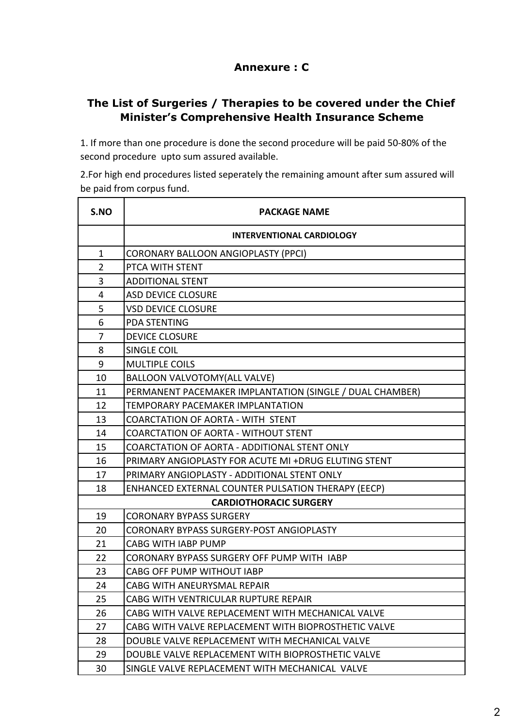## Annexure : C

## The List of Surgeries / Therapies to be covered under the Chief Minister's Comprehensive Health Insurance Scheme

1. If more than one procedure is done the second procedure will be paid 50-80% of the second procedure upto sum assured available.

2.For high end procedures listed seperately the remaining amount after sum assured will be paid from corpus fund.

| S.NO | PACKAGE NAME |
|---|---|
| | **INTERVENTIONAL CARDIOLOGY** |
| 1 | CORONARY BALLOON ANGIOPLASTY (PPCI) |
| 2 | PTCA WITH STENT |
| 3 | ADDITIONAL STENT |
| 4 | ASD DEVICE CLOSURE |
| 5 | VSD DEVICE CLOSURE |
| 6 | PDA STENTING |
| 7 | DEVICE CLOSURE |
| 8 | SINGLE COIL |
| 9 | MULTIPLE COILS |
| 10 | BALLOON VALVOTOMY(ALL VALVE) |
| 11 | PERMANENT PACEMAKER IMPLANTATION (SINGLE / DUAL CHAMBER) |
| 12 | TEMPORARY PACEMAKER IMPLANTATION |
| 13 | COARCTATION OF AORTA - WITH STENT |
| 14 | COARCTATION OF AORTA - WITHOUT STENT |
| 15 | COARCTATION OF AORTA - ADDITIONAL STENT ONLY |
| 16 | PRIMARY ANGIOPLASTY FOR ACUTE MI +DRUG ELUTING STENT |
| 17 | PRIMARY ANGIOPLASTY - ADDITIONAL STENT ONLY |
| 18 | ENHANCED EXTERNAL COUNTER PULSATION THERAPY (EECP) |
| | **CARDIOTHORACIC SURGERY** |
| 19 | CORONARY BYPASS SURGERY |
| 20 | CORONARY BYPASS SURGERY-POST ANGIOPLASTY |
| 21 | CABG WITH IABP PUMP |
| 22 | CORONARY BYPASS SURGERY OFF PUMP WITH IABP |
| 23 | CABG OFF PUMP WITHOUT IABP |
| 24 | CABG WITH ANEURYSMAL REPAIR |
| 25 | CABG WITH VENTRICULAR RUPTURE REPAIR |
| 26 | CABG WITH VALVE REPLACEMENT WITH MECHANICAL VALVE |
| 27 | CABG WITH VALVE REPLACEMENT WITH BIOPROSTHETIC VALVE |
| 28 | DOUBLE VALVE REPLACEMENT WITH MECHANICAL VALVE |
| 29 | DOUBLE VALVE REPLACEMENT WITH BIOPROSTHETIC VALVE |
| 30 | SINGLE VALVE REPLACEMENT WITH MECHANICAL VALVE |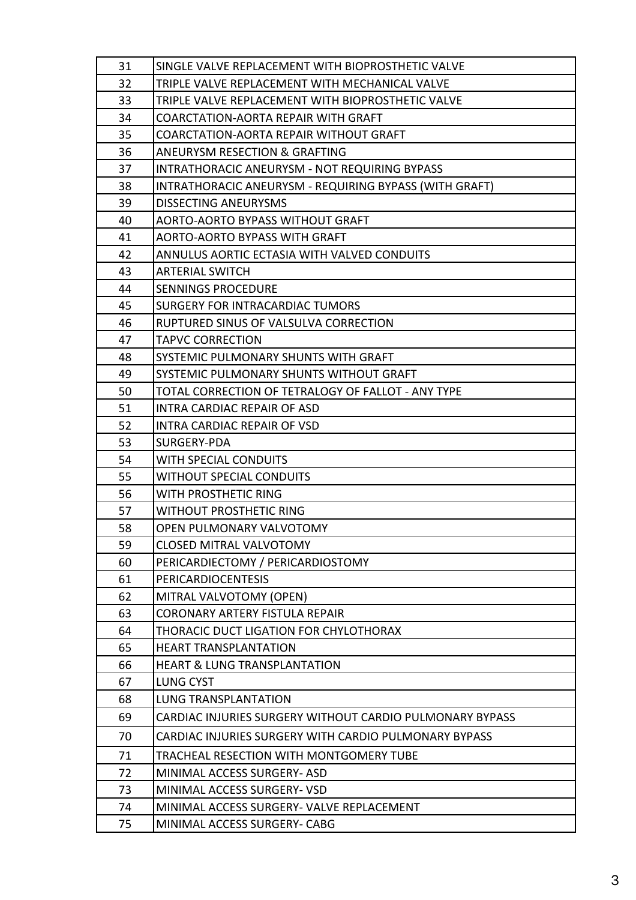| 31 | SINGLE VALVE REPLACEMENT WITH BIOPROSTHETIC VALVE |
|---|---|
| 32 | TRIPLE VALVE REPLACEMENT WITH MECHANICAL VALVE |
| 33 | TRIPLE VALVE REPLACEMENT WITH BIOPROSTHETIC VALVE |
| 34 | COARCTATION-AORTA REPAIR WITH GRAFT |
| 35 | COARCTATION-AORTA REPAIR WITHOUT GRAFT |
| 36 | ANEURYSM RESECTION & GRAFTING |
| 37 | INTRATHORACIC ANEURYSM - NOT REQUIRING BYPASS |
| 38 | INTRATHORACIC ANEURYSM - REQUIRING BYPASS (WITH GRAFT) |
| 39 | DISSECTING ANEURYSMS |
| 40 | AORTO-AORTO BYPASS WITHOUT GRAFT |
| 41 | AORTO-AORTO BYPASS WITH GRAFT |
| 42 | ANNULUS AORTIC ECTASIA WITH VALVED CONDUITS |
| 43 | ARTERIAL SWITCH |
| 44 | SENNINGS PROCEDURE |
| 45 | SURGERY FOR INTRACARDIAC TUMORS |
| 46 | RUPTURED SINUS OF VALSULVA CORRECTION |
| 47 | TAPVC CORRECTION |
| 48 | SYSTEMIC PULMONARY SHUNTS WITH GRAFT |
| 49 | SYSTEMIC PULMONARY SHUNTS WITHOUT GRAFT |
| 50 | TOTAL CORRECTION OF TETRALOGY OF FALLOT - ANY TYPE |
| 51 | INTRA CARDIAC REPAIR OF ASD |
| 52 | INTRA CARDIAC REPAIR OF VSD |
| 53 | SURGERY-PDA |
| 54 | WITH SPECIAL CONDUITS |
| 55 | WITHOUT SPECIAL CONDUITS |
| 56 | WITH PROSTHETIC RING |
| 57 | WITHOUT PROSTHETIC RING |
| 58 | OPEN PULMONARY VALVOTOMY |
| 59 | CLOSED MITRAL VALVOTOMY |
| 60 | PERICARDIECTOMY / PERICARDIOSTOMY |
| 61 | PERICARDIOCENTESIS |
| 62 | MITRAL VALVOTOMY (OPEN) |
| 63 | CORONARY ARTERY FISTULA REPAIR |
| 64 | THORACIC DUCT LIGATION FOR CHYLOTHORAX |
| 65 | HEART TRANSPLANTATION |
| 66 | HEART & LUNG TRANSPLANTATION |
| 67 | LUNG CYST |
| 68 | LUNG TRANSPLANTATION |
| 69 | CARDIAC INJURIES SURGERY WITHOUT CARDIO PULMONARY BYPASS |
| 70 | CARDIAC INJURIES SURGERY WITH CARDIO PULMONARY BYPASS |
| 71 | TRACHEAL RESECTION WITH MONTGOMERY TUBE |
| 72 | MINIMAL ACCESS SURGERY- ASD |
| 73 | MINIMAL ACCESS SURGERY- VSD |
| 74 | MINIMAL ACCESS SURGERY- VALVE REPLACEMENT |
| 75 | MINIMAL ACCESS SURGERY- CABG |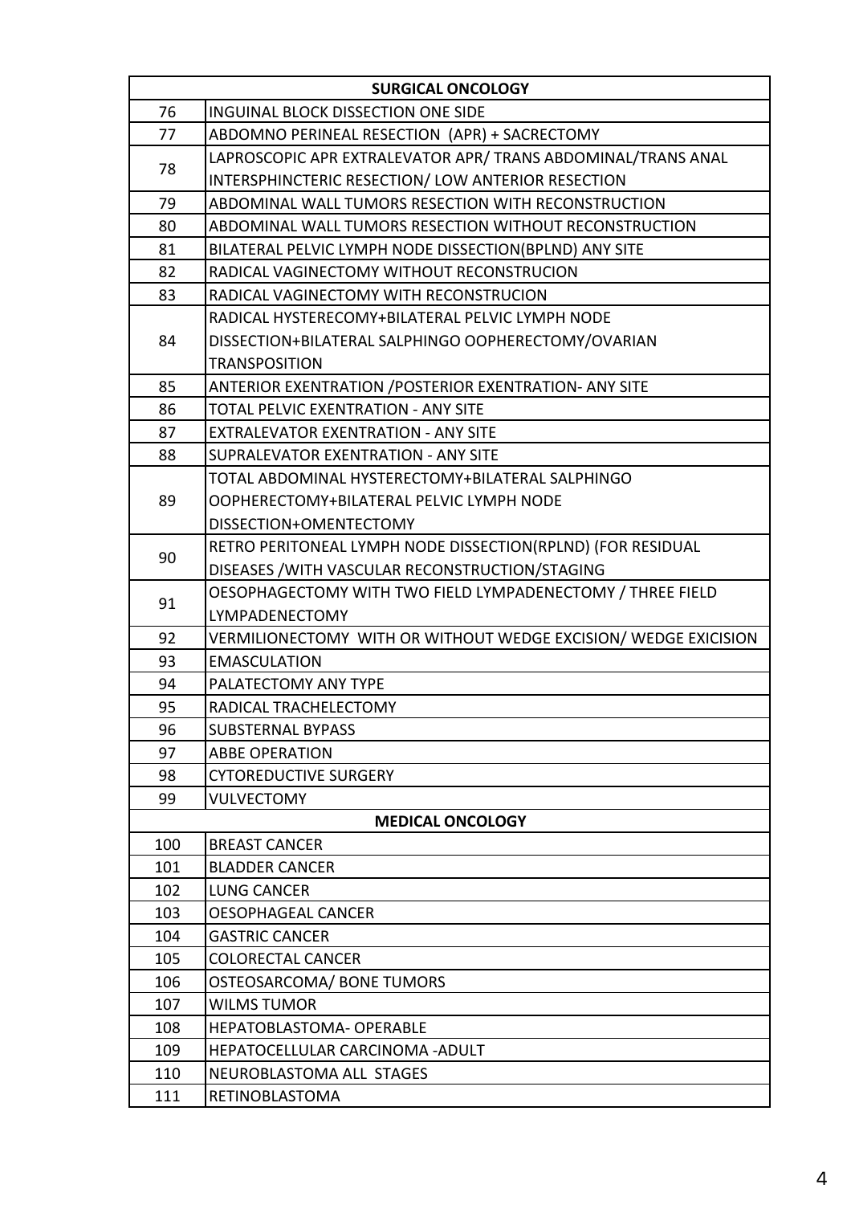| | SURGICAL ONCOLOGY |
|---|---|
| 76 | INGUINAL BLOCK DISSECTION ONE SIDE |
| 77 | ABDOMNO PERINEAL RESECTION (APR) + SACRECTOMY |
| 78 | LAPROSCOPIC APR EXTRALEVATOR APR/ TRANS ABDOMINAL/TRANS ANAL INTERSPHINCTERIC RESECTION/ LOW ANTERIOR RESECTION |
| 79 | ABDOMINAL WALL TUMORS RESECTION WITH RECONSTRUCTION |
| 80 | ABDOMINAL WALL TUMORS RESECTION WITHOUT RECONSTRUCTION |
| 81 | BILATERAL PELVIC LYMPH NODE DISSECTION(BPLND) ANY SITE |
| 82 | RADICAL VAGINECTOMY WITHOUT RECONSTRUCION |
| 83 | RADICAL VAGINECTOMY WITH RECONSTRUCION |
| 84 | RADICAL HYSTERECOMY+BILATERAL PELVIC LYMPH NODE DISSECTION+BILATERAL SALPHINGO OOPHERECTOMY/OVARIAN TRANSPOSITION |
| 85 | ANTERIOR EXENTRATION /POSTERIOR EXENTRATION- ANY SITE |
| 86 | TOTAL PELVIC EXENTRATION - ANY SITE |
| 87 | EXTRALEVATOR EXENTRATION - ANY SITE |
| 88 | SUPRALEVATOR EXENTRATION - ANY SITE |
| 89 | TOTAL ABDOMINAL HYSTERECTOMY+BILATERAL SALPHINGO OOPHERECTOMY+BILATERAL PELVIC LYMPH NODE DISSECTION+OMENTECTOMY |
| 90 | RETRO PERITONEAL LYMPH NODE DISSECTION(RPLND) (FOR RESIDUAL DISEASES /WITH VASCULAR RECONSTRUCTION/STAGING |
| 91 | OESOPHAGECTOMY WITH TWO FIELD LYMPADENECTOMY / THREE FIELD LYMPADENECTOMY |
| 92 | VERMILIONECTOMY WITH OR WITHOUT WEDGE EXCISION/ WEDGE EXICISION |
| 93 | EMASCULATION |
| 94 | PALATECTOMY ANY TYPE |
| 95 | RADICAL TRACHELECTOMY |
| 96 | SUBSTERNAL BYPASS |
| 97 | ABBE OPERATION |
| 98 | CYTOREDUCTIVE SURGERY |
| 99 | VULVECTOMY |
| | **MEDICAL ONCOLOGY** |
| 100 | BREAST CANCER |
| 101 | BLADDER CANCER |
| 102 | LUNG CANCER |
| 103 | OESOPHAGEAL CANCER |
| 104 | GASTRIC CANCER |
| 105 | COLORECTAL CANCER |
| 106 | OSTEOSARCOMA/ BONE TUMORS |
| 107 | WILMS TUMOR |
| 108 | HEPATOBLASTOMA- OPERABLE |
| 109 | HEPATOCELLULAR CARCINOMA -ADULT |
| 110 | NEUROBLASTOMA ALL STAGES |
| 111 | RETINOBLASTOMA |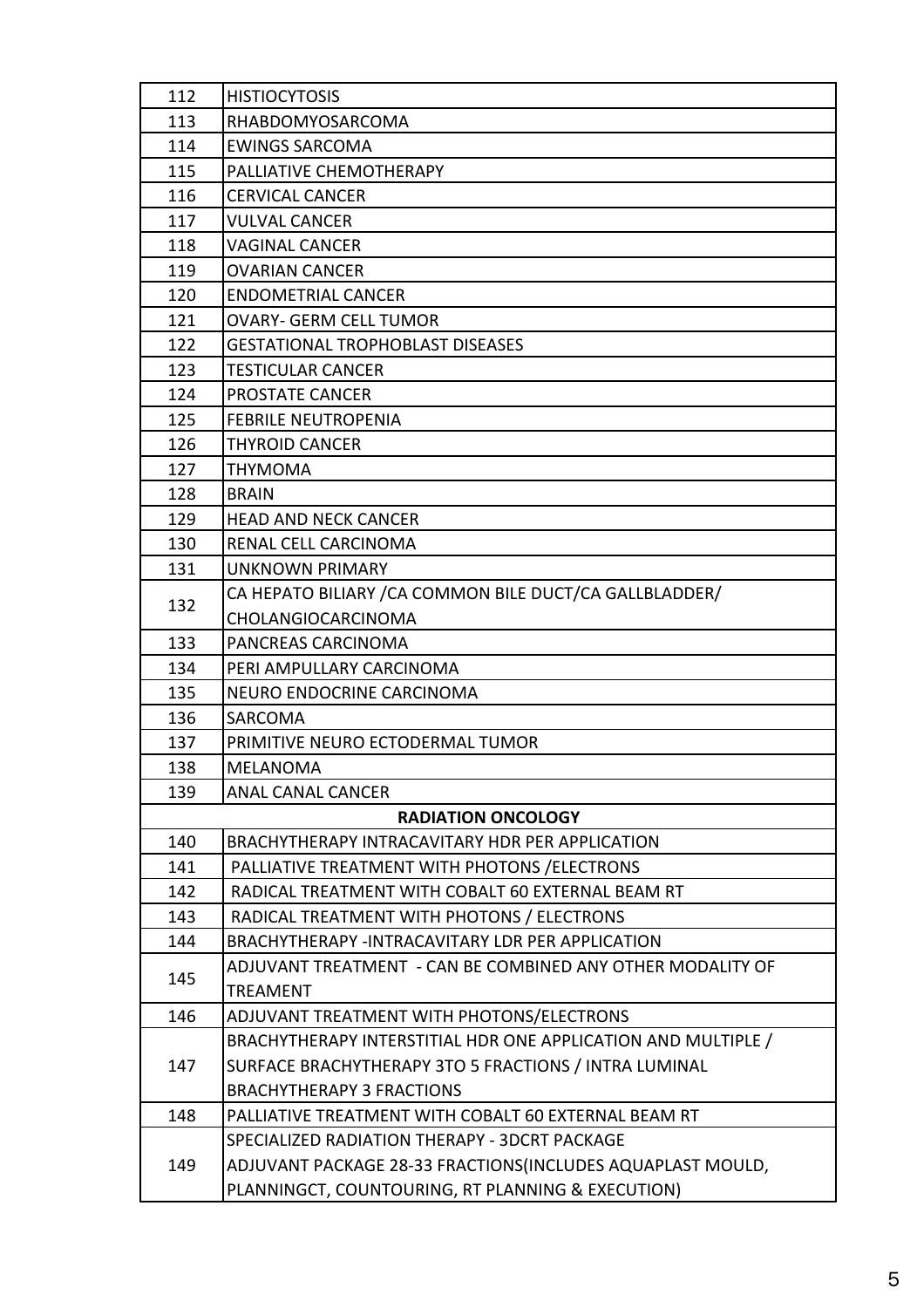| | |
|---|---|
| 112 | HISTIOCYTOSIS |
| 113 | RHABDOMYOSARCOMA |
| 114 | EWINGS SARCOMA |
| 115 | PALLIATIVE CHEMOTHERAPY |
| 116 | CERVICAL CANCER |
| 117 | VULVAL CANCER |
| 118 | VAGINAL CANCER |
| 119 | OVARIAN CANCER |
| 120 | ENDOMETRIAL CANCER |
| 121 | OVARY- GERM CELL TUMOR |
| 122 | GESTATIONAL TROPHOBLAST DISEASES |
| 123 | TESTICULAR CANCER |
| 124 | PROSTATE CANCER |
| 125 | FEBRILE NEUTROPENIA |
| 126 | THYROID CANCER |
| 127 | THYMOMA |
| 128 | BRAIN |
| 129 | HEAD AND NECK CANCER |
| 130 | RENAL CELL CARCINOMA |
| 131 | UNKNOWN PRIMARY |
| 132 | CA HEPATO BILIARY /CA COMMON BILE DUCT/CA GALLBLADDER/ CHOLANGIOCARCINOMA |
| 133 | PANCREAS CARCINOMA |
| 134 | PERI AMPULLARY CARCINOMA |
| 135 | NEURO ENDOCRINE CARCINOMA |
| 136 | SARCOMA |
| 137 | PRIMITIVE NEURO ECTODERMAL TUMOR |
| 138 | MELANOMA |
| 139 | ANAL CANAL CANCER |
| **RADIATION ONCOLOGY** | |
| 140 | BRACHYTHERAPY INTRACAVITARY HDR PER APPLICATION |
| 141 | PALLIATIVE TREATMENT WITH PHOTONS /ELECTRONS |
| 142 | RADICAL TREATMENT WITH COBALT 60 EXTERNAL BEAM RT |
| 143 | RADICAL TREATMENT WITH PHOTONS / ELECTRONS |
| 144 | BRACHYTHERAPY -INTRACAVITARY LDR PER APPLICATION |
| 145 | ADJUVANT TREATMENT - CAN BE COMBINED ANY OTHER MODALITY OF TREAMENT |
| 146 | ADJUVANT TREATMENT WITH PHOTONS/ELECTRONS |
| 147 | BRACHYTHERAPY INTERSTITIAL HDR ONE APPLICATION AND MULTIPLE / SURFACE BRACHYTHERAPY 3TO 5 FRACTIONS / INTRA LUMINAL BRACHYTHERAPY 3 FRACTIONS |
| 148 | PALLIATIVE TREATMENT WITH COBALT 60 EXTERNAL BEAM RT |
| 149 | SPECIALIZED RADIATION THERAPY - 3DCRT PACKAGE ADJUVANT PACKAGE 28-33 FRACTIONS(INCLUDES AQUAPLAST MOULD, PLANNINGCT, COUNTOURING, RT PLANNING & EXECUTION) |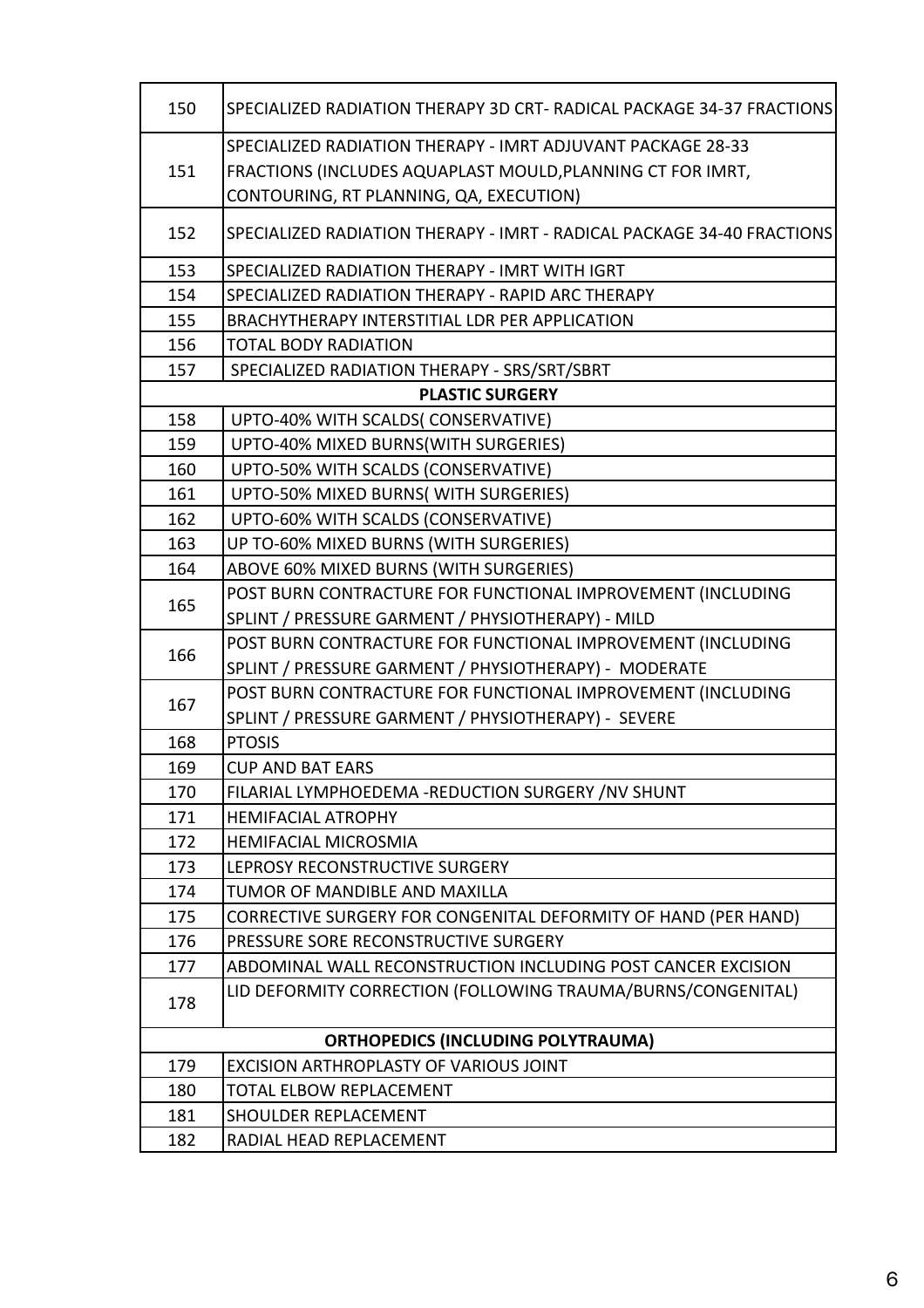| | |
|---|---|
| 150 | SPECIALIZED RADIATION THERAPY 3D CRT- RADICAL PACKAGE 34-37 FRACTIONS |
| 151 | SPECIALIZED RADIATION THERAPY - IMRT ADJUVANT PACKAGE 28-33 FRACTIONS (INCLUDES AQUAPLAST MOULD,PLANNING CT FOR IMRT, CONTOURING, RT PLANNING, QA, EXECUTION) |
| 152 | SPECIALIZED RADIATION THERAPY - IMRT - RADICAL PACKAGE 34-40 FRACTIONS |
| 153 | SPECIALIZED RADIATION THERAPY - IMRT WITH IGRT |
| 154 | SPECIALIZED RADIATION THERAPY - RAPID ARC THERAPY |
| 155 | BRACHYTHERAPY INTERSTITIAL LDR PER APPLICATION |
| 156 | TOTAL BODY RADIATION |
| 157 | SPECIALIZED RADIATION THERAPY - SRS/SRT/SBRT |
| | **PLASTIC SURGERY** |
| 158 | UPTO-40% WITH SCALDS( CONSERVATIVE) |
| 159 | UPTO-40% MIXED BURNS(WITH SURGERIES) |
| 160 | UPTO-50% WITH SCALDS (CONSERVATIVE) |
| 161 | UPTO-50% MIXED BURNS( WITH SURGERIES) |
| 162 | UPTO-60% WITH SCALDS (CONSERVATIVE) |
| 163 | UP TO-60% MIXED BURNS (WITH SURGERIES) |
| 164 | ABOVE 60% MIXED BURNS (WITH SURGERIES) |
| 165 | POST BURN CONTRACTURE FOR FUNCTIONAL IMPROVEMENT (INCLUDING SPLINT / PRESSURE GARMENT / PHYSIOTHERAPY) - MILD |
| 166 | POST BURN CONTRACTURE FOR FUNCTIONAL IMPROVEMENT (INCLUDING SPLINT / PRESSURE GARMENT / PHYSIOTHERAPY) - MODERATE |
| 167 | POST BURN CONTRACTURE FOR FUNCTIONAL IMPROVEMENT (INCLUDING SPLINT / PRESSURE GARMENT / PHYSIOTHERAPY) - SEVERE |
| 168 | PTOSIS |
| 169 | CUP AND BAT EARS |
| 170 | FILARIAL LYMPHOEDEMA -REDUCTION SURGERY /NV SHUNT |
| 171 | HEMIFACIAL ATROPHY |
| 172 | HEMIFACIAL MICROSMIA |
| 173 | LEPROSY RECONSTRUCTIVE SURGERY |
| 174 | TUMOR OF MANDIBLE AND MAXILLA |
| 175 | CORRECTIVE SURGERY FOR CONGENITAL DEFORMITY OF HAND (PER HAND) |
| 176 | PRESSURE SORE RECONSTRUCTIVE SURGERY |
| 177 | ABDOMINAL WALL RECONSTRUCTION INCLUDING POST CANCER EXCISION |
| 178 | LID DEFORMITY CORRECTION (FOLLOWING TRAUMA/BURNS/CONGENITAL) |
| | **ORTHOPEDICS (INCLUDING POLYTRAUMA)** |
| 179 | EXCISION ARTHROPLASTY OF VARIOUS JOINT |
| 180 | TOTAL ELBOW REPLACEMENT |
| 181 | SHOULDER REPLACEMENT |
| 182 | RADIAL HEAD REPLACEMENT |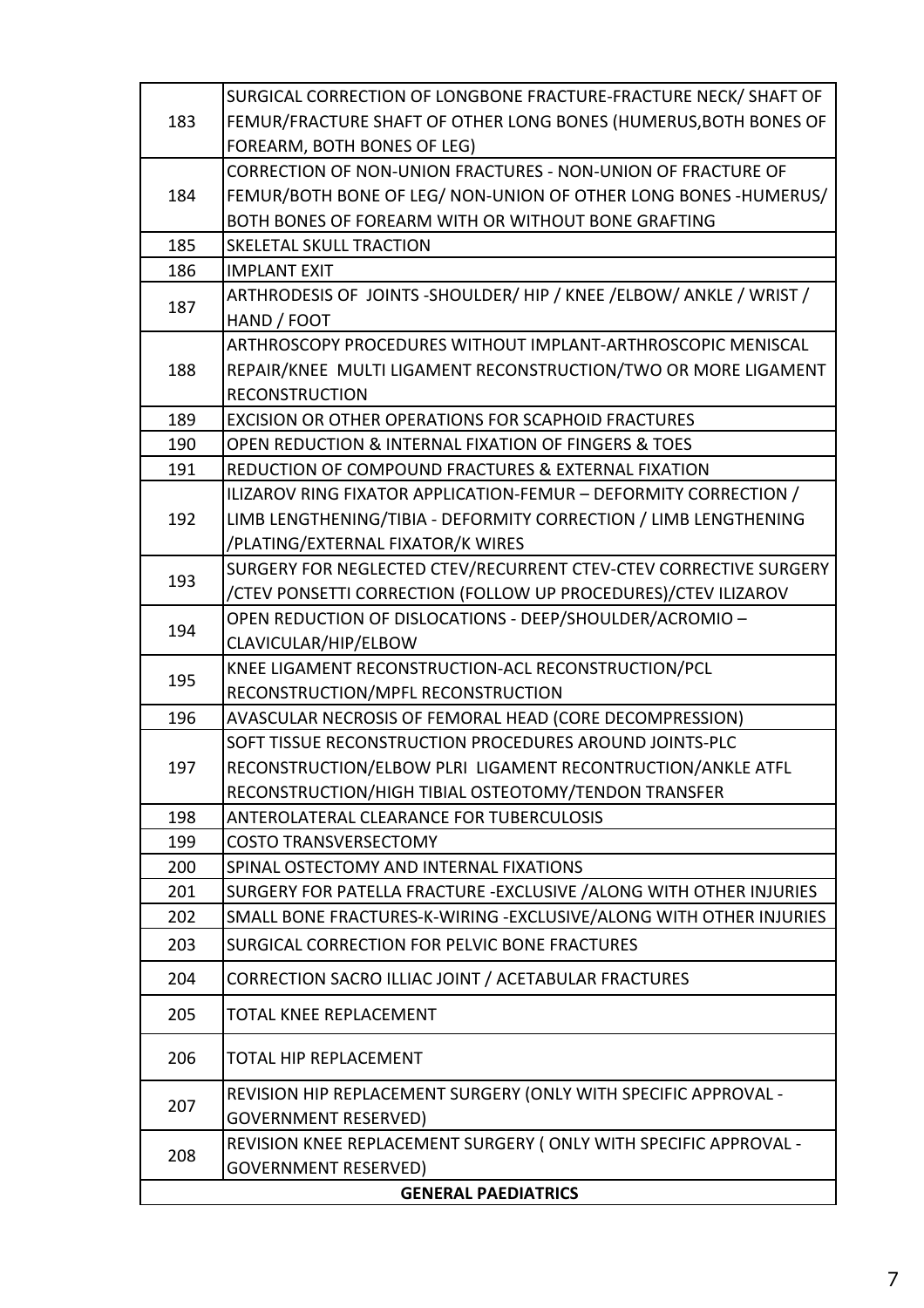| | |
|---|---|
| 183 | SURGICAL CORRECTION OF LONGBONE FRACTURE-FRACTURE NECK/ SHAFT OF FEMUR/FRACTURE SHAFT OF OTHER LONG BONES (HUMERUS,BOTH BONES OF FOREARM, BOTH BONES OF LEG) |
| 184 | CORRECTION OF NON-UNION FRACTURES - NON-UNION OF FRACTURE OF FEMUR/BOTH BONE OF LEG/ NON-UNION OF OTHER LONG BONES -HUMERUS/ BOTH BONES OF FOREARM WITH OR WITHOUT BONE GRAFTING |
| 185 | SKELETAL SKULL TRACTION |
| 186 | IMPLANT EXIT |
| 187 | ARTHRODESIS OF JOINTS -SHOULDER/ HIP / KNEE /ELBOW/ ANKLE / WRIST / HAND / FOOT |
| 188 | ARTHROSCOPY PROCEDURES WITHOUT IMPLANT-ARTHROSCOPIC MENISCAL REPAIR/KNEE MULTI LIGAMENT RECONSTRUCTION/TWO OR MORE LIGAMENT RECONSTRUCTION |
| 189 | EXCISION OR OTHER OPERATIONS FOR SCAPHOID FRACTURES |
| 190 | OPEN REDUCTION & INTERNAL FIXATION OF FINGERS & TOES |
| 191 | REDUCTION OF COMPOUND FRACTURES & EXTERNAL FIXATION |
| 192 | ILIZAROV RING FIXATOR APPLICATION-FEMUR – DEFORMITY CORRECTION / LIMB LENGTHENING/TIBIA - DEFORMITY CORRECTION / LIMB LENGTHENING /PLATING/EXTERNAL FIXATOR/K WIRES |
| 193 | SURGERY FOR NEGLECTED CTEV/RECURRENT CTEV-CTEV CORRECTIVE SURGERY /CTEV PONSETTI CORRECTION (FOLLOW UP PROCEDURES)/CTEV ILIZAROV |
| 194 | OPEN REDUCTION OF DISLOCATIONS - DEEP/SHOULDER/ACROMIO – CLAVICULAR/HIP/ELBOW |
| 195 | KNEE LIGAMENT RECONSTRUCTION-ACL RECONSTRUCTION/PCL RECONSTRUCTION/MPFL RECONSTRUCTION |
| 196 | AVASCULAR NECROSIS OF FEMORAL HEAD (CORE DECOMPRESSION) |
| 197 | SOFT TISSUE RECONSTRUCTION PROCEDURES AROUND JOINTS-PLC RECONSTRUCTION/ELBOW PLRI LIGAMENT RECONTRUCTION/ANKLE ATFL RECONSTRUCTION/HIGH TIBIAL OSTEOTOMY/TENDON TRANSFER |
| 198 | ANTEROLATERAL CLEARANCE FOR TUBERCULOSIS |
| 199 | COSTO TRANSVERSECTOMY |
| 200 | SPINAL OSTECTOMY AND INTERNAL FIXATIONS |
| 201 | SURGERY FOR PATELLA FRACTURE -EXCLUSIVE /ALONG WITH OTHER INJURIES |
| 202 | SMALL BONE FRACTURES-K-WIRING -EXCLUSIVE/ALONG WITH OTHER INJURIES |
| 203 | SURGICAL CORRECTION FOR PELVIC BONE FRACTURES |
| 204 | CORRECTION SACRO ILLIAC JOINT / ACETABULAR FRACTURES |
| 205 | TOTAL KNEE REPLACEMENT |
| 206 | TOTAL HIP REPLACEMENT |
| 207 | REVISION HIP REPLACEMENT SURGERY (ONLY WITH SPECIFIC APPROVAL - GOVERNMENT RESERVED) |
| 208 | REVISION KNEE REPLACEMENT SURGERY ( ONLY WITH SPECIFIC APPROVAL - GOVERNMENT RESERVED) |
| **GENERAL PAEDIATRICS** | |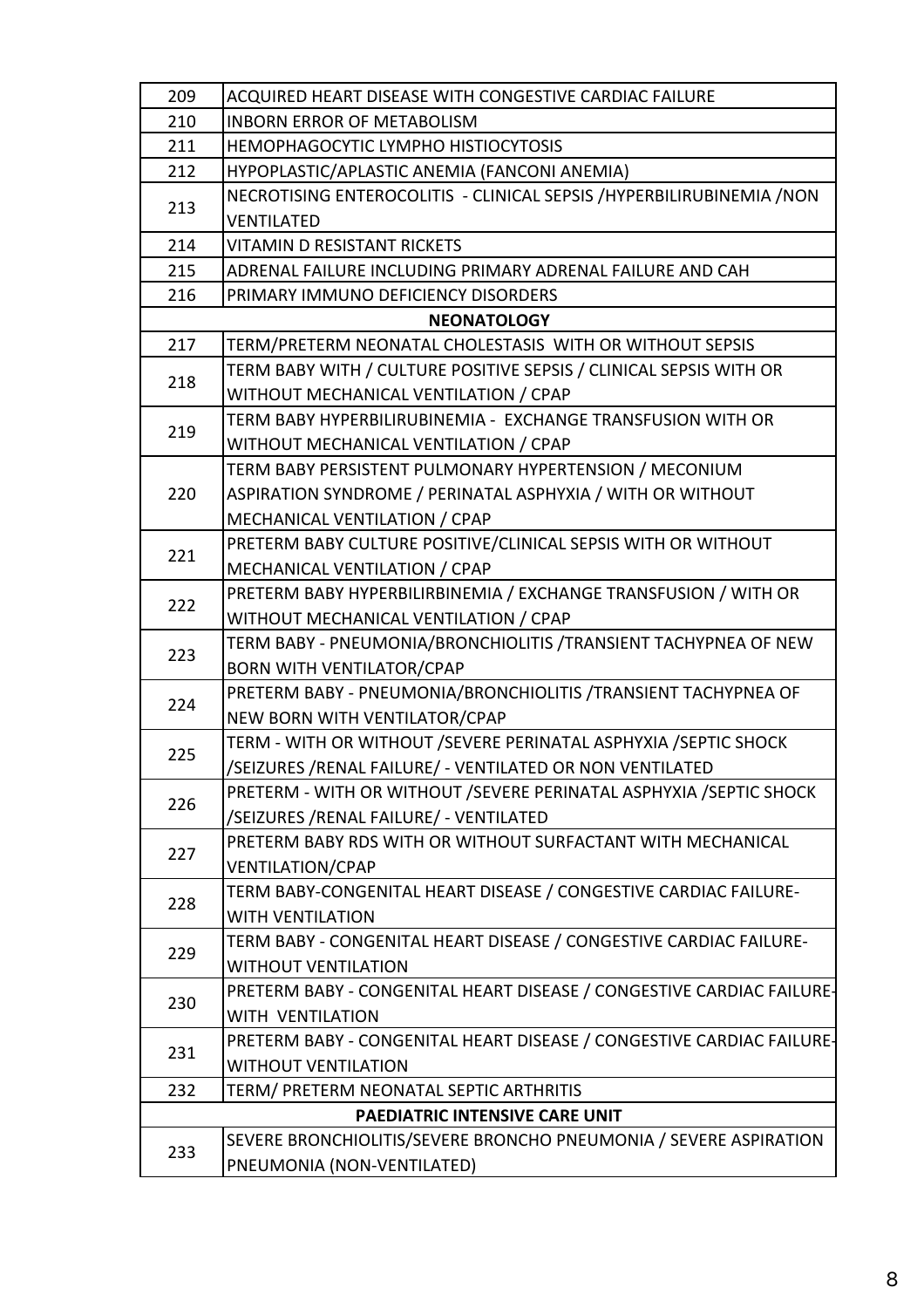| | |
|---|---|
| 209 | ACQUIRED HEART DISEASE WITH CONGESTIVE CARDIAC FAILURE |
| 210 | INBORN ERROR OF METABOLISM |
| 211 | HEMOPHAGOCYTIC LYMPHO HISTIOCYTOSIS |
| 212 | HYPOPLASTIC/APLASTIC ANEMIA (FANCONI ANEMIA) |
| 213 | NECROTISING ENTEROCOLITIS - CLINICAL SEPSIS /HYPERBILIRUBINEMIA /NON VENTILATED |
| 214 | VITAMIN D RESISTANT RICKETS |
| 215 | ADRENAL FAILURE INCLUDING PRIMARY ADRENAL FAILURE AND CAH |
| 216 | PRIMARY IMMUNO DEFICIENCY DISORDERS |
| **NEONATOLOGY** | |
| 217 | TERM/PRETERM NEONATAL CHOLESTASIS WITH OR WITHOUT SEPSIS |
| 218 | TERM BABY WITH / CULTURE POSITIVE SEPSIS / CLINICAL SEPSIS WITH OR WITHOUT MECHANICAL VENTILATION / CPAP |
| 219 | TERM BABY HYPERBILIRUBINEMIA - EXCHANGE TRANSFUSION WITH OR WITHOUT MECHANICAL VENTILATION / CPAP |
| 220 | TERM BABY PERSISTENT PULMONARY HYPERTENSION / MECONIUM ASPIRATION SYNDROME / PERINATAL ASPHYXIA / WITH OR WITHOUT MECHANICAL VENTILATION / CPAP |
| 221 | PRETERM BABY CULTURE POSITIVE/CLINICAL SEPSIS WITH OR WITHOUT MECHANICAL VENTILATION / CPAP |
| 222 | PRETERM BABY HYPERBILIRBINEMIA / EXCHANGE TRANSFUSION / WITH OR WITHOUT MECHANICAL VENTILATION / CPAP |
| 223 | TERM BABY - PNEUMONIA/BRONCHIOLITIS /TRANSIENT TACHYPNEA OF NEW BORN WITH VENTILATOR/CPAP |
| 224 | PRETERM BABY - PNEUMONIA/BRONCHIOLITIS /TRANSIENT TACHYPNEA OF NEW BORN WITH VENTILATOR/CPAP |
| 225 | TERM - WITH OR WITHOUT /SEVERE PERINATAL ASPHYXIA /SEPTIC SHOCK /SEIZURES /RENAL FAILURE/ - VENTILATED OR NON VENTILATED |
| 226 | PRETERM - WITH OR WITHOUT /SEVERE PERINATAL ASPHYXIA /SEPTIC SHOCK /SEIZURES /RENAL FAILURE/ - VENTILATED |
| 227 | PRETERM BABY RDS WITH OR WITHOUT SURFACTANT WITH MECHANICAL VENTILATION/CPAP |
| 228 | TERM BABY-CONGENITAL HEART DISEASE / CONGESTIVE CARDIAC FAILURE- WITH VENTILATION |
| 229 | TERM BABY - CONGENITAL HEART DISEASE / CONGESTIVE CARDIAC FAILURE- WITHOUT VENTILATION |
| 230 | PRETERM BABY - CONGENITAL HEART DISEASE / CONGESTIVE CARDIAC FAILURE- WITH VENTILATION |
| 231 | PRETERM BABY - CONGENITAL HEART DISEASE / CONGESTIVE CARDIAC FAILURE- WITHOUT VENTILATION |
| 232 | TERM/ PRETERM NEONATAL SEPTIC ARTHRITIS |
| **PAEDIATRIC INTENSIVE CARE UNIT** | |
| 233 | SEVERE BRONCHIOLITIS/SEVERE BRONCHO PNEUMONIA / SEVERE ASPIRATION PNEUMONIA (NON-VENTILATED) |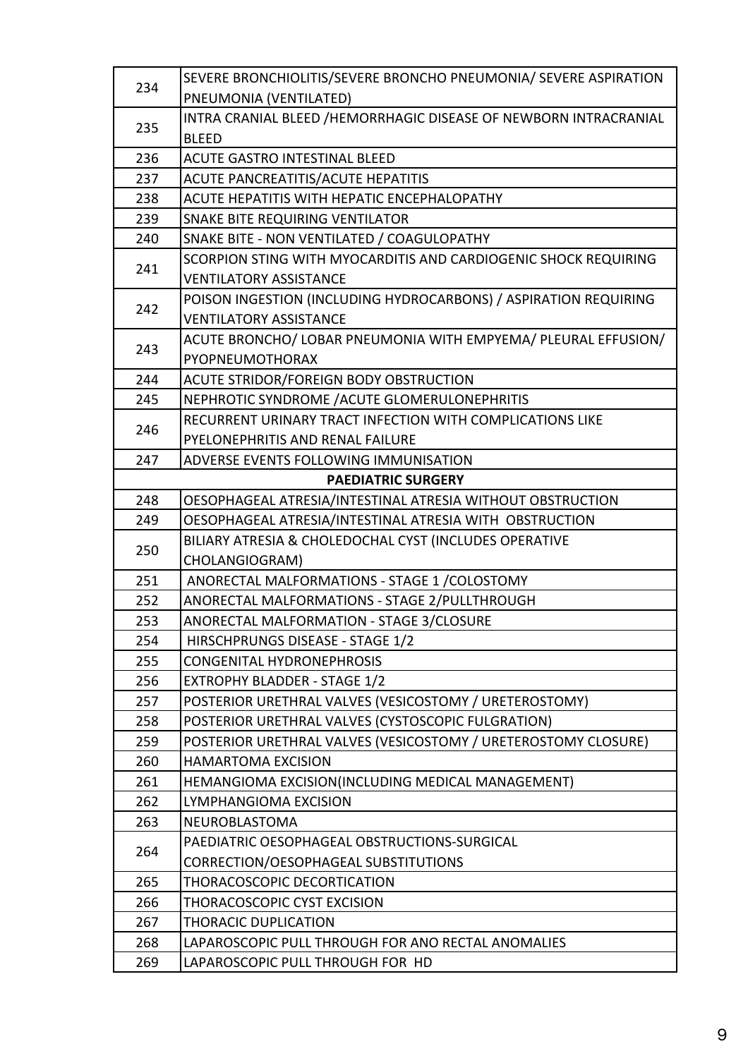| | |
|---|---|
| 234 | SEVERE BRONCHIOLITIS/SEVERE BRONCHO PNEUMONIA/ SEVERE ASPIRATION PNEUMONIA (VENTILATED) |
| 235 | INTRA CRANIAL BLEED /HEMORRHAGIC DISEASE OF NEWBORN INTRACRANIAL BLEED |
| 236 | ACUTE GASTRO INTESTINAL BLEED |
| 237 | ACUTE PANCREATITIS/ACUTE HEPATITIS |
| 238 | ACUTE HEPATITIS WITH HEPATIC ENCEPHALOPATHY |
| 239 | SNAKE BITE REQUIRING VENTILATOR |
| 240 | SNAKE BITE - NON VENTILATED / COAGULOPATHY |
| 241 | SCORPION STING WITH MYOCARDITIS AND CARDIOGENIC SHOCK REQUIRING VENTILATORY ASSISTANCE |
| 242 | POISON INGESTION (INCLUDING HYDROCARBONS) / ASPIRATION REQUIRING VENTILATORY ASSISTANCE |
| 243 | ACUTE BRONCHO/ LOBAR PNEUMONIA WITH EMPYEMA/ PLEURAL EFFUSION/ PYOPNEUMOTHORAX |
| 244 | ACUTE STRIDOR/FOREIGN BODY OBSTRUCTION |
| 245 | NEPHROTIC SYNDROME /ACUTE GLOMERULONEPHRITIS |
| 246 | RECURRENT URINARY TRACT INFECTION WITH COMPLICATIONS LIKE PYELONEPHRITIS AND RENAL FAILURE |
| 247 | ADVERSE EVENTS FOLLOWING IMMUNISATION |
| | **PAEDIATRIC SURGERY** |
| 248 | OESOPHAGEAL ATRESIA/INTESTINAL ATRESIA WITHOUT OBSTRUCTION |
| 249 | OESOPHAGEAL ATRESIA/INTESTINAL ATRESIA WITH OBSTRUCTION |
| 250 | BILIARY ATRESIA & CHOLEDOCHAL CYST (INCLUDES OPERATIVE CHOLANGIOGRAM) |
| 251 | ANORECTAL MALFORMATIONS - STAGE 1 /COLOSTOMY |
| 252 | ANORECTAL MALFORMATIONS - STAGE 2/PULLTHROUGH |
| 253 | ANORECTAL MALFORMATION - STAGE 3/CLOSURE |
| 254 | HIRSCHPRUNGS DISEASE - STAGE 1/2 |
| 255 | CONGENITAL HYDRONEPHROSIS |
| 256 | EXTROPHY BLADDER - STAGE 1/2 |
| 257 | POSTERIOR URETHRAL VALVES (VESICOSTOMY / URETEROSTOMY) |
| 258 | POSTERIOR URETHRAL VALVES (CYSTOSCOPIC FULGRATION) |
| 259 | POSTERIOR URETHRAL VALVES (VESICOSTOMY / URETEROSTOMY CLOSURE) |
| 260 | HAMARTOMA EXCISION |
| 261 | HEMANGIOMA EXCISION(INCLUDING MEDICAL MANAGEMENT) |
| 262 | LYMPHANGIOMA EXCISION |
| 263 | NEUROBLASTOMA |
| 264 | PAEDIATRIC OESOPHAGEAL OBSTRUCTIONS-SURGICAL CORRECTION/OESOPHAGEAL SUBSTITUTIONS |
| 265 | THORACOSCOPIC DECORTICATION |
| 266 | THORACOSCOPIC CYST EXCISION |
| 267 | THORACIC DUPLICATION |
| 268 | LAPAROSCOPIC PULL THROUGH FOR ANO RECTAL ANOMALIES |
| 269 | LAPAROSCOPIC PULL THROUGH FOR HD |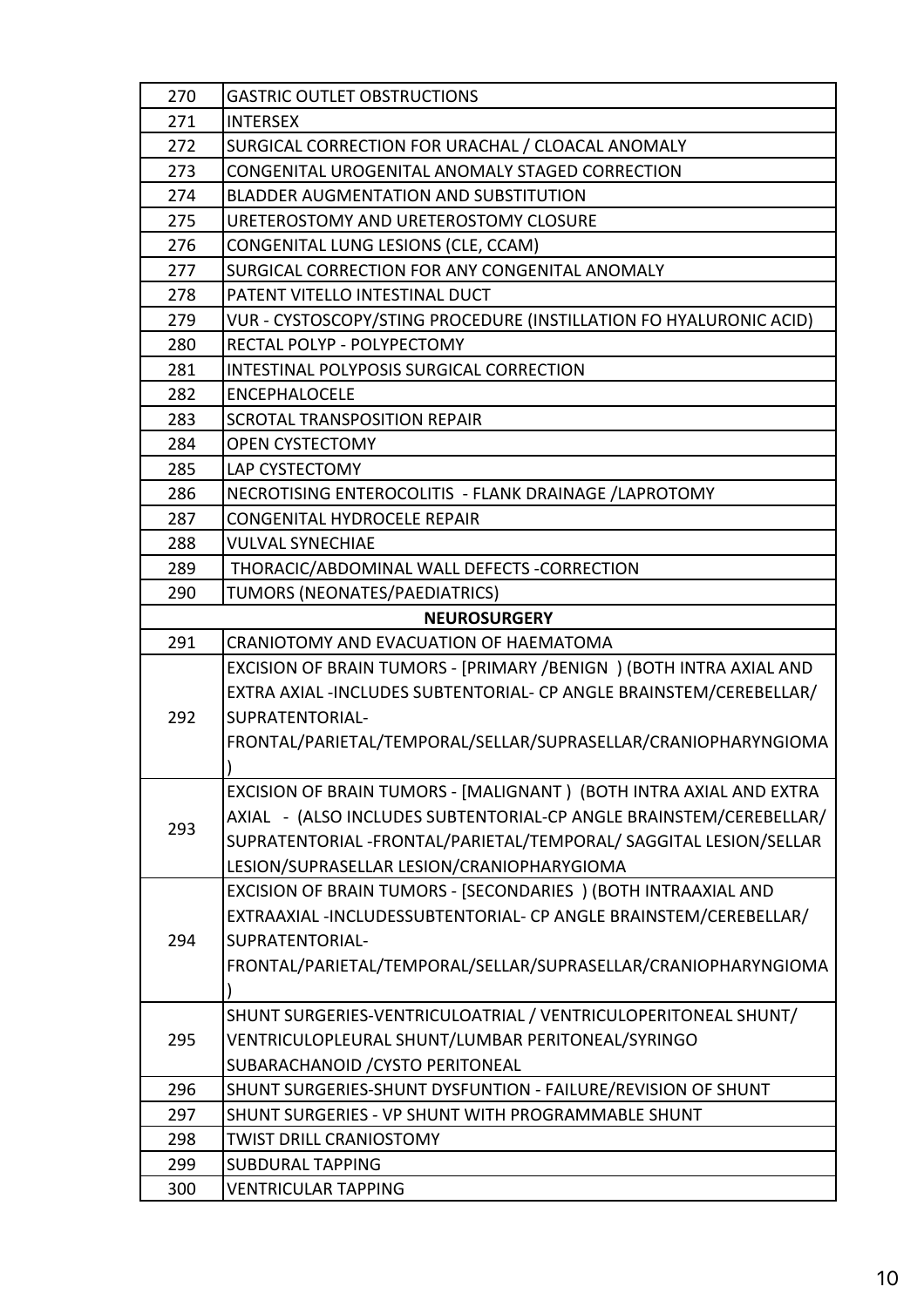| | |
|---|---|
| 270 | GASTRIC OUTLET OBSTRUCTIONS |
| 271 | INTERSEX |
| 272 | SURGICAL CORRECTION FOR URACHAL / CLOACAL ANOMALY |
| 273 | CONGENITAL UROGENITAL ANOMALY STAGED CORRECTION |
| 274 | BLADDER AUGMENTATION AND SUBSTITUTION |
| 275 | URETEROSTOMY AND URETEROSTOMY CLOSURE |
| 276 | CONGENITAL LUNG LESIONS (CLE, CCAM) |
| 277 | SURGICAL CORRECTION FOR ANY CONGENITAL ANOMALY |
| 278 | PATENT VITELLO INTESTINAL DUCT |
| 279 | VUR - CYSTOSCOPY/STING PROCEDURE (INSTILLATION FO HYALURONIC ACID) |
| 280 | RECTAL POLYP - POLYPECTOMY |
| 281 | INTESTINAL POLYPOSIS SURGICAL CORRECTION |
| 282 | ENCEPHALOCELE |
| 283 | SCROTAL TRANSPOSITION REPAIR |
| 284 | OPEN CYSTECTOMY |
| 285 | LAP CYSTECTOMY |
| 286 | NECROTISING ENTEROCOLITIS - FLANK DRAINAGE /LAPROTOMY |
| 287 | CONGENITAL HYDROCELE REPAIR |
| 288 | VULVAL SYNECHIAE |
| 289 | THORACIC/ABDOMINAL WALL DEFECTS -CORRECTION |
| 290 | TUMORS (NEONATES/PAEDIATRICS) |
| | **NEUROSURGERY** |
| 291 | CRANIOTOMY AND EVACUATION OF HAEMATOMA |
| 292 | EXCISION OF BRAIN TUMORS - [PRIMARY /BENIGN ) (BOTH INTRA AXIAL AND EXTRA AXIAL -INCLUDES SUBTENTORIAL- CP ANGLE BRAINSTEM/CEREBELLAR/ SUPRATENTORIAL-FRONTAL/PARIETAL/TEMPORAL/SELLAR/SUPRASELLAR/CRANIOPHARYNGIOMA ) |
| 293 | EXCISION OF BRAIN TUMORS - [MALIGNANT ) (BOTH INTRA AXIAL AND EXTRA AXIAL - (ALSO INCLUDES SUBTENTORIAL-CP ANGLE BRAINSTEM/CEREBELLAR/ SUPRATENTORIAL -FRONTAL/PARIETAL/TEMPORAL/ SAGGITAL LESION/SELLAR LESION/SUPRASELLAR LESION/CRANIOPHARYGIOMA |
| 294 | EXCISION OF BRAIN TUMORS - [SECONDARIES ) (BOTH INTRAAXIAL AND EXTRAAXIAL -INCLUDESSUBTENTORIAL- CP ANGLE BRAINSTEM/CEREBELLAR/ SUPRATENTORIAL-FRONTAL/PARIETAL/TEMPORAL/SELLAR/SUPRASELLAR/CRANIOPHARYNGIOMA ) |
| 295 | SHUNT SURGERIES-VENTRICULOATRIAL / VENTRICULOPERITONEAL SHUNT/ VENTRICULOPLEURAL SHUNT/LUMBAR PERITONEAL/SYRINGO SUBARACHANOID /CYSTO PERITONEAL |
| 296 | SHUNT SURGERIES-SHUNT DYSFUNTION - FAILURE/REVISION OF SHUNT |
| 297 | SHUNT SURGERIES - VP SHUNT WITH PROGRAMMABLE SHUNT |
| 298 | TWIST DRILL CRANIOSTOMY |
| 299 | SUBDURAL TAPPING |
| 300 | VENTRICULAR TAPPING |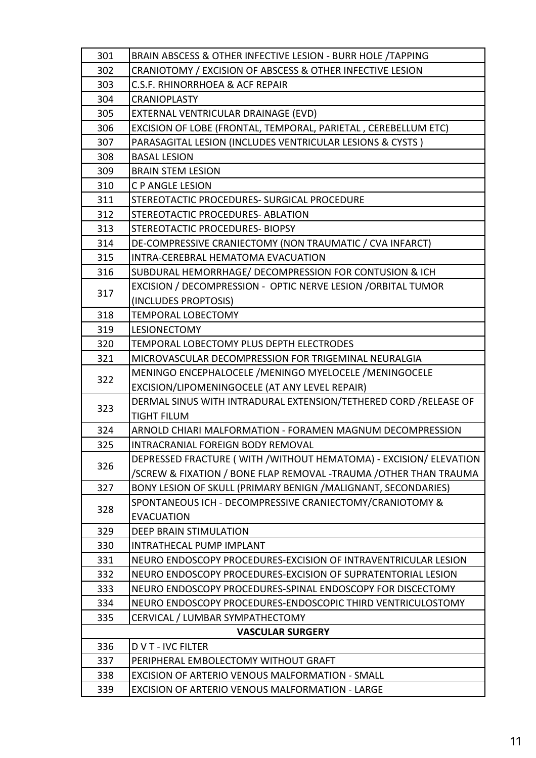| | |
|---|---|
| 301 | BRAIN ABSCESS & OTHER INFECTIVE LESION - BURR HOLE /TAPPING |
| 302 | CRANIOTOMY / EXCISION OF ABSCESS & OTHER INFECTIVE LESION |
| 303 | C.S.F. RHINORRHOEA & ACF REPAIR |
| 304 | CRANIOPLASTY |
| 305 | EXTERNAL VENTRICULAR DRAINAGE (EVD) |
| 306 | EXCISION OF LOBE (FRONTAL, TEMPORAL, PARIETAL , CEREBELLUM ETC) |
| 307 | PARASAGITAL LESION (INCLUDES VENTRICULAR LESIONS & CYSTS ) |
| 308 | BASAL LESION |
| 309 | BRAIN STEM LESION |
| 310 | C P ANGLE LESION |
| 311 | STEREOTACTIC PROCEDURES- SURGICAL PROCEDURE |
| 312 | STEREOTACTIC PROCEDURES- ABLATION |
| 313 | STEREOTACTIC PROCEDURES- BIOPSY |
| 314 | DE-COMPRESSIVE CRANIECTOMY (NON TRAUMATIC / CVA INFARCT) |
| 315 | INTRA-CEREBRAL HEMATOMA EVACUATION |
| 316 | SUBDURAL HEMORRHAGE/ DECOMPRESSION FOR CONTUSION & ICH |
| 317 | EXCISION / DECOMPRESSION - OPTIC NERVE LESION /ORBITAL TUMOR (INCLUDES PROPTOSIS) |
| 318 | TEMPORAL LOBECTOMY |
| 319 | LESIONECTOMY |
| 320 | TEMPORAL LOBECTOMY PLUS DEPTH ELECTRODES |
| 321 | MICROVASCULAR DECOMPRESSION FOR TRIGEMINAL NEURALGIA |
| 322 | MENINGO ENCEPHALOCELE /MENINGO MYELOCELE /MENINGOCELE EXCISION/LIPOMENINGOCELE (AT ANY LEVEL REPAIR) |
| 323 | DERMAL SINUS WITH INTRADURAL EXTENSION/TETHERED CORD /RELEASE OF TIGHT FILUM |
| 324 | ARNOLD CHIARI MALFORMATION - FORAMEN MAGNUM DECOMPRESSION |
| 325 | INTRACRANIAL FOREIGN BODY REMOVAL |
| 326 | DEPRESSED FRACTURE ( WITH /WITHOUT HEMATOMA) - EXCISION/ ELEVATION /SCREW & FIXATION / BONE FLAP REMOVAL -TRAUMA /OTHER THAN TRAUMA |
| 327 | BONY LESION OF SKULL (PRIMARY BENIGN /MALIGNANT, SECONDARIES) |
| 328 | SPONTANEOUS ICH - DECOMPRESSIVE CRANIECTOMY/CRANIOTOMY & EVACUATION |
| 329 | DEEP BRAIN STIMULATION |
| 330 | INTRATHECAL PUMP IMPLANT |
| 331 | NEURO ENDOSCOPY PROCEDURES-EXCISION OF INTRAVENTRICULAR LESION |
| 332 | NEURO ENDOSCOPY PROCEDURES-EXCISION OF SUPRATENTORIAL LESION |
| 333 | NEURO ENDOSCOPY PROCEDURES-SPINAL ENDOSCOPY FOR DISCECTOMY |
| 334 | NEURO ENDOSCOPY PROCEDURES-ENDOSCOPIC THIRD VENTRICULOSTOMY |
| 335 | CERVICAL / LUMBAR SYMPATHECTOMY |
| | **VASCULAR SURGERY** |
| 336 | D V T - IVC FILTER |
| 337 | PERIPHERAL EMBOLECTOMY WITHOUT GRAFT |
| 338 | EXCISION OF ARTERIO VENOUS MALFORMATION - SMALL |
| 339 | EXCISION OF ARTERIO VENOUS MALFORMATION - LARGE |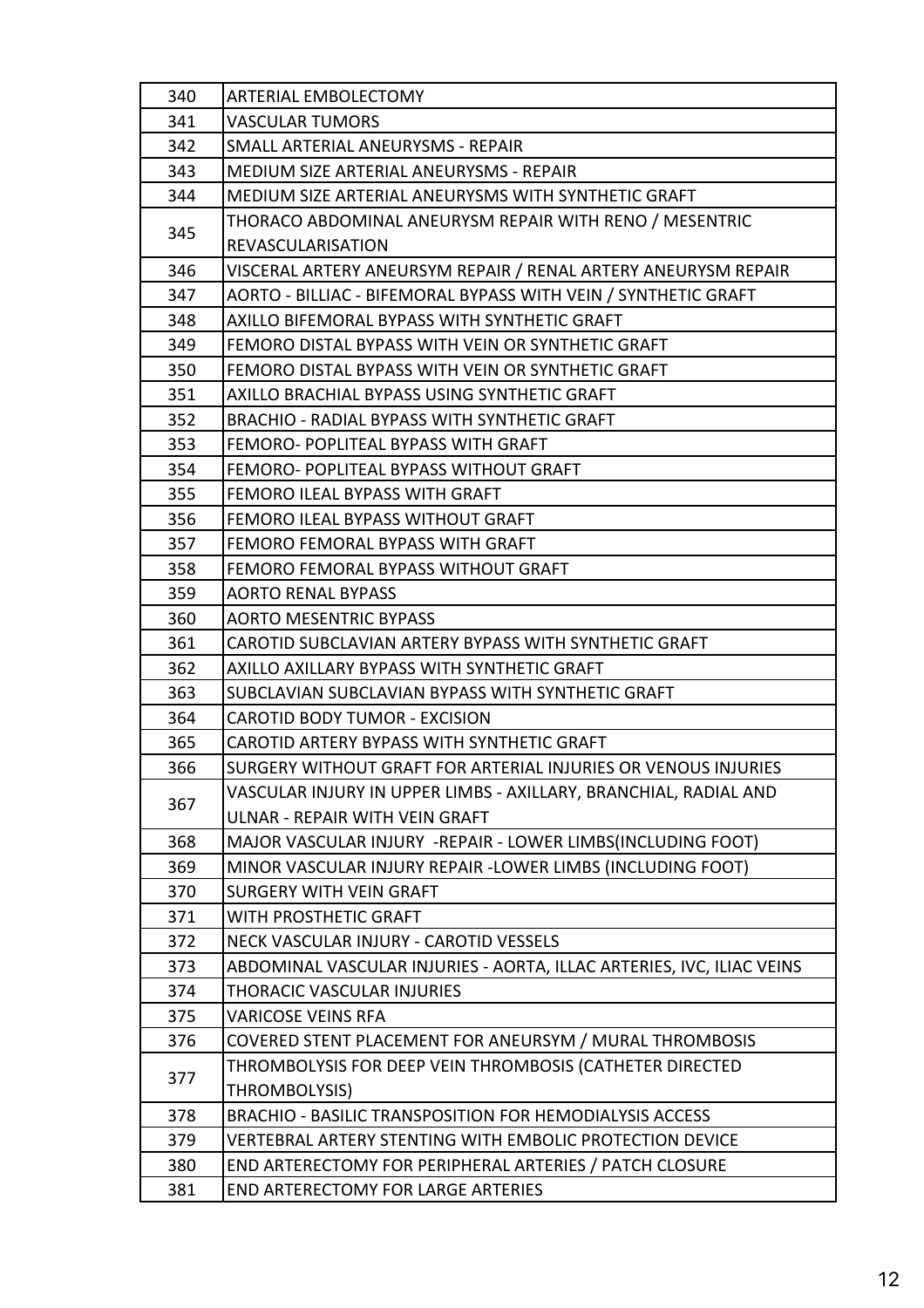| | |
|---|---|
| 340 | ARTERIAL EMBOLECTOMY |
| 341 | VASCULAR TUMORS |
| 342 | SMALL ARTERIAL ANEURYSMS - REPAIR |
| 343 | MEDIUM SIZE ARTERIAL ANEURYSMS - REPAIR |
| 344 | MEDIUM SIZE ARTERIAL ANEURYSMS WITH SYNTHETIC GRAFT |
| 345 | THORACO ABDOMINAL ANEURYSM REPAIR WITH RENO / MESENTRIC REVASCULARISATION |
| 346 | VISCERAL ARTERY ANEURSYM REPAIR / RENAL ARTERY ANEURYSM REPAIR |
| 347 | AORTO - BILLIAC - BIFEMORAL BYPASS WITH VEIN / SYNTHETIC GRAFT |
| 348 | AXILLO BIFEMORAL BYPASS WITH SYNTHETIC GRAFT |
| 349 | FEMORO DISTAL BYPASS WITH VEIN OR SYNTHETIC GRAFT |
| 350 | FEMORO DISTAL BYPASS WITH VEIN OR SYNTHETIC GRAFT |
| 351 | AXILLO BRACHIAL BYPASS USING SYNTHETIC GRAFT |
| 352 | BRACHIO - RADIAL BYPASS WITH SYNTHETIC GRAFT |
| 353 | FEMORO- POPLITEAL BYPASS WITH GRAFT |
| 354 | FEMORO- POPLITEAL BYPASS WITHOUT GRAFT |
| 355 | FEMORO ILEAL BYPASS WITH GRAFT |
| 356 | FEMORO ILEAL BYPASS WITHOUT GRAFT |
| 357 | FEMORO FEMORAL BYPASS WITH GRAFT |
| 358 | FEMORO FEMORAL BYPASS WITHOUT GRAFT |
| 359 | AORTO RENAL BYPASS |
| 360 | AORTO MESENTRIC BYPASS |
| 361 | CAROTID SUBCLAVIAN ARTERY BYPASS WITH SYNTHETIC GRAFT |
| 362 | AXILLO AXILLARY BYPASS WITH SYNTHETIC GRAFT |
| 363 | SUBCLAVIAN SUBCLAVIAN BYPASS WITH SYNTHETIC GRAFT |
| 364 | CAROTID BODY TUMOR - EXCISION |
| 365 | CAROTID ARTERY BYPASS WITH SYNTHETIC GRAFT |
| 366 | SURGERY WITHOUT GRAFT FOR ARTERIAL INJURIES OR VENOUS INJURIES |
| 367 | VASCULAR INJURY IN UPPER LIMBS - AXILLARY, BRANCHIAL, RADIAL AND ULNAR - REPAIR WITH VEIN GRAFT |
| 368 | MAJOR VASCULAR INJURY -REPAIR - LOWER LIMBS(INCLUDING FOOT) |
| 369 | MINOR VASCULAR INJURY REPAIR -LOWER LIMBS (INCLUDING FOOT) |
| 370 | SURGERY WITH VEIN GRAFT |
| 371 | WITH PROSTHETIC GRAFT |
| 372 | NECK VASCULAR INJURY - CAROTID VESSELS |
| 373 | ABDOMINAL VASCULAR INJURIES - AORTA, ILLAC ARTERIES, IVC, ILIAC VEINS |
| 374 | THORACIC VASCULAR INJURIES |
| 375 | VARICOSE VEINS RFA |
| 376 | COVERED STENT PLACEMENT FOR ANEURSYM / MURAL THROMBOSIS |
| 377 | THROMBOLYSIS FOR DEEP VEIN THROMBOSIS (CATHETER DIRECTED THROMBOLYSIS) |
| 378 | BRACHIO - BASILIC TRANSPOSITION FOR HEMODIALYSIS ACCESS |
| 379 | VERTEBRAL ARTERY STENTING WITH EMBOLIC PROTECTION DEVICE |
| 380 | END ARTERECTOMY FOR PERIPHERAL ARTERIES / PATCH CLOSURE |
| 381 | END ARTERECTOMY FOR LARGE ARTERIES |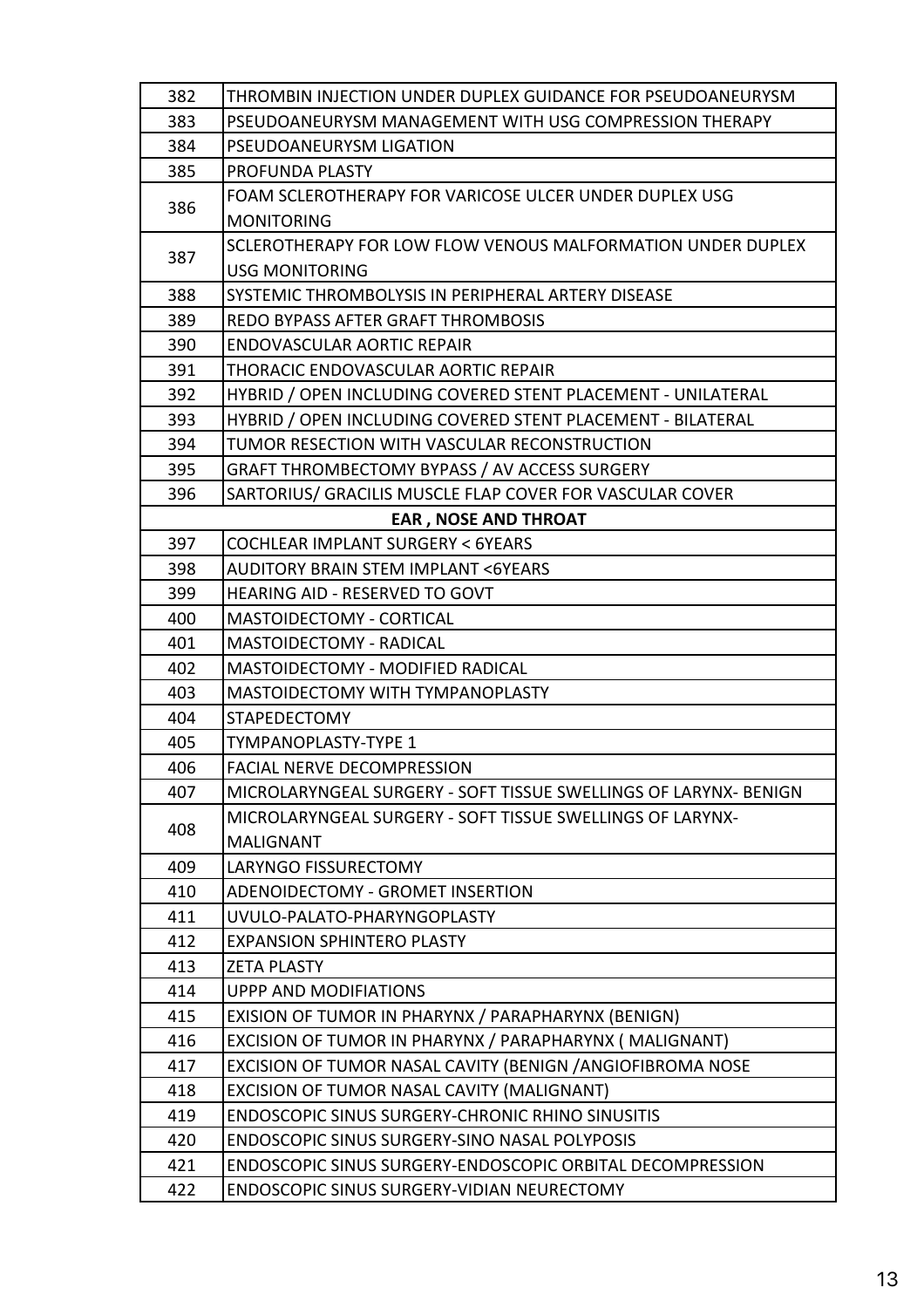| | |
|---|---|
| 382 | THROMBIN INJECTION UNDER DUPLEX GUIDANCE FOR PSEUDOANEURYSM |
| 383 | PSEUDOANEURYSM MANAGEMENT WITH USG COMPRESSION THERAPY |
| 384 | PSEUDOANEURYSM LIGATION |
| 385 | PROFUNDA PLASTY |
| 386 | FOAM SCLEROTHERAPY FOR VARICOSE ULCER UNDER DUPLEX USG MONITORING |
| 387 | SCLEROTHERAPY FOR LOW FLOW VENOUS MALFORMATION UNDER DUPLEX USG MONITORING |
| 388 | SYSTEMIC THROMBOLYSIS IN PERIPHERAL ARTERY DISEASE |
| 389 | REDO BYPASS AFTER GRAFT THROMBOSIS |
| 390 | ENDOVASCULAR AORTIC REPAIR |
| 391 | THORACIC ENDOVASCULAR AORTIC REPAIR |
| 392 | HYBRID / OPEN INCLUDING COVERED STENT PLACEMENT - UNILATERAL |
| 393 | HYBRID / OPEN INCLUDING COVERED STENT PLACEMENT - BILATERAL |
| 394 | TUMOR RESECTION WITH VASCULAR RECONSTRUCTION |
| 395 | GRAFT THROMBECTOMY BYPASS / AV ACCESS SURGERY |
| 396 | SARTORIUS/ GRACILIS MUSCLE FLAP COVER FOR VASCULAR COVER |
| **EAR , NOSE AND THROAT** | |
| 397 | COCHLEAR IMPLANT SURGERY < 6YEARS |
| 398 | AUDITORY BRAIN STEM IMPLANT <6YEARS |
| 399 | HEARING AID - RESERVED TO GOVT |
| 400 | MASTOIDECTOMY - CORTICAL |
| 401 | MASTOIDECTOMY - RADICAL |
| 402 | MASTOIDECTOMY - MODIFIED RADICAL |
| 403 | MASTOIDECTOMY WITH TYMPANOPLASTY |
| 404 | STAPEDECTOMY |
| 405 | TYMPANOPLASTY-TYPE 1 |
| 406 | FACIAL NERVE DECOMPRESSION |
| 407 | MICROLARYNGEAL SURGERY - SOFT TISSUE SWELLINGS OF LARYNX- BENIGN |
| 408 | MICROLARYNGEAL SURGERY - SOFT TISSUE SWELLINGS OF LARYNX- MALIGNANT |
| 409 | LARYNGO FISSURECTOMY |
| 410 | ADENOIDECTOMY - GROMET INSERTION |
| 411 | UVULO-PALATO-PHARYNGOPLASTY |
| 412 | EXPANSION SPHINTERO PLASTY |
| 413 | ZETA PLASTY |
| 414 | UPPP AND MODIFIATIONS |
| 415 | EXISION OF TUMOR IN PHARYNX / PARAPHARYNX (BENIGN) |
| 416 | EXCISION OF TUMOR IN PHARYNX / PARAPHARYNX ( MALIGNANT) |
| 417 | EXCISION OF TUMOR NASAL CAVITY (BENIGN /ANGIOFIBROMA NOSE |
| 418 | EXCISION OF TUMOR NASAL CAVITY (MALIGNANT) |
| 419 | ENDOSCOPIC SINUS SURGERY-CHRONIC RHINO SINUSITIS |
| 420 | ENDOSCOPIC SINUS SURGERY-SINO NASAL POLYPOSIS |
| 421 | ENDOSCOPIC SINUS SURGERY-ENDOSCOPIC ORBITAL DECOMPRESSION |
| 422 | ENDOSCOPIC SINUS SURGERY-VIDIAN NEURECTOMY |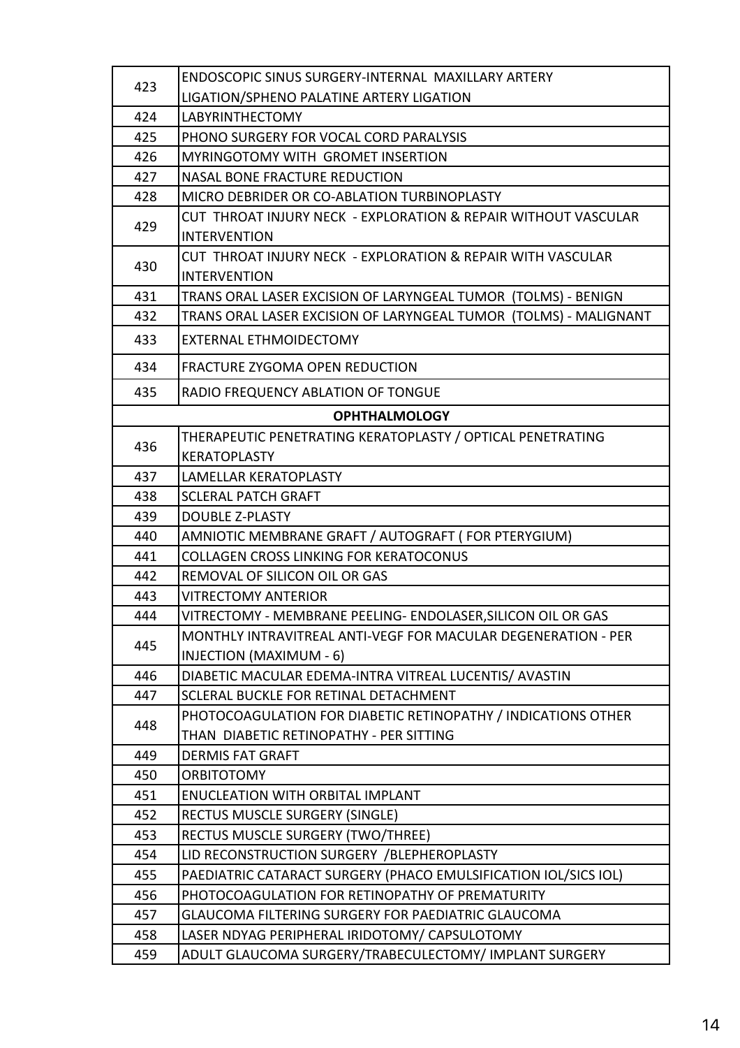| | |
|---|---|
| 423 | ENDOSCOPIC SINUS SURGERY-INTERNAL MAXILLARY ARTERY LIGATION/SPHENO PALATINE ARTERY LIGATION |
| 424 | LABYRINTHECTOMY |
| 425 | PHONO SURGERY FOR VOCAL CORD PARALYSIS |
| 426 | MYRINGOTOMY WITH GROMET INSERTION |
| 427 | NASAL BONE FRACTURE REDUCTION |
| 428 | MICRO DEBRIDER OR CO-ABLATION TURBINOPLASTY |
| 429 | CUT THROAT INJURY NECK - EXPLORATION & REPAIR WITHOUT VASCULAR INTERVENTION |
| 430 | CUT THROAT INJURY NECK - EXPLORATION & REPAIR WITH VASCULAR INTERVENTION |
| 431 | TRANS ORAL LASER EXCISION OF LARYNGEAL TUMOR (TOLMS) - BENIGN |
| 432 | TRANS ORAL LASER EXCISION OF LARYNGEAL TUMOR (TOLMS) - MALIGNANT |
| 433 | EXTERNAL ETHMOIDECTOMY |
| 434 | FRACTURE ZYGOMA OPEN REDUCTION |
| 435 | RADIO FREQUENCY ABLATION OF TONGUE |
| | **OPHTHALMOLOGY** |
| 436 | THERAPEUTIC PENETRATING KERATOPLASTY / OPTICAL PENETRATING KERATOPLASTY |
| 437 | LAMELLAR KERATOPLASTY |
| 438 | SCLERAL PATCH GRAFT |
| 439 | DOUBLE Z-PLASTY |
| 440 | AMNIOTIC MEMBRANE GRAFT / AUTOGRAFT ( FOR PTERYGIUM) |
| 441 | COLLAGEN CROSS LINKING FOR KERATOCONUS |
| 442 | REMOVAL OF SILICON OIL OR GAS |
| 443 | VITRECTOMY ANTERIOR |
| 444 | VITRECTOMY - MEMBRANE PEELING- ENDOLASER,SILICON OIL OR GAS |
| 445 | MONTHLY INTRAVITREAL ANTI-VEGF FOR MACULAR DEGENERATION - PER INJECTION (MAXIMUM - 6) |
| 446 | DIABETIC MACULAR EDEMA-INTRA VITREAL LUCENTIS/ AVASTIN |
| 447 | SCLERAL BUCKLE FOR RETINAL DETACHMENT |
| 448 | PHOTOCOAGULATION FOR DIABETIC RETINOPATHY / INDICATIONS OTHER THAN DIABETIC RETINOPATHY - PER SITTING |
| 449 | DERMIS FAT GRAFT |
| 450 | ORBITOTOMY |
| 451 | ENUCLEATION WITH ORBITAL IMPLANT |
| 452 | RECTUS MUSCLE SURGERY (SINGLE) |
| 453 | RECTUS MUSCLE SURGERY (TWO/THREE) |
| 454 | LID RECONSTRUCTION SURGERY /BLEPHEROPLASTY |
| 455 | PAEDIATRIC CATARACT SURGERY (PHACO EMULSIFICATION IOL/SICS IOL) |
| 456 | PHOTOCOAGULATION FOR RETINOPATHY OF PREMATURITY |
| 457 | GLAUCOMA FILTERING SURGERY FOR PAEDIATRIC GLAUCOMA |
| 458 | LASER NDYAG PERIPHERAL IRIDOTOMY/ CAPSULOTOMY |
| 459 | ADULT GLAUCOMA SURGERY/TRABECULECTOMY/ IMPLANT SURGERY |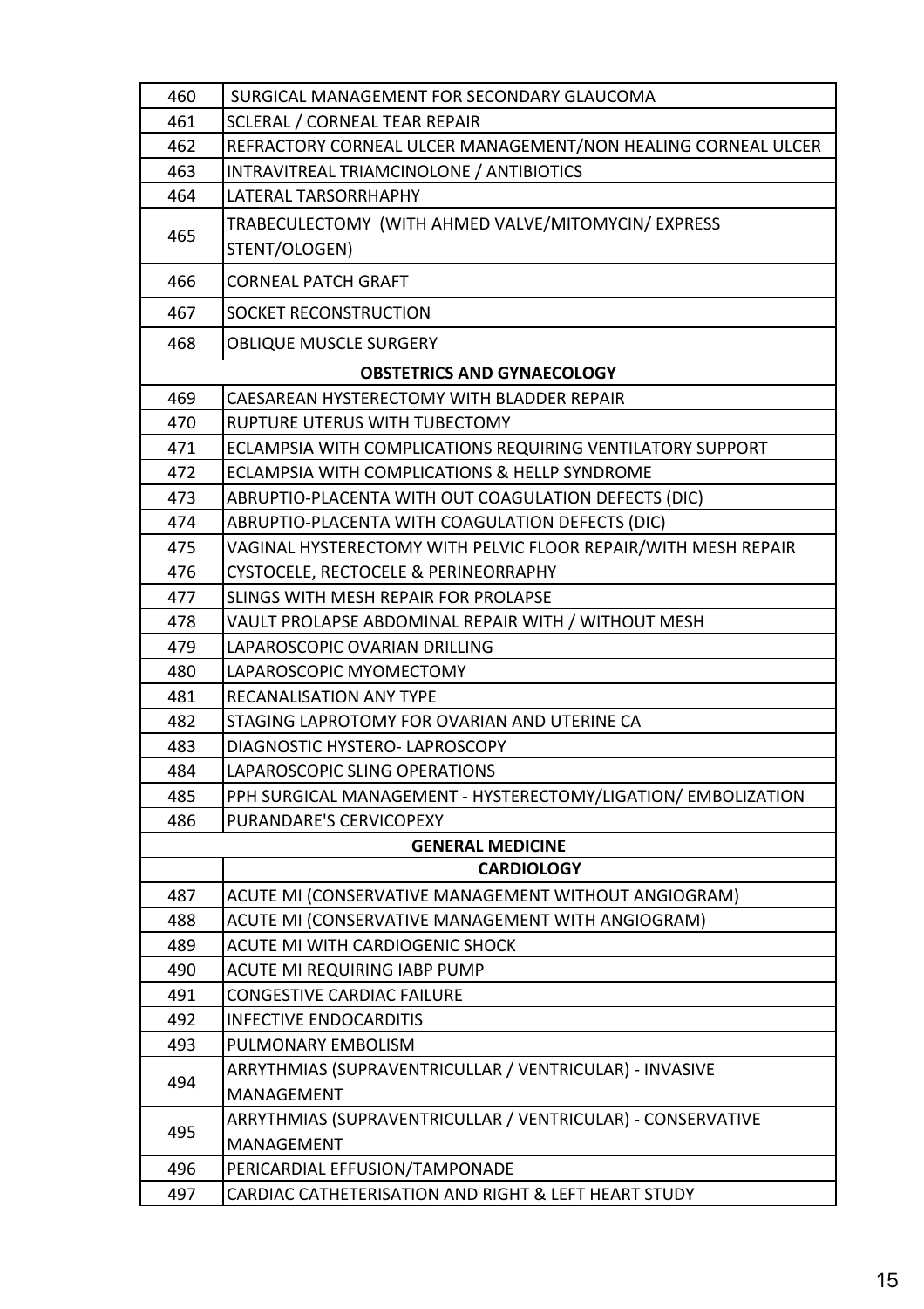| | |
|---|---|
| 460 | SURGICAL MANAGEMENT FOR SECONDARY GLAUCOMA |
| 461 | SCLERAL / CORNEAL TEAR REPAIR |
| 462 | REFRACTORY CORNEAL ULCER MANAGEMENT/NON HEALING CORNEAL ULCER |
| 463 | INTRAVITREAL TRIAMCINOLONE / ANTIBIOTICS |
| 464 | LATERAL TARSORRHAPHY |
| 465 | TRABECULECTOMY (WITH AHMED VALVE/MITOMYCIN/ EXPRESS STENT/OLOGEN) |
| 466 | CORNEAL PATCH GRAFT |
| 467 | SOCKET RECONSTRUCTION |
| 468 | OBLIQUE MUSCLE SURGERY |
| | **OBSTETRICS AND GYNAECOLOGY** |
| 469 | CAESAREAN HYSTERECTOMY WITH BLADDER REPAIR |
| 470 | RUPTURE UTERUS WITH TUBECTOMY |
| 471 | ECLAMPSIA WITH COMPLICATIONS REQUIRING VENTILATORY SUPPORT |
| 472 | ECLAMPSIA WITH COMPLICATIONS & HELLP SYNDROME |
| 473 | ABRUPTIO-PLACENTA WITH OUT COAGULATION DEFECTS (DIC) |
| 474 | ABRUPTIO-PLACENTA WITH COAGULATION DEFECTS (DIC) |
| 475 | VAGINAL HYSTERECTOMY WITH PELVIC FLOOR REPAIR/WITH MESH REPAIR |
| 476 | CYSTOCELE, RECTOCELE & PERINEORRAPHY |
| 477 | SLINGS WITH MESH REPAIR FOR PROLAPSE |
| 478 | VAULT PROLAPSE ABDOMINAL REPAIR WITH / WITHOUT MESH |
| 479 | LAPAROSCOPIC OVARIAN DRILLING |
| 480 | LAPAROSCOPIC MYOMECTOMY |
| 481 | RECANALISATION ANY TYPE |
| 482 | STAGING LAPROTOMY FOR OVARIAN AND UTERINE CA |
| 483 | DIAGNOSTIC HYSTERO- LAPROSCOPY |
| 484 | LAPAROSCOPIC SLING OPERATIONS |
| 485 | PPH SURGICAL MANAGEMENT - HYSTERECTOMY/LIGATION/ EMBOLIZATION |
| 486 | PURANDARE'S CERVICOPEXY |
| | **GENERAL MEDICINE** |
| | **CARDIOLOGY** |
| 487 | ACUTE MI (CONSERVATIVE MANAGEMENT WITHOUT ANGIOGRAM) |
| 488 | ACUTE MI (CONSERVATIVE MANAGEMENT WITH ANGIOGRAM) |
| 489 | ACUTE MI WITH CARDIOGENIC SHOCK |
| 490 | ACUTE MI REQUIRING IABP PUMP |
| 491 | CONGESTIVE CARDIAC FAILURE |
| 492 | INFECTIVE ENDOCARDITIS |
| 493 | PULMONARY EMBOLISM |
| 494 | ARRYTHMIAS (SUPRAVENTRICULLAR / VENTRICULAR) - INVASIVE MANAGEMENT |
| 495 | ARRYTHMIAS (SUPRAVENTRICULLAR / VENTRICULAR) - CONSERVATIVE MANAGEMENT |
| 496 | PERICARDIAL EFFUSION/TAMPONADE |
| 497 | CARDIAC CATHETERISATION AND RIGHT & LEFT HEART STUDY |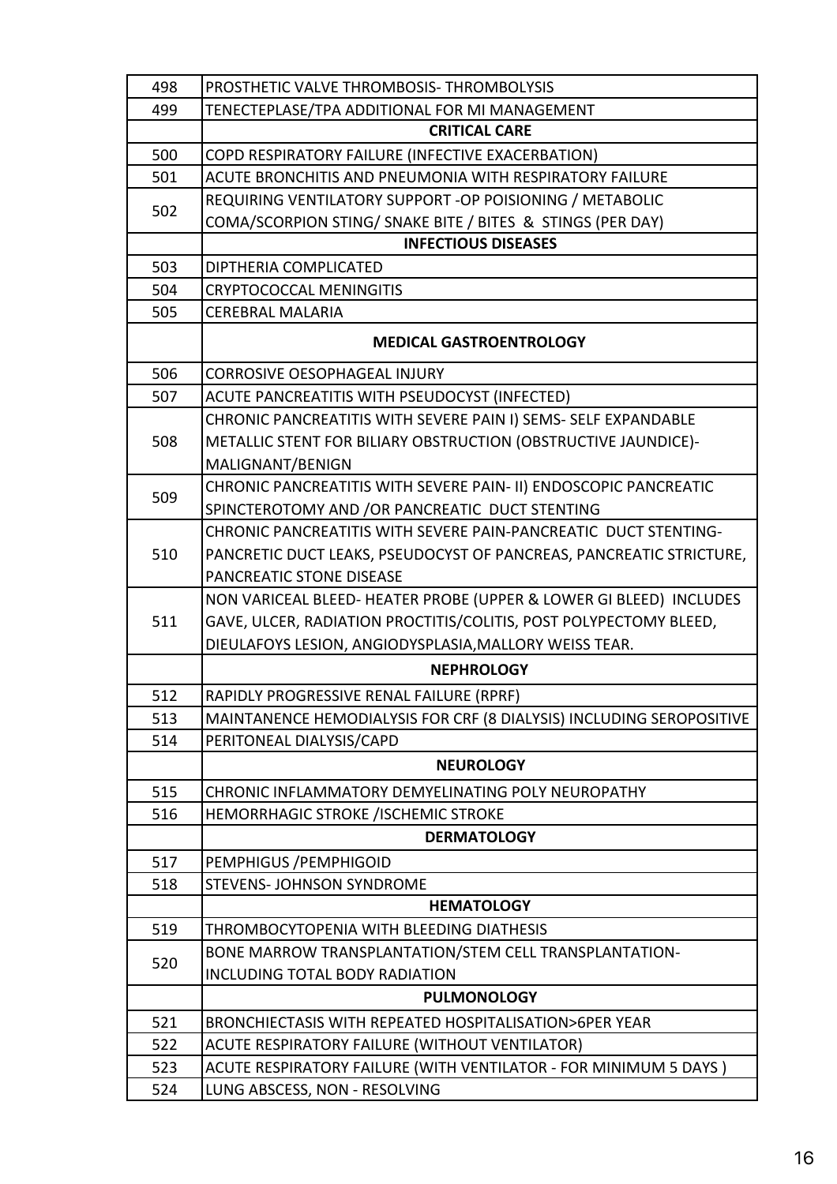| | |
|---|---|
| 498 | PROSTHETIC VALVE THROMBOSIS- THROMBOLYSIS |
| 499 | TENECTEPLASE/TPA ADDITIONAL FOR MI MANAGEMENT |
| | **CRITICAL CARE** |
| 500 | COPD RESPIRATORY FAILURE (INFECTIVE EXACERBATION) |
| 501 | ACUTE BRONCHITIS AND PNEUMONIA WITH RESPIRATORY FAILURE |
| 502 | REQUIRING VENTILATORY SUPPORT -OP POISIONING / METABOLIC COMA/SCORPION STING/ SNAKE BITE / BITES & STINGS (PER DAY) |
| | **INFECTIOUS DISEASES** |
| 503 | DIPTHERIA COMPLICATED |
| 504 | CRYPTOCOCCAL MENINGITIS |
| 505 | CEREBRAL MALARIA |
| | **MEDICAL GASTROENTROLOGY** |
| 506 | CORROSIVE OESOPHAGEAL INJURY |
| 507 | ACUTE PANCREATITIS WITH PSEUDOCYST (INFECTED) |
| 508 | CHRONIC PANCREATITIS WITH SEVERE PAIN I) SEMS- SELF EXPANDABLE METALLIC STENT FOR BILIARY OBSTRUCTION (OBSTRUCTIVE JAUNDICE)-MALIGNANT/BENIGN |
| 509 | CHRONIC PANCREATITIS WITH SEVERE PAIN- II) ENDOSCOPIC PANCREATIC SPINCTEROTOMY AND /OR PANCREATIC DUCT STENTING |
| 510 | CHRONIC PANCREATITIS WITH SEVERE PAIN-PANCREATIC DUCT STENTING- PANCRETIC DUCT LEAKS, PSEUDOCYST OF PANCREAS, PANCREATIC STRICTURE, PANCREATIC STONE DISEASE |
| 511 | NON VARICEAL BLEED- HEATER PROBE (UPPER & LOWER GI BLEED) INCLUDES GAVE, ULCER, RADIATION PROCTITIS/COLITIS, POST POLYPECTOMY BLEED, DIEULAFOYS LESION, ANGIODYSPLASIA,MALLORY WEISS TEAR. |
| | **NEPHROLOGY** |
| 512 | RAPIDLY PROGRESSIVE RENAL FAILURE (RPRF) |
| 513 | MAINTANENCE HEMODIALYSIS FOR CRF (8 DIALYSIS) INCLUDING SEROPOSITIVE |
| 514 | PERITONEAL DIALYSIS/CAPD |
| | **NEUROLOGY** |
| 515 | CHRONIC INFLAMMATORY DEMYELINATING POLY NEUROPATHY |
| 516 | HEMORRHAGIC STROKE /ISCHEMIC STROKE |
| | **DERMATOLOGY** |
| 517 | PEMPHIGUS /PEMPHIGOID |
| 518 | STEVENS- JOHNSON SYNDROME |
| | **HEMATOLOGY** |
| 519 | THROMBOCYTOPENIA WITH BLEEDING DIATHESIS |
| 520 | BONE MARROW TRANSPLANTATION/STEM CELL TRANSPLANTATION- INCLUDING TOTAL BODY RADIATION |
| | **PULMONOLOGY** |
| 521 | BRONCHIECTASIS WITH REPEATED HOSPITALISATION>6PER YEAR |
| 522 | ACUTE RESPIRATORY FAILURE (WITHOUT VENTILATOR) |
| 523 | ACUTE RESPIRATORY FAILURE (WITH VENTILATOR - FOR MINIMUM 5 DAYS ) |
| 524 | LUNG ABSCESS, NON - RESOLVING |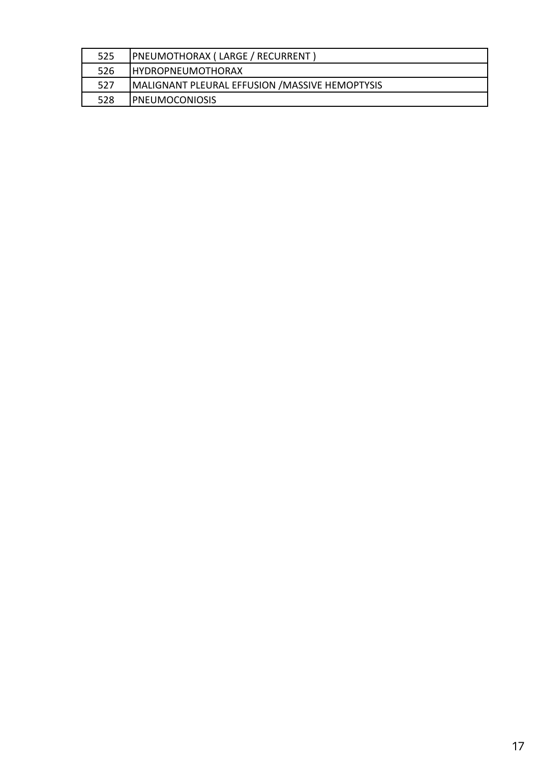| | |
|---|---|
| 525 | PNEUMOTHORAX ( LARGE / RECURRENT ) |
| 526 | HYDROPNEUMOTHORAX |
| 527 | MALIGNANT PLEURAL EFFUSION /MASSIVE HEMOPTYSIS |
| 528 | PNEUMOCONIOSIS |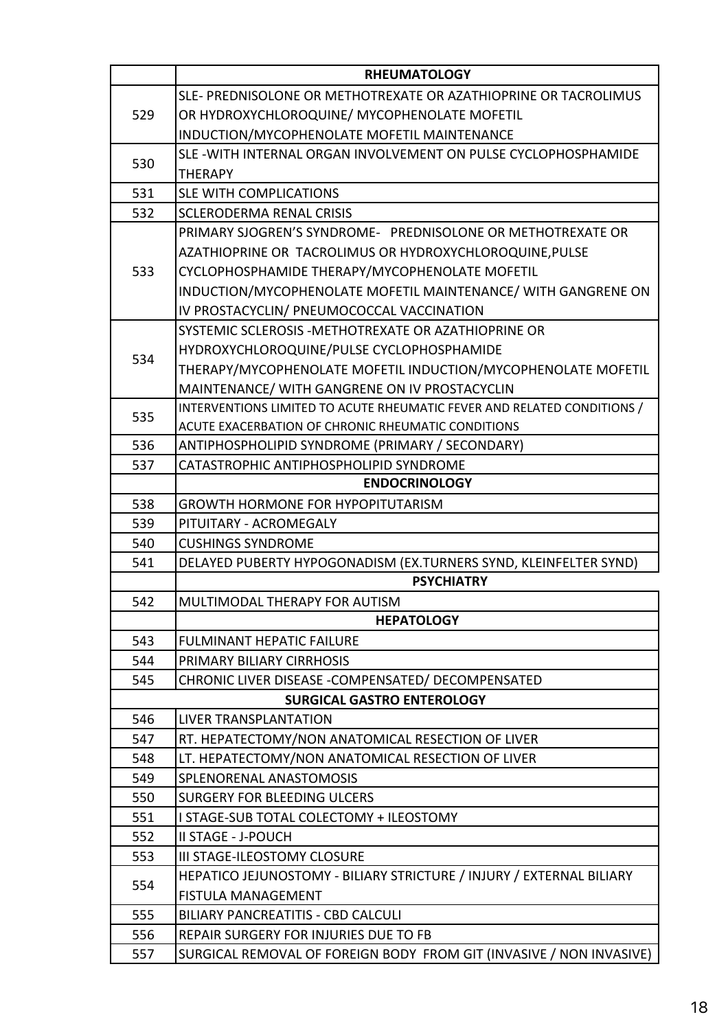| | RHEUMATOLOGY |
|---|---|
| 529 | SLE- PREDNISOLONE OR METHOTREXATE OR AZATHIOPRINE OR TACROLIMUS OR HYDROXYCHLOROQUINE/ MYCOPHENOLATE MOFETIL INDUCTION/MYCOPHENOLATE MOFETIL MAINTENANCE |
| 530 | SLE -WITH INTERNAL ORGAN INVOLVEMENT ON PULSE CYCLOPHOSPHAMIDE THERAPY |
| 531 | SLE WITH COMPLICATIONS |
| 532 | SCLERODERMA RENAL CRISIS |
| 533 | PRIMARY SJOGREN'S SYNDROME- PREDNISOLONE OR METHOTREXATE OR AZATHIOPRINE OR TACROLIMUS OR HYDROXYCHLOROQUINE,PULSE CYCLOPHOSPHAMIDE THERAPY/MYCOPHENOLATE MOFETIL INDUCTION/MYCOPHENOLATE MOFETIL MAINTENANCE/ WITH GANGRENE ON IV PROSTACYCLIN/ PNEUMOCOCCAL VACCINATION |
| 534 | SYSTEMIC SCLEROSIS -METHOTREXATE OR AZATHIOPRINE OR HYDROXYCHLOROQUINE/PULSE CYCLOPHOSPHAMIDE THERAPY/MYCOPHENOLATE MOFETIL INDUCTION/MYCOPHENOLATE MOFETIL MAINTENANCE/ WITH GANGRENE ON IV PROSTACYCLIN |
| 535 | INTERVENTIONS LIMITED TO ACUTE RHEUMATIC FEVER AND RELATED CONDITIONS / ACUTE EXACERBATION OF CHRONIC RHEUMATIC CONDITIONS |
| 536 | ANTIPHOSPHOLIPID SYNDROME (PRIMARY / SECONDARY) |
| 537 | CATASTROPHIC ANTIPHOSPHOLIPID SYNDROME |
| | **ENDOCRINOLOGY** |
| 538 | GROWTH HORMONE FOR HYPOPITUTARISM |
| 539 | PITUITARY - ACROMEGALY |
| 540 | CUSHINGS SYNDROME |
| 541 | DELAYED PUBERTY HYPOGONADISM (EX.TURNERS SYND, KLEINFELTER SYND) |
| | **PSYCHIATRY** |
| 542 | MULTIMODAL THERAPY FOR AUTISM |
| | **HEPATOLOGY** |
| 543 | FULMINANT HEPATIC FAILURE |
| 544 | PRIMARY BILIARY CIRRHOSIS |
| 545 | CHRONIC LIVER DISEASE -COMPENSATED/ DECOMPENSATED |
| | **SURGICAL GASTRO ENTEROLOGY** |
| 546 | LIVER TRANSPLANTATION |
| 547 | RT. HEPATECTOMY/NON ANATOMICAL RESECTION OF LIVER |
| 548 | LT. HEPATECTOMY/NON ANATOMICAL RESECTION OF LIVER |
| 549 | SPLENORENAL ANASTOMOSIS |
| 550 | SURGERY FOR BLEEDING ULCERS |
| 551 | I STAGE-SUB TOTAL COLECTOMY + ILEOSTOMY |
| 552 | II STAGE - J-POUCH |
| 553 | III STAGE-ILEOSTOMY CLOSURE |
| 554 | HEPATICO JEJUNOSTOMY - BILIARY STRICTURE / INJURY / EXTERNAL BILIARY FISTULA MANAGEMENT |
| 555 | BILIARY PANCREATITIS - CBD CALCULI |
| 556 | REPAIR SURGERY FOR INJURIES DUE TO FB |
| 557 | SURGICAL REMOVAL OF FOREIGN BODY FROM GIT (INVASIVE / NON INVASIVE) |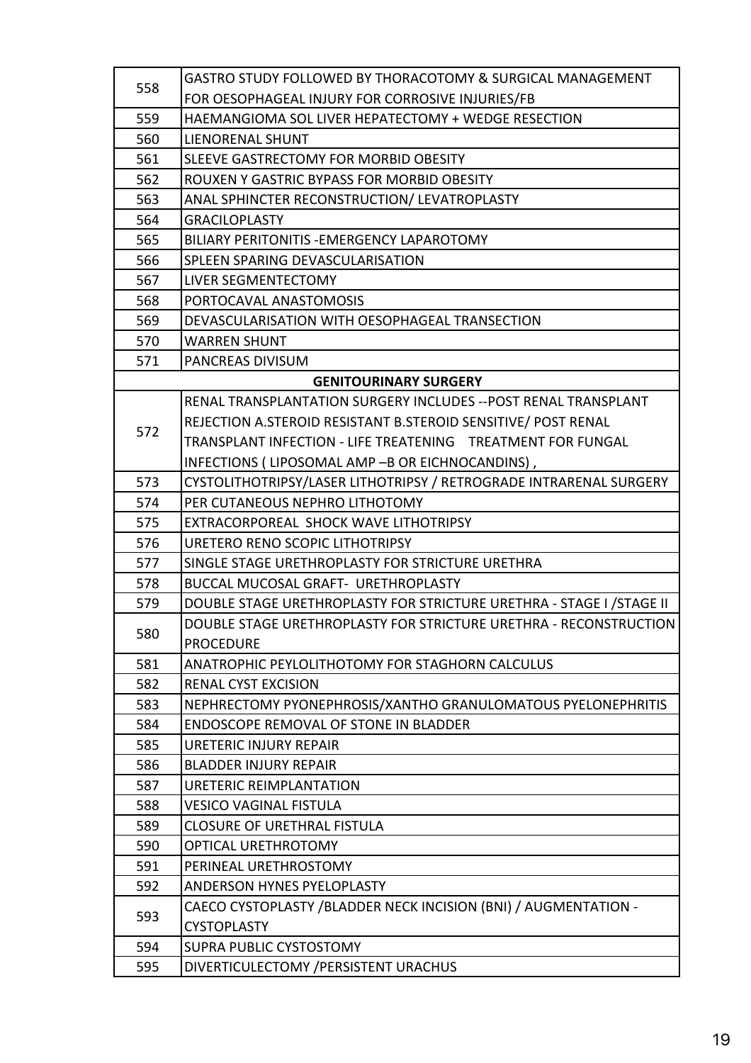| | |
|---|---|
| 558 | GASTRO STUDY FOLLOWED BY THORACOTOMY & SURGICAL MANAGEMENT FOR OESOPHAGEAL INJURY FOR CORROSIVE INJURIES/FB |
| 559 | HAEMANGIOMA SOL LIVER HEPATECTOMY + WEDGE RESECTION |
| 560 | LIENORENAL SHUNT |
| 561 | SLEEVE GASTRECTOMY FOR MORBID OBESITY |
| 562 | ROUXEN Y GASTRIC BYPASS FOR MORBID OBESITY |
| 563 | ANAL SPHINCTER RECONSTRUCTION/ LEVATROPLASTY |
| 564 | GRACILOPLASTY |
| 565 | BILIARY PERITONITIS -EMERGENCY LAPAROTOMY |
| 566 | SPLEEN SPARING DEVASCULARISATION |
| 567 | LIVER SEGMENTECTOMY |
| 568 | PORTOCAVAL ANASTOMOSIS |
| 569 | DEVASCULARISATION WITH OESOPHAGEAL TRANSECTION |
| 570 | WARREN SHUNT |
| 571 | PANCREAS DIVISUM |
| **GENITOURINARY SURGERY** | |
| 572 | RENAL TRANSPLANTATION SURGERY INCLUDES --POST RENAL TRANSPLANT REJECTION A.STEROID RESISTANT B.STEROID SENSITIVE/ POST RENAL TRANSPLANT INFECTION - LIFE TREATENING TREATMENT FOR FUNGAL INFECTIONS ( LIPOSOMAL AMP –B OR EICHNOCANDINS) , |
| 573 | CYSTOLITHOTRIPSY/LASER LITHOTRIPSY / RETROGRADE INTRARENAL SURGERY |
| 574 | PER CUTANEOUS NEPHRO LITHOTOMY |
| 575 | EXTRACORPOREAL SHOCK WAVE LITHOTRIPSY |
| 576 | URETERO RENO SCOPIC LITHOTRIPSY |
| 577 | SINGLE STAGE URETHROPLASTY FOR STRICTURE URETHRA |
| 578 | BUCCAL MUCOSAL GRAFT- URETHROPLASTY |
| 579 | DOUBLE STAGE URETHROPLASTY FOR STRICTURE URETHRA - STAGE I /STAGE II |
| 580 | DOUBLE STAGE URETHROPLASTY FOR STRICTURE URETHRA - RECONSTRUCTION PROCEDURE |
| 581 | ANATROPHIC PEYLOLITHOTOMY FOR STAGHORN CALCULUS |
| 582 | RENAL CYST EXCISION |
| 583 | NEPHRECTOMY PYONEPHROSIS/XANTHO GRANULOMATOUS PYELONEPHRITIS |
| 584 | ENDOSCOPE REMOVAL OF STONE IN BLADDER |
| 585 | URETERIC INJURY REPAIR |
| 586 | BLADDER INJURY REPAIR |
| 587 | URETERIC REIMPLANTATION |
| 588 | VESICO VAGINAL FISTULA |
| 589 | CLOSURE OF URETHRAL FISTULA |
| 590 | OPTICAL URETHROTOMY |
| 591 | PERINEAL URETHROSTOMY |
| 592 | ANDERSON HYNES PYELOPLASTY |
| 593 | CAECO CYSTOPLASTY /BLADDER NECK INCISION (BNI) / AUGMENTATION - CYSTOPLASTY |
| 594 | SUPRA PUBLIC CYSTOSTOMY |
| 595 | DIVERTICULECTOMY /PERSISTENT URACHUS |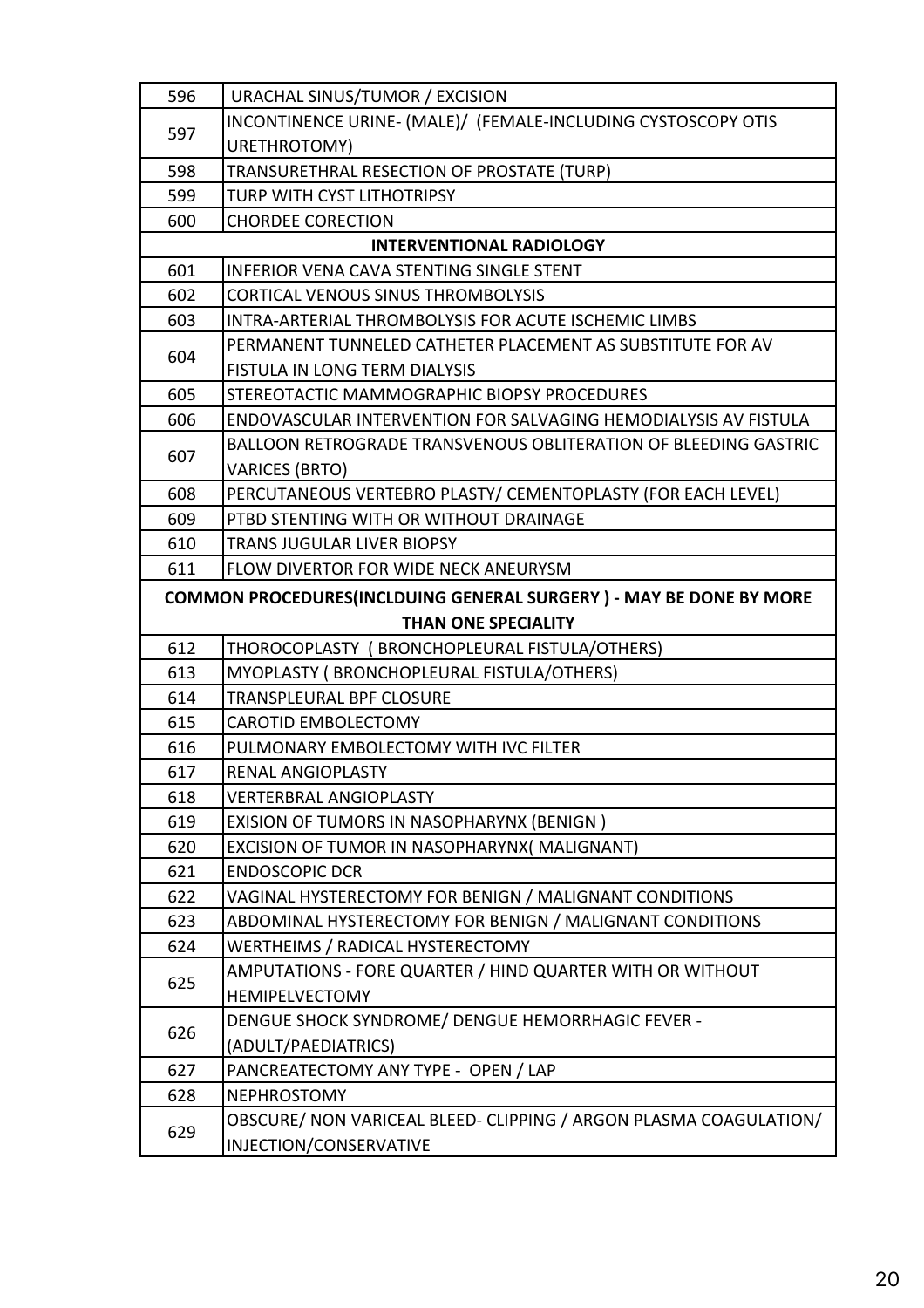| | |
|---|---|
| 596 | URACHAL SINUS/TUMOR / EXCISION |
| 597 | INCONTINENCE URINE- (MALE)/ (FEMALE-INCLUDING CYSTOSCOPY OTIS URETHROTOMY) |
| 598 | TRANSURETHRAL RESECTION OF PROSTATE (TURP) |
| 599 | TURP WITH CYST LITHOTRIPSY |
| 600 | CHORDEE CORECTION |
| **INTERVENTIONAL RADIOLOGY** | |
| 601 | INFERIOR VENA CAVA STENTING SINGLE STENT |
| 602 | CORTICAL VENOUS SINUS THROMBOLYSIS |
| 603 | INTRA-ARTERIAL THROMBOLYSIS FOR ACUTE ISCHEMIC LIMBS |
| 604 | PERMANENT TUNNELED CATHETER PLACEMENT AS SUBSTITUTE FOR AV FISTULA IN LONG TERM DIALYSIS |
| 605 | STEREOTACTIC MAMMOGRAPHIC BIOPSY PROCEDURES |
| 606 | ENDOVASCULAR INTERVENTION FOR SALVAGING HEMODIALYSIS AV FISTULA |
| 607 | BALLOON RETROGRADE TRANSVENOUS OBLITERATION OF BLEEDING GASTRIC VARICES (BRTO) |
| 608 | PERCUTANEOUS VERTEBRO PLASTY/ CEMENTOPLASTY (FOR EACH LEVEL) |
| 609 | PTBD STENTING WITH OR WITHOUT DRAINAGE |
| 610 | TRANS JUGULAR LIVER BIOPSY |
| 611 | FLOW DIVERTOR FOR WIDE NECK ANEURYSM |
| **COMMON PROCEDURES(INCLDUING GENERAL SURGERY ) - MAY BE DONE BY MORE THAN ONE SPECIALITY** | |
| 612 | THOROCOPLASTY ( BRONCHOPLEURAL FISTULA/OTHERS) |
| 613 | MYOPLASTY ( BRONCHOPLEURAL FISTULA/OTHERS) |
| 614 | TRANSPLEURAL BPF CLOSURE |
| 615 | CAROTID EMBOLECTOMY |
| 616 | PULMONARY EMBOLECTOMY WITH IVC FILTER |
| 617 | RENAL ANGIOPLASTY |
| 618 | VERTERBRAL ANGIOPLASTY |
| 619 | EXISION OF TUMORS IN NASOPHARYNX (BENIGN ) |
| 620 | EXCISION OF TUMOR IN NASOPHARYNX( MALIGNANT) |
| 621 | ENDOSCOPIC DCR |
| 622 | VAGINAL HYSTERECTOMY FOR BENIGN / MALIGNANT CONDITIONS |
| 623 | ABDOMINAL HYSTERECTOMY FOR BENIGN / MALIGNANT CONDITIONS |
| 624 | WERTHEIMS / RADICAL HYSTERECTOMY |
| 625 | AMPUTATIONS - FORE QUARTER / HIND QUARTER WITH OR WITHOUT HEMIPELVECTOMY |
| 626 | DENGUE SHOCK SYNDROME/ DENGUE HEMORRHAGIC FEVER - (ADULT/PAEDIATRICS) |
| 627 | PANCREATECTOMY ANY TYPE - OPEN / LAP |
| 628 | NEPHROSTOMY |
| 629 | OBSCURE/ NON VARICEAL BLEED- CLIPPING / ARGON PLASMA COAGULATION/ INJECTION/CONSERVATIVE |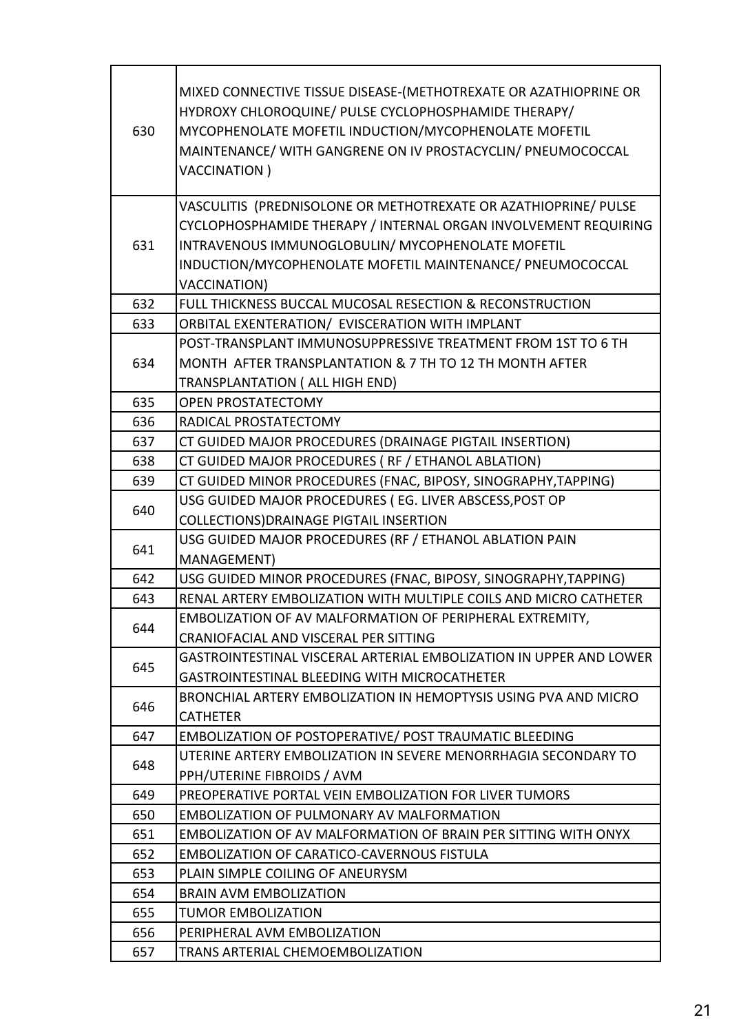| | |
|---|---|
| 630 | MIXED CONNECTIVE TISSUE DISEASE-(METHOTREXATE OR AZATHIOPRINE OR HYDROXY CHLOROQUINE/ PULSE CYCLOPHOSPHAMIDE THERAPY/ MYCOPHENOLATE MOFETIL INDUCTION/MYCOPHENOLATE MOFETIL MAINTENANCE/ WITH GANGRENE ON IV PROSTACYCLIN/ PNEUMOCOCCAL VACCINATION ) |
| 631 | VASCULITIS (PREDNISOLONE OR METHOTREXATE OR AZATHIOPRINE/ PULSE CYCLOPHOSPHAMIDE THERAPY / INTERNAL ORGAN INVOLVEMENT REQUIRING INTRAVENOUS IMMUNOGLOBULIN/ MYCOPHENOLATE MOFETIL INDUCTION/MYCOPHENOLATE MOFETIL MAINTENANCE/ PNEUMOCOCCAL VACCINATION) |
| 632 | FULL THICKNESS BUCCAL MUCOSAL RESECTION & RECONSTRUCTION |
| 633 | ORBITAL EXENTERATION/ EVISCERATION WITH IMPLANT |
| 634 | POST-TRANSPLANT IMMUNOSUPPRESSIVE TREATMENT FROM 1ST TO 6 TH MONTH AFTER TRANSPLANTATION & 7 TH TO 12 TH MONTH AFTER TRANSPLANTATION ( ALL HIGH END) |
| 635 | OPEN PROSTATECTOMY |
| 636 | RADICAL PROSTATECTOMY |
| 637 | CT GUIDED MAJOR PROCEDURES (DRAINAGE PIGTAIL INSERTION) |
| 638 | CT GUIDED MAJOR PROCEDURES ( RF / ETHANOL ABLATION) |
| 639 | CT GUIDED MINOR PROCEDURES (FNAC, BIPOSY, SINOGRAPHY,TAPPING) |
| 640 | USG GUIDED MAJOR PROCEDURES ( EG. LIVER ABSCESS,POST OP COLLECTIONS)DRAINAGE PIGTAIL INSERTION |
| 641 | USG GUIDED MAJOR PROCEDURES (RF / ETHANOL ABLATION PAIN MANAGEMENT) |
| 642 | USG GUIDED MINOR PROCEDURES (FNAC, BIPOSY, SINOGRAPHY,TAPPING) |
| 643 | RENAL ARTERY EMBOLIZATION WITH MULTIPLE COILS AND MICRO CATHETER |
| 644 | EMBOLIZATION OF AV MALFORMATION OF PERIPHERAL EXTREMITY, CRANIOFACIAL AND VISCERAL PER SITTING |
| 645 | GASTROINTESTINAL VISCERAL ARTERIAL EMBOLIZATION IN UPPER AND LOWER GASTROINTESTINAL BLEEDING WITH MICROCATHETER |
| 646 | BRONCHIAL ARTERY EMBOLIZATION IN HEMOPTYSIS USING PVA AND MICRO CATHETER |
| 647 | EMBOLIZATION OF POSTOPERATIVE/ POST TRAUMATIC BLEEDING |
| 648 | UTERINE ARTERY EMBOLIZATION IN SEVERE MENORRHAGIA SECONDARY TO PPH/UTERINE FIBROIDS / AVM |
| 649 | PREOPERATIVE PORTAL VEIN EMBOLIZATION FOR LIVER TUMORS |
| 650 | EMBOLIZATION OF PULMONARY AV MALFORMATION |
| 651 | EMBOLIZATION OF AV MALFORMATION OF BRAIN PER SITTING WITH ONYX |
| 652 | EMBOLIZATION OF CARATICO-CAVERNOUS FISTULA |
| 653 | PLAIN SIMPLE COILING OF ANEURYSM |
| 654 | BRAIN AVM EMBOLIZATION |
| 655 | TUMOR EMBOLIZATION |
| 656 | PERIPHERAL AVM EMBOLIZATION |
| 657 | TRANS ARTERIAL CHEMOEMBOLIZATION |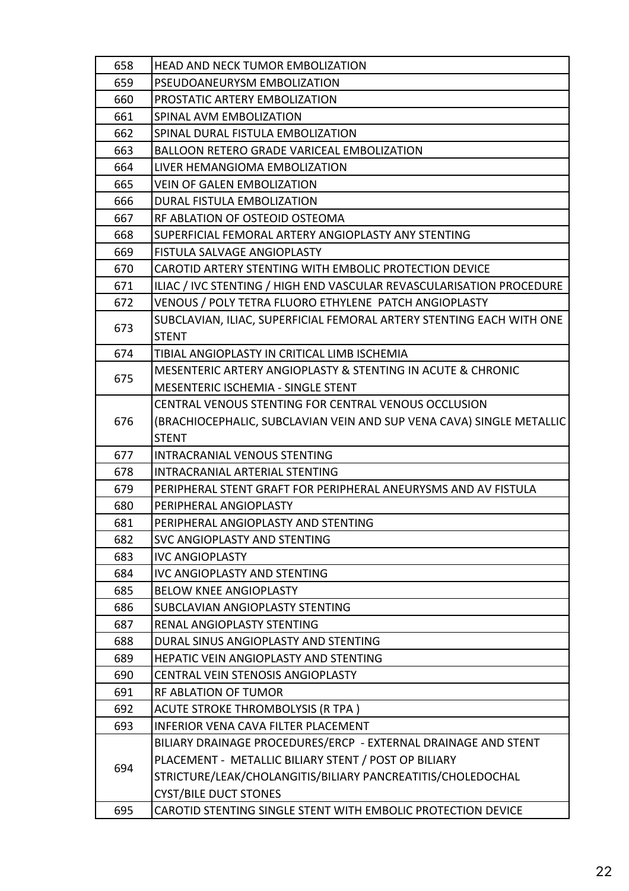| 658 | HEAD AND NECK TUMOR EMBOLIZATION |
|---|---|
| 659 | PSEUDOANEURYSM EMBOLIZATION |
| 660 | PROSTATIC ARTERY EMBOLIZATION |
| 661 | SPINAL AVM EMBOLIZATION |
| 662 | SPINAL DURAL FISTULA EMBOLIZATION |
| 663 | BALLOON RETERO GRADE VARICEAL EMBOLIZATION |
| 664 | LIVER HEMANGIOMA EMBOLIZATION |
| 665 | VEIN OF GALEN EMBOLIZATION |
| 666 | DURAL FISTULA EMBOLIZATION |
| 667 | RF ABLATION OF OSTEOID OSTEOMA |
| 668 | SUPERFICIAL FEMORAL ARTERY ANGIOPLASTY ANY STENTING |
| 669 | FISTULA SALVAGE ANGIOPLASTY |
| 670 | CAROTID ARTERY STENTING WITH EMBOLIC PROTECTION DEVICE |
| 671 | ILIAC / IVC STENTING / HIGH END VASCULAR REVASCULARISATION PROCEDURE |
| 672 | VENOUS / POLY TETRA FLUORO ETHYLENE PATCH ANGIOPLASTY |
| 673 | SUBCLAVIAN, ILIAC, SUPERFICIAL FEMORAL ARTERY STENTING EACH WITH ONE STENT |
| 674 | TIBIAL ANGIOPLASTY IN CRITICAL LIMB ISCHEMIA |
| 675 | MESENTERIC ARTERY ANGIOPLASTY & STENTING IN ACUTE & CHRONIC MESENTERIC ISCHEMIA - SINGLE STENT |
| 676 | CENTRAL VENOUS STENTING FOR CENTRAL VENOUS OCCLUSION (BRACHIOCEPHALIC, SUBCLAVIAN VEIN AND SUP VENA CAVA) SINGLE METALLIC STENT |
| 677 | INTRACRANIAL VENOUS STENTING |
| 678 | INTRACRANIAL ARTERIAL STENTING |
| 679 | PERIPHERAL STENT GRAFT FOR PERIPHERAL ANEURYSMS AND AV FISTULA |
| 680 | PERIPHERAL ANGIOPLASTY |
| 681 | PERIPHERAL ANGIOPLASTY AND STENTING |
| 682 | SVC ANGIOPLASTY AND STENTING |
| 683 | IVC ANGIOPLASTY |
| 684 | IVC ANGIOPLASTY AND STENTING |
| 685 | BELOW KNEE ANGIOPLASTY |
| 686 | SUBCLAVIAN ANGIOPLASTY STENTING |
| 687 | RENAL ANGIOPLASTY STENTING |
| 688 | DURAL SINUS ANGIOPLASTY AND STENTING |
| 689 | HEPATIC VEIN ANGIOPLASTY AND STENTING |
| 690 | CENTRAL VEIN STENOSIS ANGIOPLASTY |
| 691 | RF ABLATION OF TUMOR |
| 692 | ACUTE STROKE THROMBOLYSIS (R TPA ) |
| 693 | INFERIOR VENA CAVA FILTER PLACEMENT |
| 694 | BILIARY DRAINAGE PROCEDURES/ERCP - EXTERNAL DRAINAGE AND STENT PLACEMENT - METALLIC BILIARY STENT / POST OP BILIARY STRICTURE/LEAK/CHOLANGITIS/BILIARY PANCREATITIS/CHOLEDOCHAL CYST/BILE DUCT STONES |
| 695 | CAROTID STENTING SINGLE STENT WITH EMBOLIC PROTECTION DEVICE |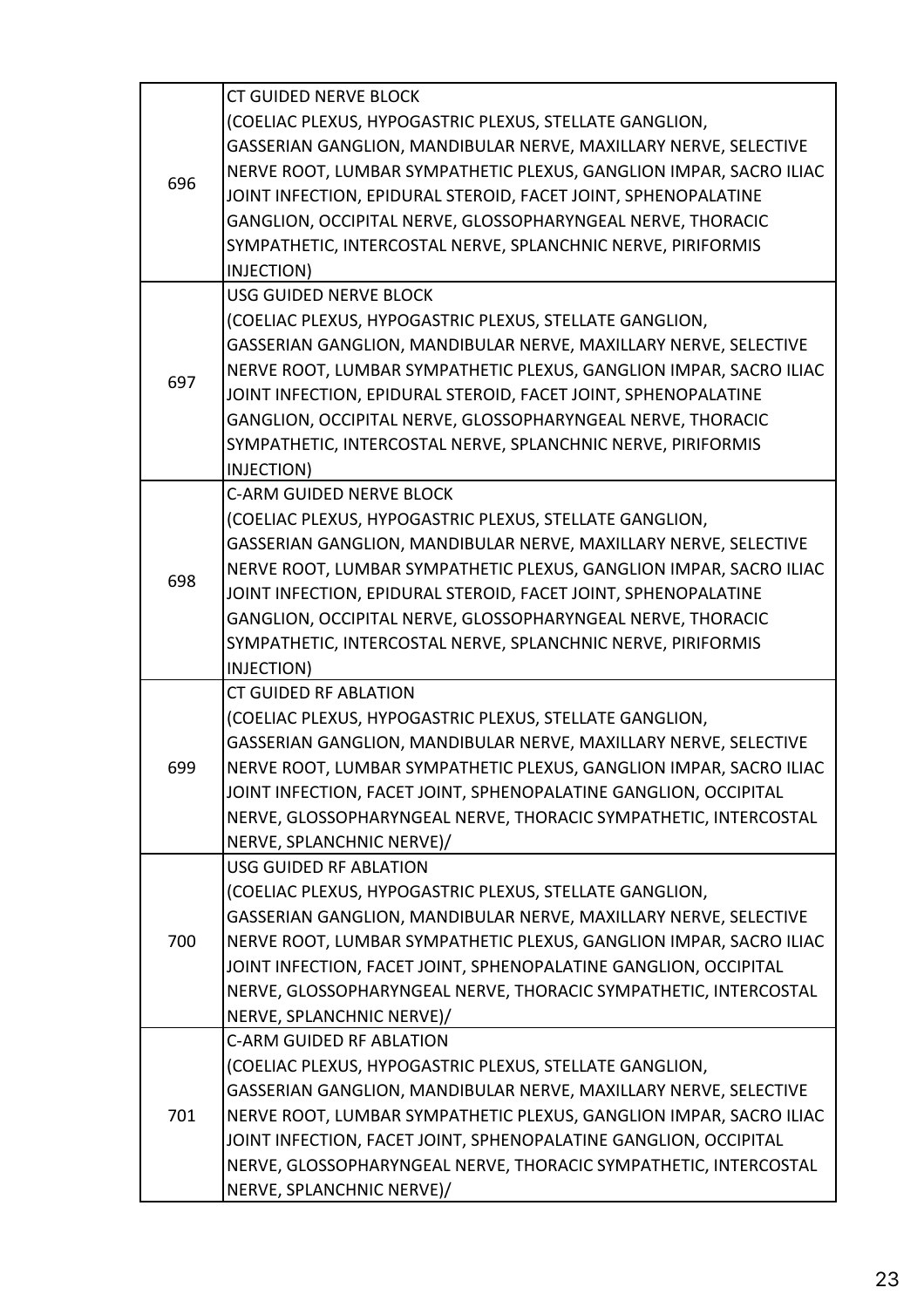| | |
|---|---|
| 696 | CT GUIDED NERVE BLOCK (COELIAC PLEXUS, HYPOGASTRIC PLEXUS, STELLATE GANGLION, GASSERIAN GANGLION, MANDIBULAR NERVE, MAXILLARY NERVE, SELECTIVE NERVE ROOT, LUMBAR SYMPATHETIC PLEXUS, GANGLION IMPAR, SACRO ILIAC JOINT INFECTION, EPIDURAL STEROID, FACET JOINT, SPHENOPALATINE GANGLION, OCCIPITAL NERVE, GLOSSOPHARYNGEAL NERVE, THORACIC SYMPATHETIC, INTERCOSTAL NERVE, SPLANCHNIC NERVE, PIRIFORMIS INJECTION) |
| 697 | USG GUIDED NERVE BLOCK (COELIAC PLEXUS, HYPOGASTRIC PLEXUS, STELLATE GANGLION, GASSERIAN GANGLION, MANDIBULAR NERVE, MAXILLARY NERVE, SELECTIVE NERVE ROOT, LUMBAR SYMPATHETIC PLEXUS, GANGLION IMPAR, SACRO ILIAC JOINT INFECTION, EPIDURAL STEROID, FACET JOINT, SPHENOPALATINE GANGLION, OCCIPITAL NERVE, GLOSSOPHARYNGEAL NERVE, THORACIC SYMPATHETIC, INTERCOSTAL NERVE, SPLANCHNIC NERVE, PIRIFORMIS INJECTION) |
| 698 | C-ARM GUIDED NERVE BLOCK (COELIAC PLEXUS, HYPOGASTRIC PLEXUS, STELLATE GANGLION, GASSERIAN GANGLION, MANDIBULAR NERVE, MAXILLARY NERVE, SELECTIVE NERVE ROOT, LUMBAR SYMPATHETIC PLEXUS, GANGLION IMPAR, SACRO ILIAC JOINT INFECTION, EPIDURAL STEROID, FACET JOINT, SPHENOPALATINE GANGLION, OCCIPITAL NERVE, GLOSSOPHARYNGEAL NERVE, THORACIC SYMPATHETIC, INTERCOSTAL NERVE, SPLANCHNIC NERVE, PIRIFORMIS INJECTION) |
| 699 | CT GUIDED RF ABLATION (COELIAC PLEXUS, HYPOGASTRIC PLEXUS, STELLATE GANGLION, GASSERIAN GANGLION, MANDIBULAR NERVE, MAXILLARY NERVE, SELECTIVE NERVE ROOT, LUMBAR SYMPATHETIC PLEXUS, GANGLION IMPAR, SACRO ILIAC JOINT INFECTION, FACET JOINT, SPHENOPALATINE GANGLION, OCCIPITAL NERVE, GLOSSOPHARYNGEAL NERVE, THORACIC SYMPATHETIC, INTERCOSTAL NERVE, SPLANCHNIC NERVE)/ |
| 700 | USG GUIDED RF ABLATION (COELIAC PLEXUS, HYPOGASTRIC PLEXUS, STELLATE GANGLION, GASSERIAN GANGLION, MANDIBULAR NERVE, MAXILLARY NERVE, SELECTIVE NERVE ROOT, LUMBAR SYMPATHETIC PLEXUS, GANGLION IMPAR, SACRO ILIAC JOINT INFECTION, FACET JOINT, SPHENOPALATINE GANGLION, OCCIPITAL NERVE, GLOSSOPHARYNGEAL NERVE, THORACIC SYMPATHETIC, INTERCOSTAL NERVE, SPLANCHNIC NERVE)/ |
| 701 | C-ARM GUIDED RF ABLATION (COELIAC PLEXUS, HYPOGASTRIC PLEXUS, STELLATE GANGLION, GASSERIAN GANGLION, MANDIBULAR NERVE, MAXILLARY NERVE, SELECTIVE NERVE ROOT, LUMBAR SYMPATHETIC PLEXUS, GANGLION IMPAR, SACRO ILIAC JOINT INFECTION, FACET JOINT, SPHENOPALATINE GANGLION, OCCIPITAL NERVE, GLOSSOPHARYNGEAL NERVE, THORACIC SYMPATHETIC, INTERCOSTAL NERVE, SPLANCHNIC NERVE)/ |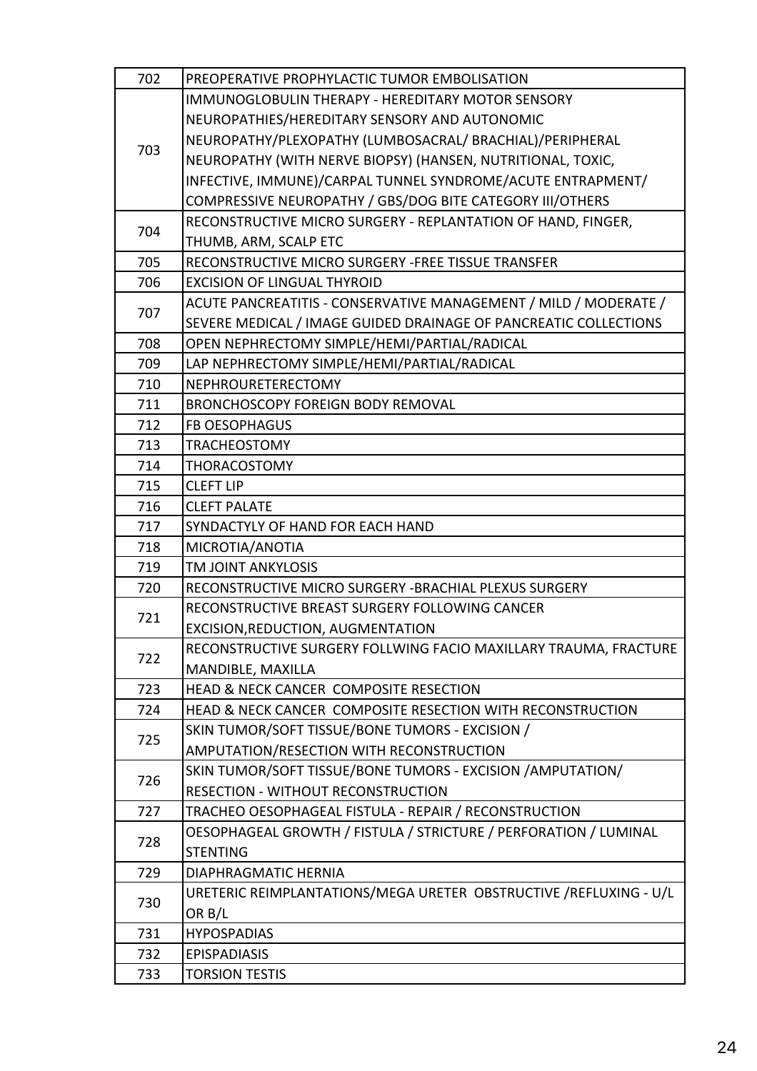| | |
|---|---|
| 702 | PREOPERATIVE PROPHYLACTIC TUMOR EMBOLISATION |
| 703 | IMMUNOGLOBULIN THERAPY - HEREDITARY MOTOR SENSORY NEUROPATHIES/HEREDITARY SENSORY AND AUTONOMIC NEUROPATHY/PLEXOPATHY (LUMBOSACRAL/ BRACHIAL)/PERIPHERAL NEUROPATHY (WITH NERVE BIOPSY) (HANSEN, NUTRITIONAL, TOXIC, INFECTIVE, IMMUNE)/CARPAL TUNNEL SYNDROME/ACUTE ENTRAPMENT/ COMPRESSIVE NEUROPATHY / GBS/DOG BITE CATEGORY III/OTHERS |
| 704 | RECONSTRUCTIVE MICRO SURGERY - REPLANTATION OF HAND, FINGER, THUMB, ARM, SCALP ETC |
| 705 | RECONSTRUCTIVE MICRO SURGERY -FREE TISSUE TRANSFER |
| 706 | EXCISION OF LINGUAL THYROID |
| 707 | ACUTE PANCREATITIS - CONSERVATIVE MANAGEMENT / MILD / MODERATE / SEVERE MEDICAL / IMAGE GUIDED DRAINAGE OF PANCREATIC COLLECTIONS |
| 708 | OPEN NEPHRECTOMY SIMPLE/HEMI/PARTIAL/RADICAL |
| 709 | LAP NEPHRECTOMY SIMPLE/HEMI/PARTIAL/RADICAL |
| 710 | NEPHROURETERECTOMY |
| 711 | BRONCHOSCOPY FOREIGN BODY REMOVAL |
| 712 | FB OESOPHAGUS |
| 713 | TRACHEOSTOMY |
| 714 | THORACOSTOMY |
| 715 | CLEFT LIP |
| 716 | CLEFT PALATE |
| 717 | SYNDACTYLY OF HAND FOR EACH HAND |
| 718 | MICROTIA/ANOTIA |
| 719 | TM JOINT ANKYLOSIS |
| 720 | RECONSTRUCTIVE MICRO SURGERY -BRACHIAL PLEXUS SURGERY |
| 721 | RECONSTRUCTIVE BREAST SURGERY FOLLOWING CANCER EXCISION,REDUCTION, AUGMENTATION |
| 722 | RECONSTRUCTIVE SURGERY FOLLWING FACIO MAXILLARY TRAUMA, FRACTURE MANDIBLE, MAXILLA |
| 723 | HEAD & NECK CANCER COMPOSITE RESECTION |
| 724 | HEAD & NECK CANCER COMPOSITE RESECTION WITH RECONSTRUCTION |
| 725 | SKIN TUMOR/SOFT TISSUE/BONE TUMORS - EXCISION / AMPUTATION/RESECTION WITH RECONSTRUCTION |
| 726 | SKIN TUMOR/SOFT TISSUE/BONE TUMORS - EXCISION /AMPUTATION/ RESECTION - WITHOUT RECONSTRUCTION |
| 727 | TRACHEO OESOPHAGEAL FISTULA - REPAIR / RECONSTRUCTION |
| 728 | OESOPHAGEAL GROWTH / FISTULA / STRICTURE / PERFORATION / LUMINAL STENTING |
| 729 | DIAPHRAGMATIC HERNIA |
| 730 | URETERIC REIMPLANTATIONS/MEGA URETER OBSTRUCTIVE /REFLUXING - U/L OR B/L |
| 731 | HYPOSPADIAS |
| 732 | EPISPADIASIS |
| 733 | TORSION TESTIS |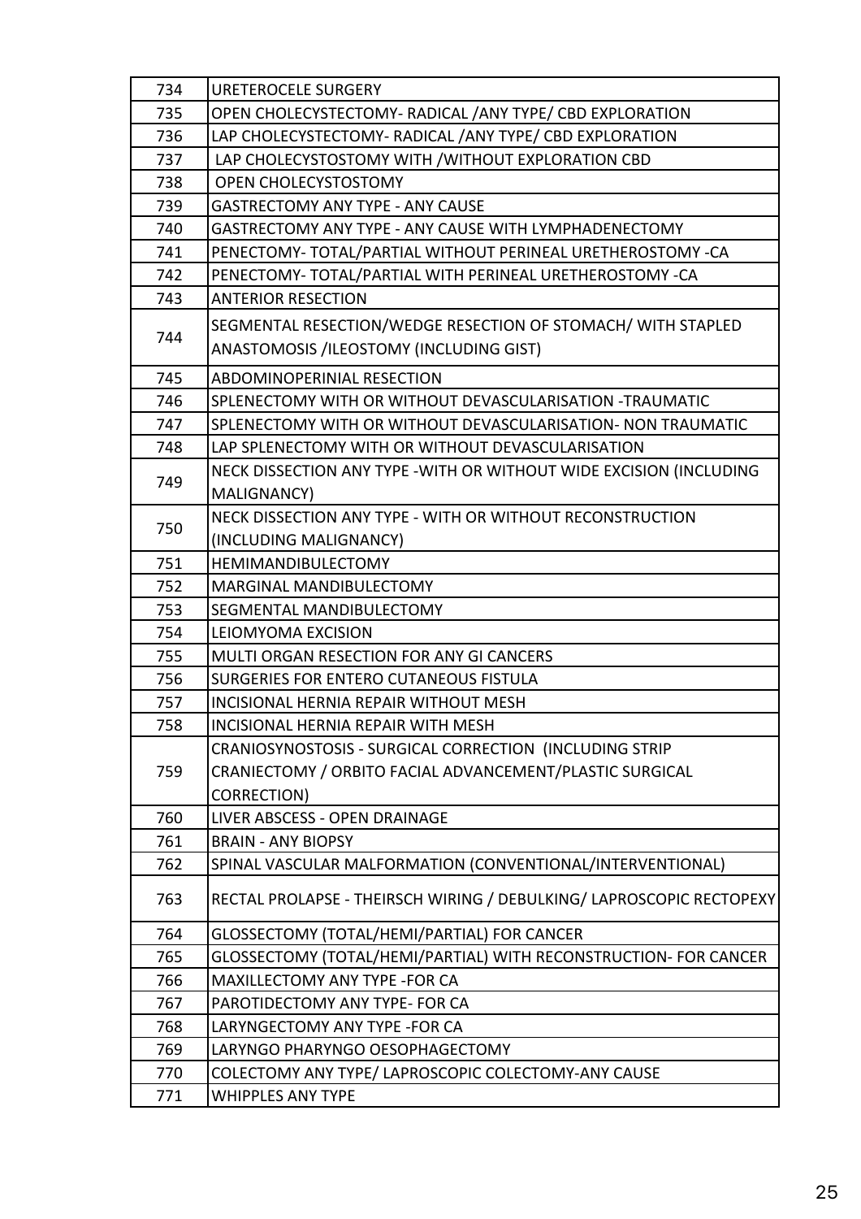| | |
|---|---|
| 734 | URETEROCELE SURGERY |
| 735 | OPEN CHOLECYSTECTOMY- RADICAL /ANY TYPE/ CBD EXPLORATION |
| 736 | LAP CHOLECYSTECTOMY- RADICAL /ANY TYPE/ CBD EXPLORATION |
| 737 | LAP CHOLECYSTOSTOMY WITH /WITHOUT EXPLORATION CBD |
| 738 | OPEN CHOLECYSTOSTOMY |
| 739 | GASTRECTOMY ANY TYPE - ANY CAUSE |
| 740 | GASTRECTOMY ANY TYPE - ANY CAUSE WITH LYMPHADENECTOMY |
| 741 | PENECTOMY- TOTAL/PARTIAL WITHOUT PERINEAL URETHEROSTOMY -CA |
| 742 | PENECTOMY- TOTAL/PARTIAL WITH PERINEAL URETHEROSTOMY -CA |
| 743 | ANTERIOR RESECTION |
| 744 | SEGMENTAL RESECTION/WEDGE RESECTION OF STOMACH/ WITH STAPLED ANASTOMOSIS /ILEOSTOMY (INCLUDING GIST) |
| 745 | ABDOMINOPERINIAL RESECTION |
| 746 | SPLENECTOMY WITH OR WITHOUT DEVASCULARISATION -TRAUMATIC |
| 747 | SPLENECTOMY WITH OR WITHOUT DEVASCULARISATION- NON TRAUMATIC |
| 748 | LAP SPLENECTOMY WITH OR WITHOUT DEVASCULARISATION |
| 749 | NECK DISSECTION ANY TYPE -WITH OR WITHOUT WIDE EXCISION (INCLUDING MALIGNANCY) |
| 750 | NECK DISSECTION ANY TYPE - WITH OR WITHOUT RECONSTRUCTION (INCLUDING MALIGNANCY) |
| 751 | HEMIMANDIBULECTOMY |
| 752 | MARGINAL MANDIBULECTOMY |
| 753 | SEGMENTAL MANDIBULECTOMY |
| 754 | LEIOMYOMA EXCISION |
| 755 | MULTI ORGAN RESECTION FOR ANY GI CANCERS |
| 756 | SURGERIES FOR ENTERO CUTANEOUS FISTULA |
| 757 | INCISIONAL HERNIA REPAIR WITHOUT MESH |
| 758 | INCISIONAL HERNIA REPAIR WITH MESH |
| 759 | CRANIOSYNOSTOSIS - SURGICAL CORRECTION (INCLUDING STRIP CRANIECTOMY / ORBITO FACIAL ADVANCEMENT/PLASTIC SURGICAL CORRECTION) |
| 760 | LIVER ABSCESS - OPEN DRAINAGE |
| 761 | BRAIN - ANY BIOPSY |
| 762 | SPINAL VASCULAR MALFORMATION (CONVENTIONAL/INTERVENTIONAL) |
| 763 | RECTAL PROLAPSE - THEIRSCH WIRING / DEBULKING/ LAPROSCOPIC RECTOPEXY |
| 764 | GLOSSECTOMY (TOTAL/HEMI/PARTIAL) FOR CANCER |
| 765 | GLOSSECTOMY (TOTAL/HEMI/PARTIAL) WITH RECONSTRUCTION- FOR CANCER |
| 766 | MAXILLECTOMY ANY TYPE -FOR CA |
| 767 | PAROTIDECTOMY ANY TYPE- FOR CA |
| 768 | LARYNGECTOMY ANY TYPE -FOR CA |
| 769 | LARYNGO PHARYNGO OESOPHAGECTOMY |
| 770 | COLECTOMY ANY TYPE/ LAPROSCOPIC COLECTOMY-ANY CAUSE |
| 771 | WHIPPLES ANY TYPE |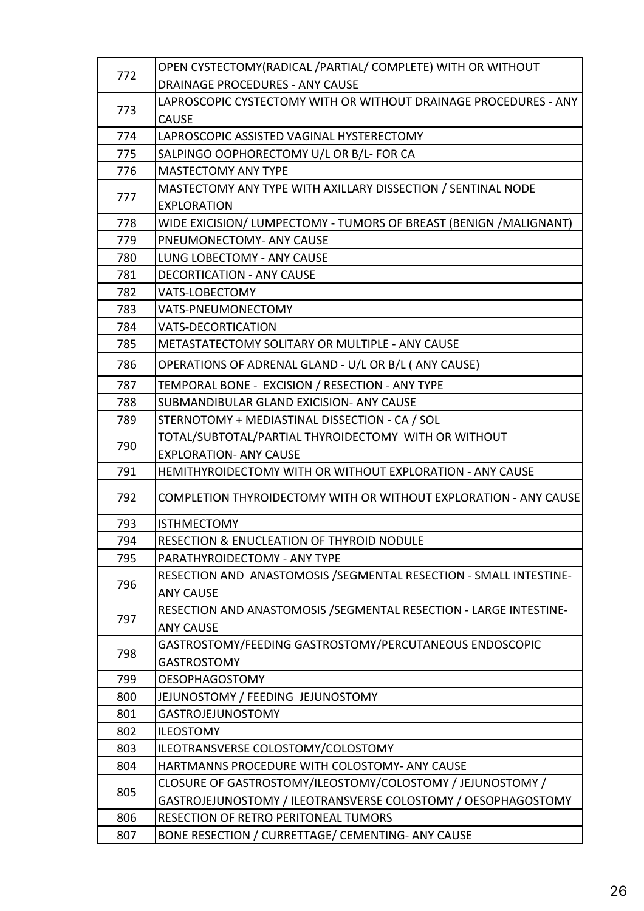| | |
|---|---|
| 772 | OPEN CYSTECTOMY(RADICAL /PARTIAL/ COMPLETE) WITH OR WITHOUT DRAINAGE PROCEDURES - ANY CAUSE |
| 773 | LAPROSCOPIC CYSTECTOMY WITH OR WITHOUT DRAINAGE PROCEDURES - ANY CAUSE |
| 774 | LAPROSCOPIC ASSISTED VAGINAL HYSTERECTOMY |
| 775 | SALPINGO OOPHORECTOMY U/L OR B/L- FOR CA |
| 776 | MASTECTOMY ANY TYPE |
| 777 | MASTECTOMY ANY TYPE WITH AXILLARY DISSECTION / SENTINAL NODE EXPLORATION |
| 778 | WIDE EXICISION/ LUMPECTOMY - TUMORS OF BREAST (BENIGN /MALIGNANT) |
| 779 | PNEUMONECTOMY- ANY CAUSE |
| 780 | LUNG LOBECTOMY - ANY CAUSE |
| 781 | DECORTICATION - ANY CAUSE |
| 782 | VATS-LOBECTOMY |
| 783 | VATS-PNEUMONECTOMY |
| 784 | VATS-DECORTICATION |
| 785 | METASTATECTOMY SOLITARY OR MULTIPLE - ANY CAUSE |
| 786 | OPERATIONS OF ADRENAL GLAND - U/L OR B/L ( ANY CAUSE) |
| 787 | TEMPORAL BONE - EXCISION / RESECTION - ANY TYPE |
| 788 | SUBMANDIBULAR GLAND EXICISION- ANY CAUSE |
| 789 | STERNOTOMY + MEDIASTINAL DISSECTION - CA / SOL |
| 790 | TOTAL/SUBTOTAL/PARTIAL THYROIDECTOMY WITH OR WITHOUT EXPLORATION- ANY CAUSE |
| 791 | HEMITHYROIDECTOMY WITH OR WITHOUT EXPLORATION - ANY CAUSE |
| 792 | COMPLETION THYROIDECTOMY WITH OR WITHOUT EXPLORATION - ANY CAUSE |
| 793 | ISTHMECTOMY |
| 794 | RESECTION & ENUCLEATION OF THYROID NODULE |
| 795 | PARATHYROIDECTOMY - ANY TYPE |
| 796 | RESECTION AND ANASTOMOSIS /SEGMENTAL RESECTION - SMALL INTESTINE- ANY CAUSE |
| 797 | RESECTION AND ANASTOMOSIS /SEGMENTAL RESECTION - LARGE INTESTINE- ANY CAUSE |
| 798 | GASTROSTOMY/FEEDING GASTROSTOMY/PERCUTANEOUS ENDOSCOPIC GASTROSTOMY |
| 799 | OESOPHAGOSTOMY |
| 800 | JEJUNOSTOMY / FEEDING JEJUNOSTOMY |
| 801 | GASTROJEJUNOSTOMY |
| 802 | ILEOSTOMY |
| 803 | ILEOTRANSVERSE COLOSTOMY/COLOSTOMY |
| 804 | HARTMANNS PROCEDURE WITH COLOSTOMY- ANY CAUSE |
| 805 | CLOSURE OF GASTROSTOMY/ILEOSTOMY/COLOSTOMY / JEJUNOSTOMY / GASTROJEJUNOSTOMY / ILEOTRANSVERSE COLOSTOMY / OESOPHAGOSTOMY |
| 806 | RESECTION OF RETRO PERITONEAL TUMORS |
| 807 | BONE RESECTION / CURRETTAGE/ CEMENTING- ANY CAUSE |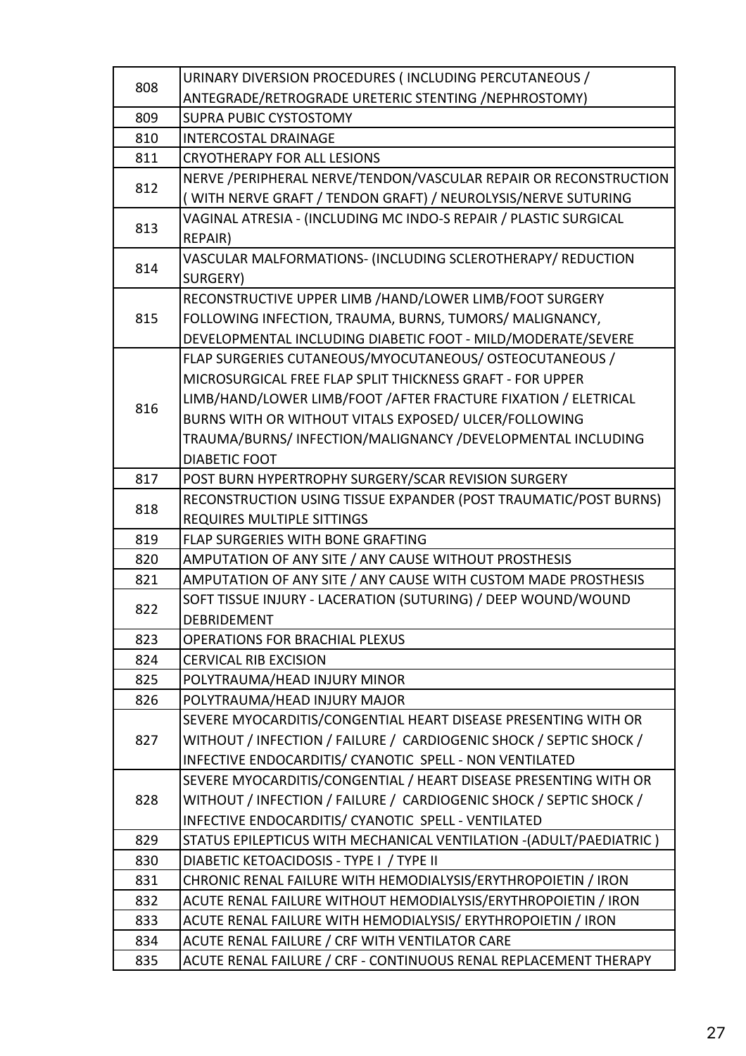| | |
|---|---|
| 808 | URINARY DIVERSION PROCEDURES ( INCLUDING PERCUTANEOUS / ANTEGRADE/RETROGRADE URETERIC STENTING /NEPHROSTOMY) |
| 809 | SUPRA PUBIC CYSTOSTOMY |
| 810 | INTERCOSTAL DRAINAGE |
| 811 | CRYOTHERAPY FOR ALL LESIONS |
| 812 | NERVE /PERIPHERAL NERVE/TENDON/VASCULAR REPAIR OR RECONSTRUCTION ( WITH NERVE GRAFT / TENDON GRAFT) / NEUROLYSIS/NERVE SUTURING |
| 813 | VAGINAL ATRESIA - (INCLUDING MC INDO-S REPAIR / PLASTIC SURGICAL REPAIR) |
| 814 | VASCULAR MALFORMATIONS- (INCLUDING SCLEROTHERAPY/ REDUCTION SURGERY) |
| 815 | RECONSTRUCTIVE UPPER LIMB /HAND/LOWER LIMB/FOOT SURGERY FOLLOWING INFECTION, TRAUMA, BURNS, TUMORS/ MALIGNANCY, DEVELOPMENTAL INCLUDING DIABETIC FOOT - MILD/MODERATE/SEVERE |
| 816 | FLAP SURGERIES CUTANEOUS/MYOCUTANEOUS/ OSTEOCUTANEOUS / MICROSURGICAL FREE FLAP SPLIT THICKNESS GRAFT - FOR UPPER LIMB/HAND/LOWER LIMB/FOOT /AFTER FRACTURE FIXATION / ELETRICAL BURNS WITH OR WITHOUT VITALS EXPOSED/ ULCER/FOLLOWING TRAUMA/BURNS/ INFECTION/MALIGNANCY /DEVELOPMENTAL INCLUDING DIABETIC FOOT |
| 817 | POST BURN HYPERTROPHY SURGERY/SCAR REVISION SURGERY |
| 818 | RECONSTRUCTION USING TISSUE EXPANDER (POST TRAUMATIC/POST BURNS) REQUIRES MULTIPLE SITTINGS |
| 819 | FLAP SURGERIES WITH BONE GRAFTING |
| 820 | AMPUTATION OF ANY SITE / ANY CAUSE WITHOUT PROSTHESIS |
| 821 | AMPUTATION OF ANY SITE / ANY CAUSE WITH CUSTOM MADE PROSTHESIS |
| 822 | SOFT TISSUE INJURY - LACERATION (SUTURING) / DEEP WOUND/WOUND DEBRIDEMENT |
| 823 | OPERATIONS FOR BRACHIAL PLEXUS |
| 824 | CERVICAL RIB EXCISION |
| 825 | POLYTRAUMA/HEAD INJURY MINOR |
| 826 | POLYTRAUMA/HEAD INJURY MAJOR |
| 827 | SEVERE MYOCARDITIS/CONGENTIAL HEART DISEASE PRESENTING WITH OR WITHOUT / INFECTION / FAILURE / CARDIOGENIC SHOCK / SEPTIC SHOCK / INFECTIVE ENDOCARDITIS/ CYANOTIC SPELL - NON VENTILATED |
| 828 | SEVERE MYOCARDITIS/CONGENTIAL / HEART DISEASE PRESENTING WITH OR WITHOUT / INFECTION / FAILURE / CARDIOGENIC SHOCK / SEPTIC SHOCK / INFECTIVE ENDOCARDITIS/ CYANOTIC SPELL - VENTILATED |
| 829 | STATUS EPILEPTICUS WITH MECHANICAL VENTILATION -(ADULT/PAEDIATRIC ) |
| 830 | DIABETIC KETOACIDOSIS - TYPE I / TYPE II |
| 831 | CHRONIC RENAL FAILURE WITH HEMODIALYSIS/ERYTHROPOIETIN / IRON |
| 832 | ACUTE RENAL FAILURE WITHOUT HEMODIALYSIS/ERYTHROPOIETIN / IRON |
| 833 | ACUTE RENAL FAILURE WITH HEMODIALYSIS/ ERYTHROPOIETIN / IRON |
| 834 | ACUTE RENAL FAILURE / CRF WITH VENTILATOR CARE |
| 835 | ACUTE RENAL FAILURE / CRF - CONTINUOUS RENAL REPLACEMENT THERAPY |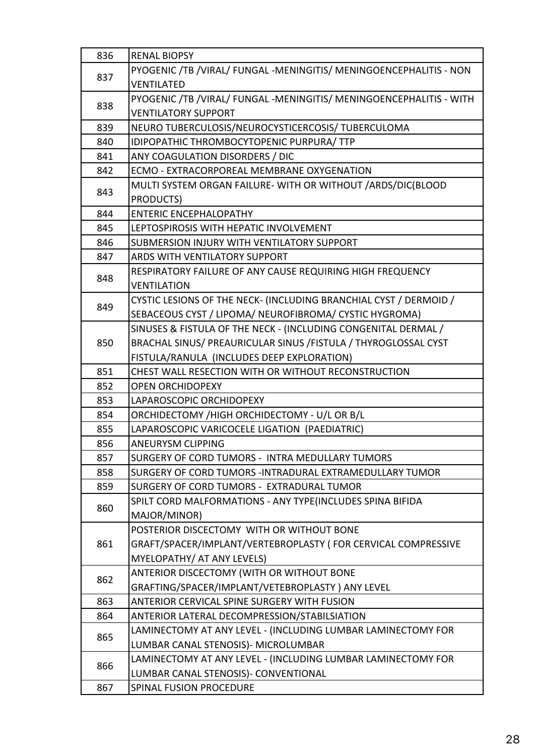| | |
|---|---|
| 836 | RENAL BIOPSY |
| 837 | PYOGENIC /TB /VIRAL/ FUNGAL -MENINGITIS/ MENINGOENCEPHALITIS - NON VENTILATED |
| 838 | PYOGENIC /TB /VIRAL/ FUNGAL -MENINGITIS/ MENINGOENCEPHALITIS - WITH VENTILATORY SUPPORT |
| 839 | NEURO TUBERCULOSIS/NEUROCYSTICERCOSIS/ TUBERCULOMA |
| 840 | IDIPOPATHIC THROMBOCYTOPENIC PURPURA/ TTP |
| 841 | ANY COAGULATION DISORDERS / DIC |
| 842 | ECMO - EXTRACORPOREAL MEMBRANE OXYGENATION |
| 843 | MULTI SYSTEM ORGAN FAILURE- WITH OR WITHOUT /ARDS/DIC(BLOOD PRODUCTS) |
| 844 | ENTERIC ENCEPHALOPATHY |
| 845 | LEPTOSPIROSIS WITH HEPATIC INVOLVEMENT |
| 846 | SUBMERSION INJURY WITH VENTILATORY SUPPORT |
| 847 | ARDS WITH VENTILATORY SUPPORT |
| 848 | RESPIRATORY FAILURE OF ANY CAUSE REQUIRING HIGH FREQUENCY VENTILATION |
| 849 | CYSTIC LESIONS OF THE NECK- (INCLUDING BRANCHIAL CYST / DERMOID / SEBACEOUS CYST / LIPOMA/ NEUROFIBROMA/ CYSTIC HYGROMA) |
| 850 | SINUSES & FISTULA OF THE NECK - (INCLUDING CONGENITAL DERMAL / BRACHAL SINUS/ PREAURICULAR SINUS /FISTULA / THYROGLOSSAL CYST FISTULA/RANULA (INCLUDES DEEP EXPLORATION) |
| 851 | CHEST WALL RESECTION WITH OR WITHOUT RECONSTRUCTION |
| 852 | OPEN ORCHIDOPEXY |
| 853 | LAPAROSCOPIC ORCHIDOPEXY |
| 854 | ORCHIDECTOMY /HIGH ORCHIDECTOMY - U/L OR B/L |
| 855 | LAPAROSCOPIC VARICOCELE LIGATION (PAEDIATRIC) |
| 856 | ANEURYSM CLIPPING |
| 857 | SURGERY OF CORD TUMORS - INTRA MEDULLARY TUMORS |
| 858 | SURGERY OF CORD TUMORS -INTRADURAL EXTRAMEDULLARY TUMOR |
| 859 | SURGERY OF CORD TUMORS - EXTRADURAL TUMOR |
| 860 | SPILT CORD MALFORMATIONS - ANY TYPE(INCLUDES SPINA BIFIDA MAJOR/MINOR) |
| 861 | POSTERIOR DISCECTOMY WITH OR WITHOUT BONE GRAFT/SPACER/IMPLANT/VERTEBROPLASTY ( FOR CERVICAL COMPRESSIVE MYELOPATHY/ AT ANY LEVELS) |
| 862 | ANTERIOR DISCECTOMY (WITH OR WITHOUT BONE GRAFTING/SPACER/IMPLANT/VETEBROPLASTY ) ANY LEVEL |
| 863 | ANTERIOR CERVICAL SPINE SURGERY WITH FUSION |
| 864 | ANTERIOR LATERAL DECOMPRESSION/STABILSIATION |
| 865 | LAMINECTOMY AT ANY LEVEL - (INCLUDING LUMBAR LAMINECTOMY FOR LUMBAR CANAL STENOSIS)- MICROLUMBAR |
| 866 | LAMINECTOMY AT ANY LEVEL - (INCLUDING LUMBAR LAMINECTOMY FOR LUMBAR CANAL STENOSIS)- CONVENTIONAL |
| 867 | SPINAL FUSION PROCEDURE |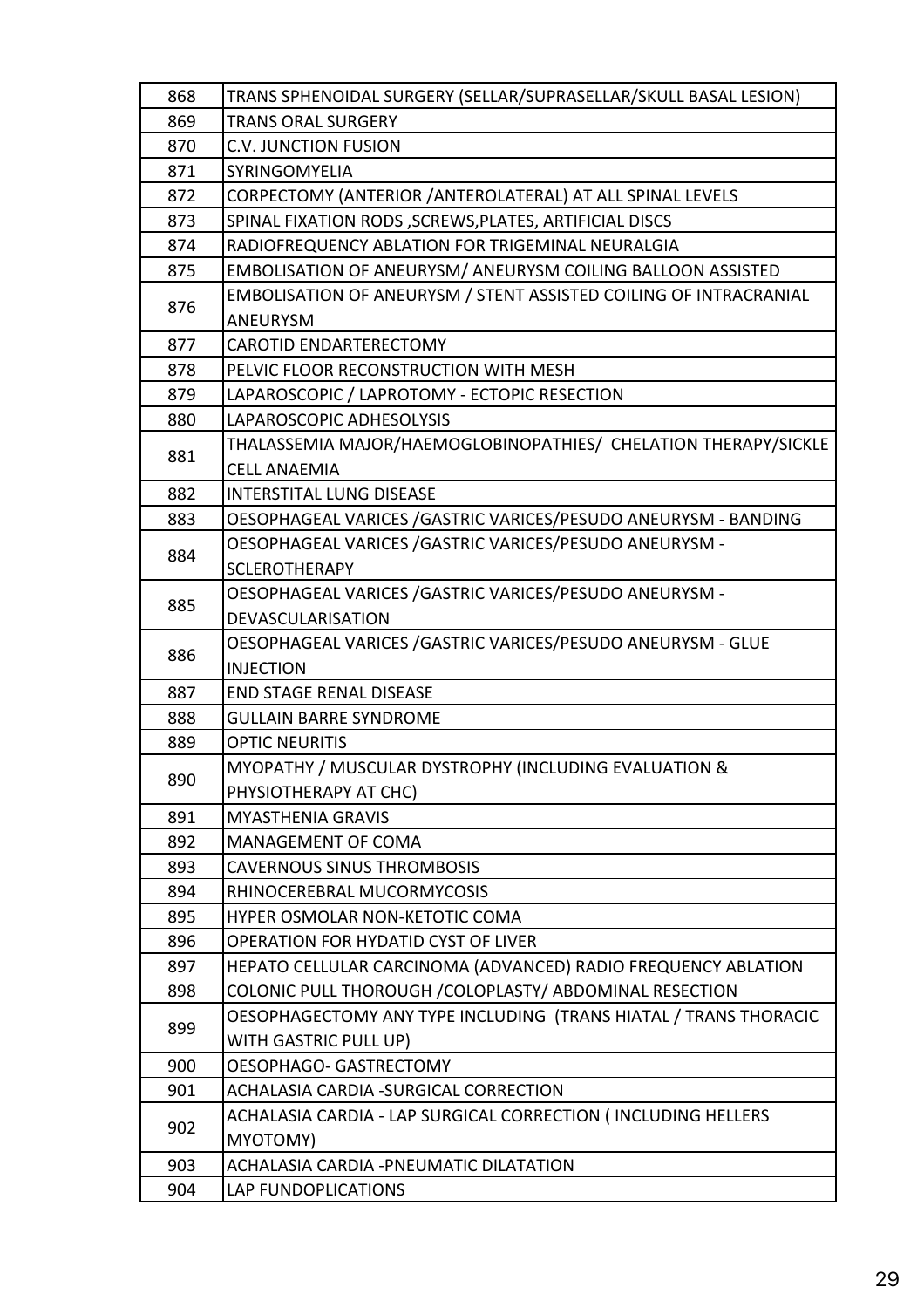| | |
|---|---|
| 868 | TRANS SPHENOIDAL SURGERY (SELLAR/SUPRASELLAR/SKULL BASAL LESION) |
| 869 | TRANS ORAL SURGERY |
| 870 | C.V. JUNCTION FUSION |
| 871 | SYRINGOMYELIA |
| 872 | CORPECTOMY (ANTERIOR /ANTEROLATERAL) AT ALL SPINAL LEVELS |
| 873 | SPINAL FIXATION RODS ,SCREWS,PLATES, ARTIFICIAL DISCS |
| 874 | RADIOFREQUENCY ABLATION FOR TRIGEMINAL NEURALGIA |
| 875 | EMBOLISATION OF ANEURYSM/ ANEURYSM COILING BALLOON ASSISTED |
| 876 | EMBOLISATION OF ANEURYSM / STENT ASSISTED COILING OF INTRACRANIAL ANEURYSM |
| 877 | CAROTID ENDARTERECTOMY |
| 878 | PELVIC FLOOR RECONSTRUCTION WITH MESH |
| 879 | LAPAROSCOPIC / LAPROTOMY - ECTOPIC RESECTION |
| 880 | LAPAROSCOPIC ADHESOLYSIS |
| 881 | THALASSEMIA MAJOR/HAEMOGLOBINOPATHIES/ CHELATION THERAPY/SICKLE CELL ANAEMIA |
| 882 | INTERSTITAL LUNG DISEASE |
| 883 | OESOPHAGEAL VARICES /GASTRIC VARICES/PESUDO ANEURYSM - BANDING |
| 884 | OESOPHAGEAL VARICES /GASTRIC VARICES/PESUDO ANEURYSM - SCLEROTHERAPY |
| 885 | OESOPHAGEAL VARICES /GASTRIC VARICES/PESUDO ANEURYSM - DEVASCULARISATION |
| 886 | OESOPHAGEAL VARICES /GASTRIC VARICES/PESUDO ANEURYSM - GLUE INJECTION |
| 887 | END STAGE RENAL DISEASE |
| 888 | GULLAIN BARRE SYNDROME |
| 889 | OPTIC NEURITIS |
| 890 | MYOPATHY / MUSCULAR DYSTROPHY (INCLUDING EVALUATION & PHYSIOTHERAPY AT CHC) |
| 891 | MYASTHENIA GRAVIS |
| 892 | MANAGEMENT OF COMA |
| 893 | CAVERNOUS SINUS THROMBOSIS |
| 894 | RHINOCEREBRAL MUCORMYCOSIS |
| 895 | HYPER OSMOLAR NON-KETOTIC COMA |
| 896 | OPERATION FOR HYDATID CYST OF LIVER |
| 897 | HEPATO CELLULAR CARCINOMA (ADVANCED) RADIO FREQUENCY ABLATION |
| 898 | COLONIC PULL THOROUGH /COLOPLASTY/ ABDOMINAL RESECTION |
| 899 | OESOPHAGECTOMY ANY TYPE INCLUDING (TRANS HIATAL / TRANS THORACIC WITH GASTRIC PULL UP) |
| 900 | OESOPHAGO- GASTRECTOMY |
| 901 | ACHALASIA CARDIA -SURGICAL CORRECTION |
| 902 | ACHALASIA CARDIA - LAP SURGICAL CORRECTION ( INCLUDING HELLERS MYOTOMY) |
| 903 | ACHALASIA CARDIA -PNEUMATIC DILATATION |
| 904 | LAP FUNDOPLICATIONS |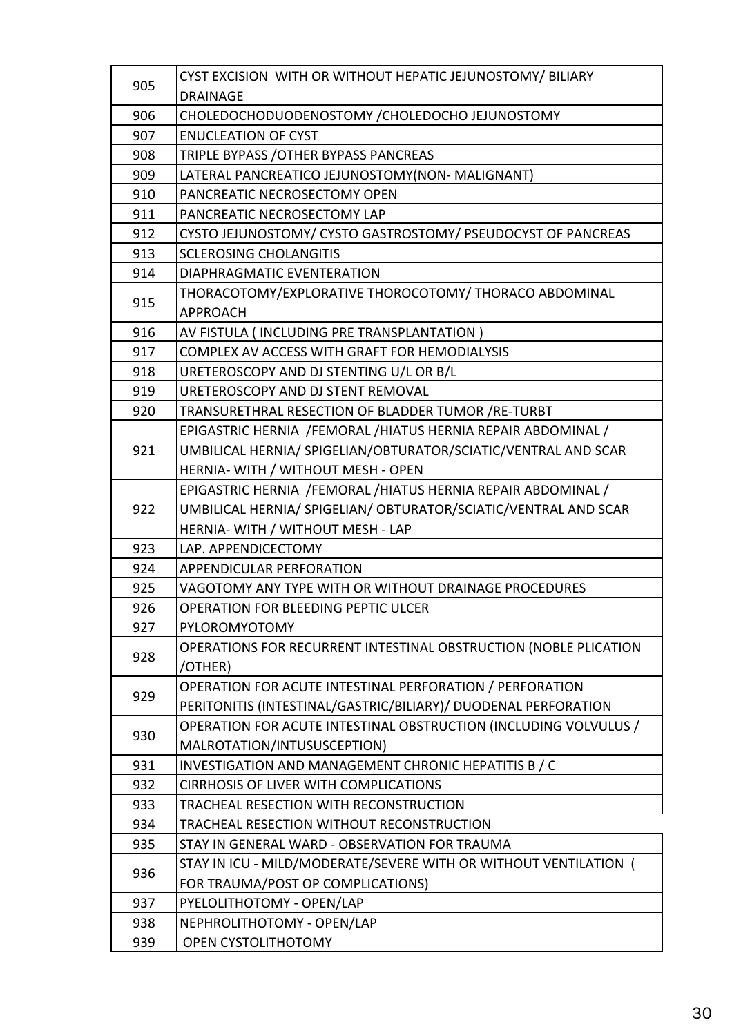| | |
|---|---|
| 905 | CYST EXCISION WITH OR WITHOUT HEPATIC JEJUNOSTOMY/ BILIARY DRAINAGE |
| 906 | CHOLEDOCHODUODENOSTOMY /CHOLEDOCHO JEJUNOSTOMY |
| 907 | ENUCLEATION OF CYST |
| 908 | TRIPLE BYPASS /OTHER BYPASS PANCREAS |
| 909 | LATERAL PANCREATICO JEJUNOSTOMY(NON- MALIGNANT) |
| 910 | PANCREATIC NECROSECTOMY OPEN |
| 911 | PANCREATIC NECROSECTOMY LAP |
| 912 | CYSTO JEJUNOSTOMY/ CYSTO GASTROSTOMY/ PSEUDOCYST OF PANCREAS |
| 913 | SCLEROSING CHOLANGITIS |
| 914 | DIAPHRAGMATIC EVENTERATION |
| 915 | THORACOTOMY/EXPLORATIVE THOROCOTOMY/ THORACO ABDOMINAL APPROACH |
| 916 | AV FISTULA ( INCLUDING PRE TRANSPLANTATION ) |
| 917 | COMPLEX AV ACCESS WITH GRAFT FOR HEMODIALYSIS |
| 918 | URETEROSCOPY AND DJ STENTING U/L OR B/L |
| 919 | URETEROSCOPY AND DJ STENT REMOVAL |
| 920 | TRANSURETHRAL RESECTION OF BLADDER TUMOR /RE-TURBT |
| 921 | EPIGASTRIC HERNIA /FEMORAL /HIATUS HERNIA REPAIR ABDOMINAL / UMBILICAL HERNIA/ SPIGELIAN/OBTURATOR/SCIATIC/VENTRAL AND SCAR HERNIA- WITH / WITHOUT MESH - OPEN |
| 922 | EPIGASTRIC HERNIA /FEMORAL /HIATUS HERNIA REPAIR ABDOMINAL / UMBILICAL HERNIA/ SPIGELIAN/ OBTURATOR/SCIATIC/VENTRAL AND SCAR HERNIA- WITH / WITHOUT MESH - LAP |
| 923 | LAP. APPENDICECTOMY |
| 924 | APPENDICULAR PERFORATION |
| 925 | VAGOTOMY ANY TYPE WITH OR WITHOUT DRAINAGE PROCEDURES |
| 926 | OPERATION FOR BLEEDING PEPTIC ULCER |
| 927 | PYLOROMYOTOMY |
| 928 | OPERATIONS FOR RECURRENT INTESTINAL OBSTRUCTION (NOBLE PLICATION /OTHER) |
| 929 | OPERATION FOR ACUTE INTESTINAL PERFORATION / PERFORATION PERITONITIS (INTESTINAL/GASTRIC/BILIARY)/ DUODENAL PERFORATION |
| 930 | OPERATION FOR ACUTE INTESTINAL OBSTRUCTION (INCLUDING VOLVULUS / MALROTATION/INTUSUSCEPTION) |
| 931 | INVESTIGATION AND MANAGEMENT CHRONIC HEPATITIS B / C |
| 932 | CIRRHOSIS OF LIVER WITH COMPLICATIONS |
| 933 | TRACHEAL RESECTION WITH RECONSTRUCTION |
| 934 | TRACHEAL RESECTION WITHOUT RECONSTRUCTION |
| 935 | STAY IN GENERAL WARD - OBSERVATION FOR TRAUMA |
| 936 | STAY IN ICU - MILD/MODERATE/SEVERE WITH OR WITHOUT VENTILATION ( FOR TRAUMA/POST OP COMPLICATIONS) |
| 937 | PYELOLITHOTOMY - OPEN/LAP |
| 938 | NEPHROLITHOTOMY - OPEN/LAP |
| 939 | OPEN CYSTOLITHOTOMY |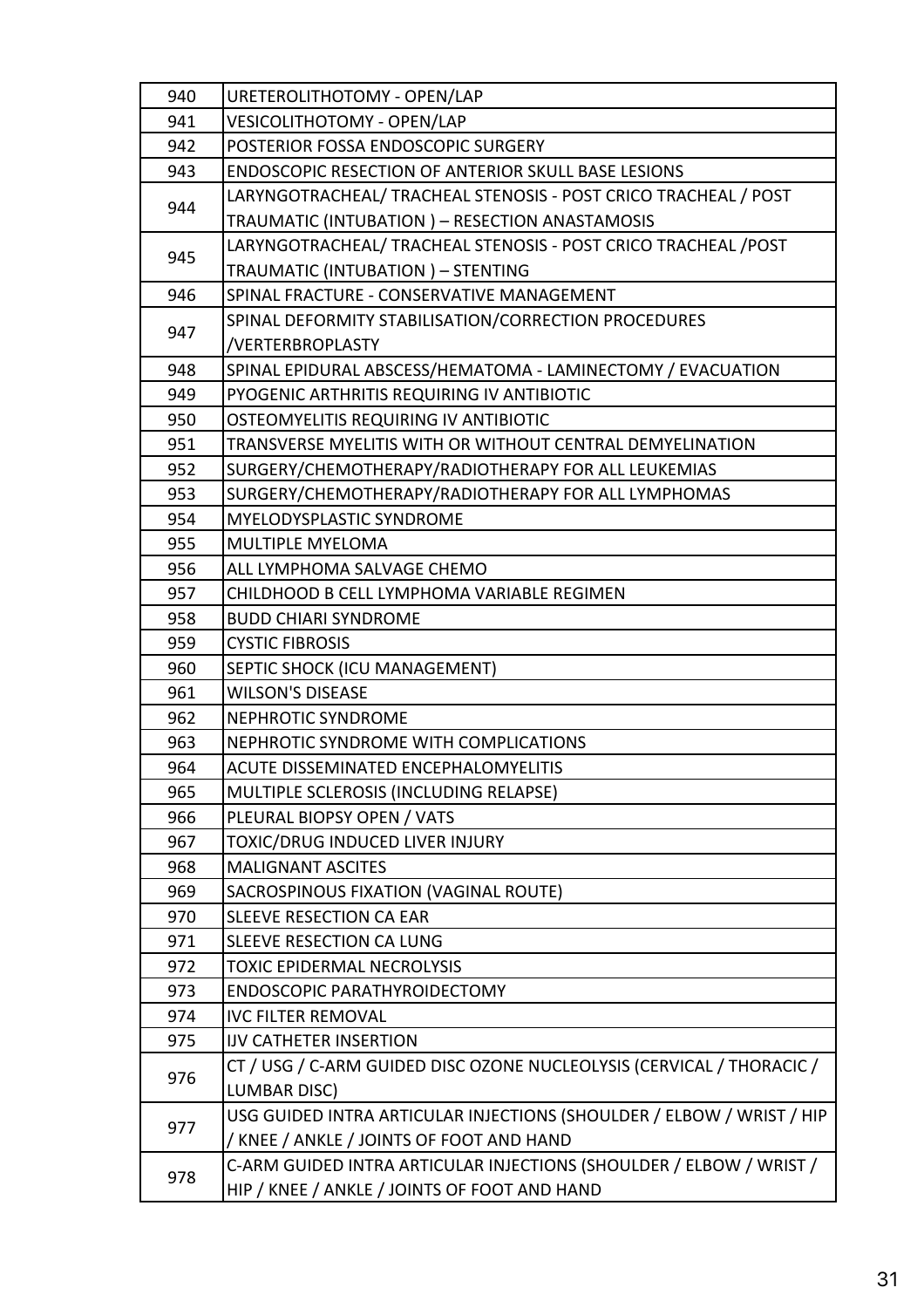| | |
|---|---|
| 940 | URETEROLITHOTOMY - OPEN/LAP |
| 941 | VESICOLITHOTOMY - OPEN/LAP |
| 942 | POSTERIOR FOSSA ENDOSCOPIC SURGERY |
| 943 | ENDOSCOPIC RESECTION OF ANTERIOR SKULL BASE LESIONS |
| 944 | LARYNGOTRACHEAL/ TRACHEAL STENOSIS - POST CRICO TRACHEAL / POST TRAUMATIC (INTUBATION ) – RESECTION ANASTAMOSIS |
| 945 | LARYNGOTRACHEAL/ TRACHEAL STENOSIS - POST CRICO TRACHEAL /POST TRAUMATIC (INTUBATION ) – STENTING |
| 946 | SPINAL FRACTURE - CONSERVATIVE MANAGEMENT |
| 947 | SPINAL DEFORMITY STABILISATION/CORRECTION PROCEDURES /VERTERBROPLASTY |
| 948 | SPINAL EPIDURAL ABSCESS/HEMATOMA - LAMINECTOMY / EVACUATION |
| 949 | PYOGENIC ARTHRITIS REQUIRING IV ANTIBIOTIC |
| 950 | OSTEOMYELITIS REQUIRING IV ANTIBIOTIC |
| 951 | TRANSVERSE MYELITIS WITH OR WITHOUT CENTRAL DEMYELINATION |
| 952 | SURGERY/CHEMOTHERAPY/RADIOTHERAPY FOR ALL LEUKEMIAS |
| 953 | SURGERY/CHEMOTHERAPY/RADIOTHERAPY FOR ALL LYMPHOMAS |
| 954 | MYELODYSPLASTIC SYNDROME |
| 955 | MULTIPLE MYELOMA |
| 956 | ALL LYMPHOMA SALVAGE CHEMO |
| 957 | CHILDHOOD B CELL LYMPHOMA VARIABLE REGIMEN |
| 958 | BUDD CHIARI SYNDROME |
| 959 | CYSTIC FIBROSIS |
| 960 | SEPTIC SHOCK (ICU MANAGEMENT) |
| 961 | WILSON'S DISEASE |
| 962 | NEPHROTIC SYNDROME |
| 963 | NEPHROTIC SYNDROME WITH COMPLICATIONS |
| 964 | ACUTE DISSEMINATED ENCEPHALOMYELITIS |
| 965 | MULTIPLE SCLEROSIS (INCLUDING RELAPSE) |
| 966 | PLEURAL BIOPSY OPEN / VATS |
| 967 | TOXIC/DRUG INDUCED LIVER INJURY |
| 968 | MALIGNANT ASCITES |
| 969 | SACROSPINOUS FIXATION (VAGINAL ROUTE) |
| 970 | SLEEVE RESECTION CA EAR |
| 971 | SLEEVE RESECTION CA LUNG |
| 972 | TOXIC EPIDERMAL NECROLYSIS |
| 973 | ENDOSCOPIC PARATHYROIDECTOMY |
| 974 | IVC FILTER REMOVAL |
| 975 | IJV CATHETER INSERTION |
| 976 | CT / USG / C-ARM GUIDED DISC OZONE NUCLEOLYSIS (CERVICAL / THORACIC / LUMBAR DISC) |
| 977 | USG GUIDED INTRA ARTICULAR INJECTIONS (SHOULDER / ELBOW / WRIST / HIP / KNEE / ANKLE / JOINTS OF FOOT AND HAND |
| 978 | C-ARM GUIDED INTRA ARTICULAR INJECTIONS (SHOULDER / ELBOW / WRIST / HIP / KNEE / ANKLE / JOINTS OF FOOT AND HAND |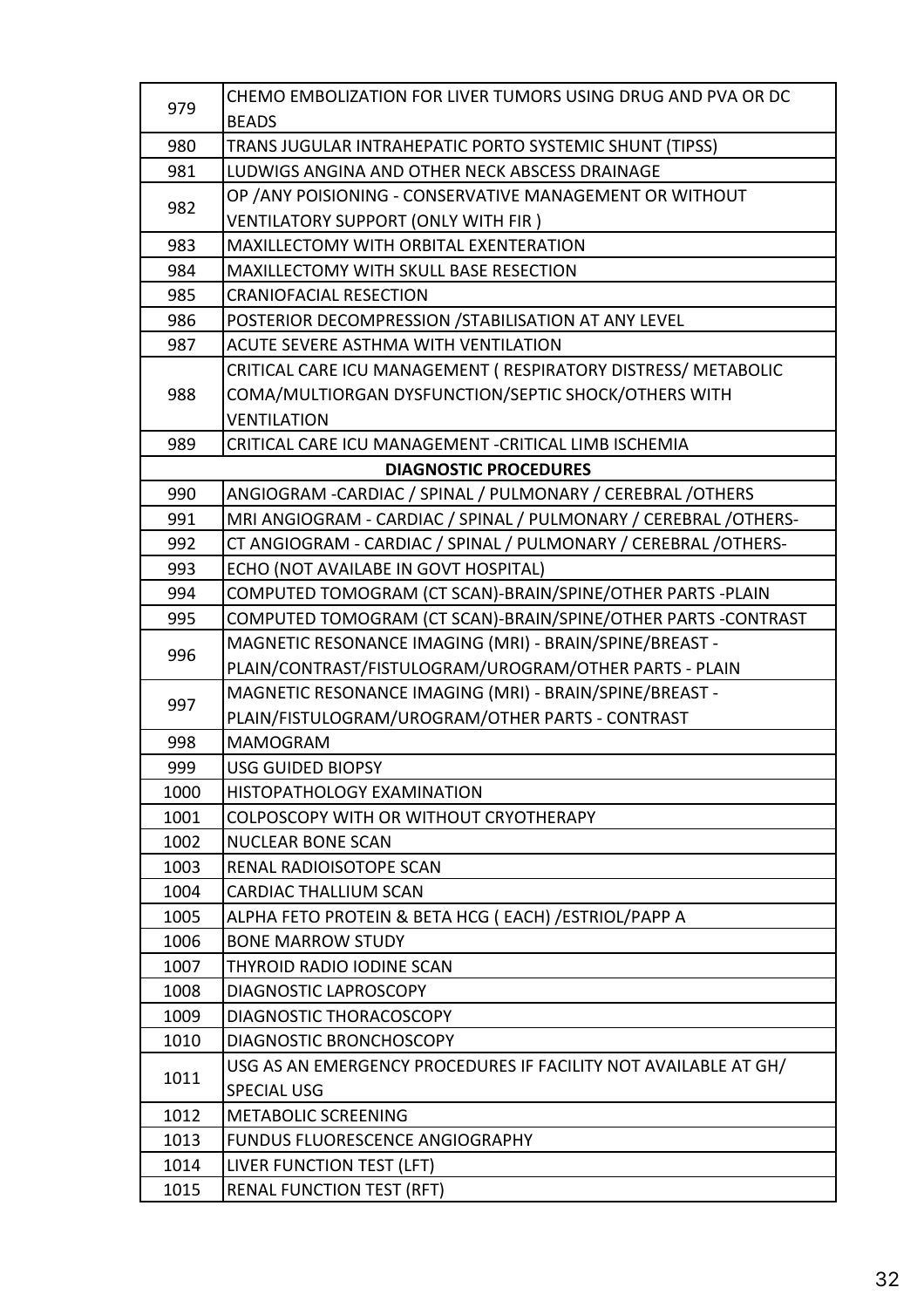| 979 | CHEMO EMBOLIZATION FOR LIVER TUMORS USING DRUG AND PVA OR DC BEADS |
|---|---|
| 980 | TRANS JUGULAR INTRAHEPATIC PORTO SYSTEMIC SHUNT (TIPSS) |
| 981 | LUDWIGS ANGINA AND OTHER NECK ABSCESS DRAINAGE |
| 982 | OP /ANY POISIONING - CONSERVATIVE MANAGEMENT OR WITHOUT VENTILATORY SUPPORT (ONLY WITH FIR ) |
| 983 | MAXILLECTOMY WITH ORBITAL EXENTERATION |
| 984 | MAXILLECTOMY WITH SKULL BASE RESECTION |
| 985 | CRANIOFACIAL RESECTION |
| 986 | POSTERIOR DECOMPRESSION /STABILISATION AT ANY LEVEL |
| 987 | ACUTE SEVERE ASTHMA WITH VENTILATION |
| 988 | CRITICAL CARE ICU MANAGEMENT ( RESPIRATORY DISTRESS/ METABOLIC COMA/MULTIORGAN DYSFUNCTION/SEPTIC SHOCK/OTHERS WITH VENTILATION |
| 989 | CRITICAL CARE ICU MANAGEMENT -CRITICAL LIMB ISCHEMIA |
| | **DIAGNOSTIC PROCEDURES** |
| 990 | ANGIOGRAM -CARDIAC / SPINAL / PULMONARY / CEREBRAL /OTHERS |
| 991 | MRI ANGIOGRAM - CARDIAC / SPINAL / PULMONARY / CEREBRAL /OTHERS- |
| 992 | CT ANGIOGRAM - CARDIAC / SPINAL / PULMONARY / CEREBRAL /OTHERS- |
| 993 | ECHO (NOT AVAILABE IN GOVT HOSPITAL) |
| 994 | COMPUTED TOMOGRAM (CT SCAN)-BRAIN/SPINE/OTHER PARTS -PLAIN |
| 995 | COMPUTED TOMOGRAM (CT SCAN)-BRAIN/SPINE/OTHER PARTS -CONTRAST |
| 996 | MAGNETIC RESONANCE IMAGING (MRI) - BRAIN/SPINE/BREAST - PLAIN/CONTRAST/FISTULOGRAM/UROGRAM/OTHER PARTS - PLAIN |
| 997 | MAGNETIC RESONANCE IMAGING (MRI) - BRAIN/SPINE/BREAST - PLAIN/FISTULOGRAM/UROGRAM/OTHER PARTS - CONTRAST |
| 998 | MAMOGRAM |
| 999 | USG GUIDED BIOPSY |
| 1000 | HISTOPATHOLOGY EXAMINATION |
| 1001 | COLPOSCOPY WITH OR WITHOUT CRYOTHERAPY |
| 1002 | NUCLEAR BONE SCAN |
| 1003 | RENAL RADIOISOTOPE SCAN |
| 1004 | CARDIAC THALLIUM SCAN |
| 1005 | ALPHA FETO PROTEIN & BETA HCG ( EACH) /ESTRIOL/PAPP A |
| 1006 | BONE MARROW STUDY |
| 1007 | THYROID RADIO IODINE SCAN |
| 1008 | DIAGNOSTIC LAPROSCOPY |
| 1009 | DIAGNOSTIC THORACOSCOPY |
| 1010 | DIAGNOSTIC BRONCHOSCOPY |
| 1011 | USG AS AN EMERGENCY PROCEDURES IF FACILITY NOT AVAILABLE AT GH/ SPECIAL USG |
| 1012 | METABOLIC SCREENING |
| 1013 | FUNDUS FLUORESCENCE ANGIOGRAPHY |
| 1014 | LIVER FUNCTION TEST (LFT) |
| 1015 | RENAL FUNCTION TEST (RFT) |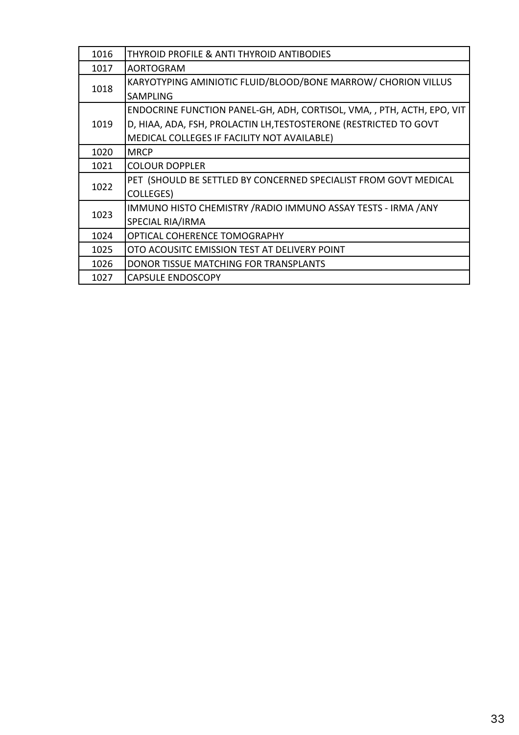| | |
|---|---|
| 1016 | THYROID PROFILE & ANTI THYROID ANTIBODIES |
| 1017 | AORTOGRAM |
| 1018 | KARYOTYPING AMINIOTIC FLUID/BLOOD/BONE MARROW/ CHORION VILLUS SAMPLING |
| 1019 | ENDOCRINE FUNCTION PANEL-GH, ADH, CORTISOL, VMA, , PTH, ACTH, EPO, VIT D, HIAA, ADA, FSH, PROLACTIN LH,TESTOSTERONE (RESTRICTED TO GOVT MEDICAL COLLEGES IF FACILITY NOT AVAILABLE) |
| 1020 | MRCP |
| 1021 | COLOUR DOPPLER |
| 1022 | PET (SHOULD BE SETTLED BY CONCERNED SPECIALIST FROM GOVT MEDICAL COLLEGES) |
| 1023 | IMMUNO HISTO CHEMISTRY /RADIO IMMUNO ASSAY TESTS - IRMA /ANY SPECIAL RIA/IRMA |
| 1024 | OPTICAL COHERENCE TOMOGRAPHY |
| 1025 | OTO ACOUSITC EMISSION TEST AT DELIVERY POINT |
| 1026 | DONOR TISSUE MATCHING FOR TRANSPLANTS |
| 1027 | CAPSULE ENDOSCOPY |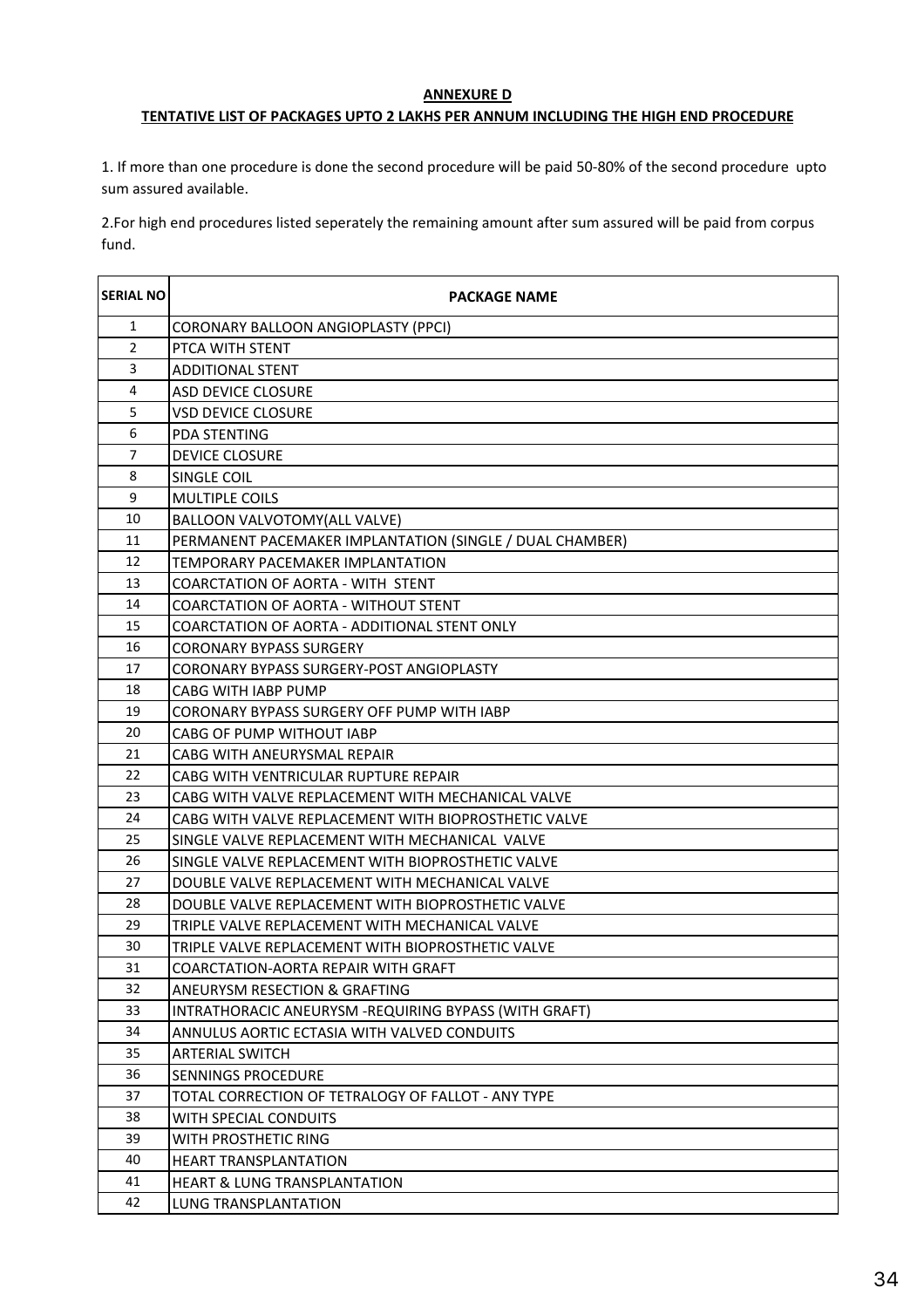**ANNEXURE D**

**TENTATIVE LIST OF PACKAGES UPTO 2 LAKHS PER ANNUM INCLUDING THE HIGH END PROCEDURE**

1. If more than one procedure is done the second procedure will be paid 50-80% of the second procedure upto sum assured available.

2.For high end procedures listed seperately the remaining amount after sum assured will be paid from corpus fund.

| SERIAL NO | PACKAGE NAME |
|---|---|
| 1 | CORONARY BALLOON ANGIOPLASTY (PPCI) |
| 2 | PTCA WITH STENT |
| 3 | ADDITIONAL STENT |
| 4 | ASD DEVICE CLOSURE |
| 5 | VSD DEVICE CLOSURE |
| 6 | PDA STENTING |
| 7 | DEVICE CLOSURE |
| 8 | SINGLE COIL |
| 9 | MULTIPLE COILS |
| 10 | BALLOON VALVOTOMY(ALL VALVE) |
| 11 | PERMANENT PACEMAKER IMPLANTATION (SINGLE / DUAL CHAMBER) |
| 12 | TEMPORARY PACEMAKER IMPLANTATION |
| 13 | COARCTATION OF AORTA - WITH STENT |
| 14 | COARCTATION OF AORTA - WITHOUT STENT |
| 15 | COARCTATION OF AORTA - ADDITIONAL STENT ONLY |
| 16 | CORONARY BYPASS SURGERY |
| 17 | CORONARY BYPASS SURGERY-POST ANGIOPLASTY |
| 18 | CABG WITH IABP PUMP |
| 19 | CORONARY BYPASS SURGERY OFF PUMP WITH IABP |
| 20 | CABG OF PUMP WITHOUT IABP |
| 21 | CABG WITH ANEURYSMAL REPAIR |
| 22 | CABG WITH VENTRICULAR RUPTURE REPAIR |
| 23 | CABG WITH VALVE REPLACEMENT WITH MECHANICAL VALVE |
| 24 | CABG WITH VALVE REPLACEMENT WITH BIOPROSTHETIC VALVE |
| 25 | SINGLE VALVE REPLACEMENT WITH MECHANICAL VALVE |
| 26 | SINGLE VALVE REPLACEMENT WITH BIOPROSTHETIC VALVE |
| 27 | DOUBLE VALVE REPLACEMENT WITH MECHANICAL VALVE |
| 28 | DOUBLE VALVE REPLACEMENT WITH BIOPROSTHETIC VALVE |
| 29 | TRIPLE VALVE REPLACEMENT WITH MECHANICAL VALVE |
| 30 | TRIPLE VALVE REPLACEMENT WITH BIOPROSTHETIC VALVE |
| 31 | COARCTATION-AORTA REPAIR WITH GRAFT |
| 32 | ANEURYSM RESECTION & GRAFTING |
| 33 | INTRATHORACIC ANEURYSM -REQUIRING BYPASS (WITH GRAFT) |
| 34 | ANNULUS AORTIC ECTASIA WITH VALVED CONDUITS |
| 35 | ARTERIAL SWITCH |
| 36 | SENNINGS PROCEDURE |
| 37 | TOTAL CORRECTION OF TETRALOGY OF FALLOT - ANY TYPE |
| 38 | WITH SPECIAL CONDUITS |
| 39 | WITH PROSTHETIC RING |
| 40 | HEART TRANSPLANTATION |
| 41 | HEART & LUNG TRANSPLANTATION |
| 42 | LUNG TRANSPLANTATION |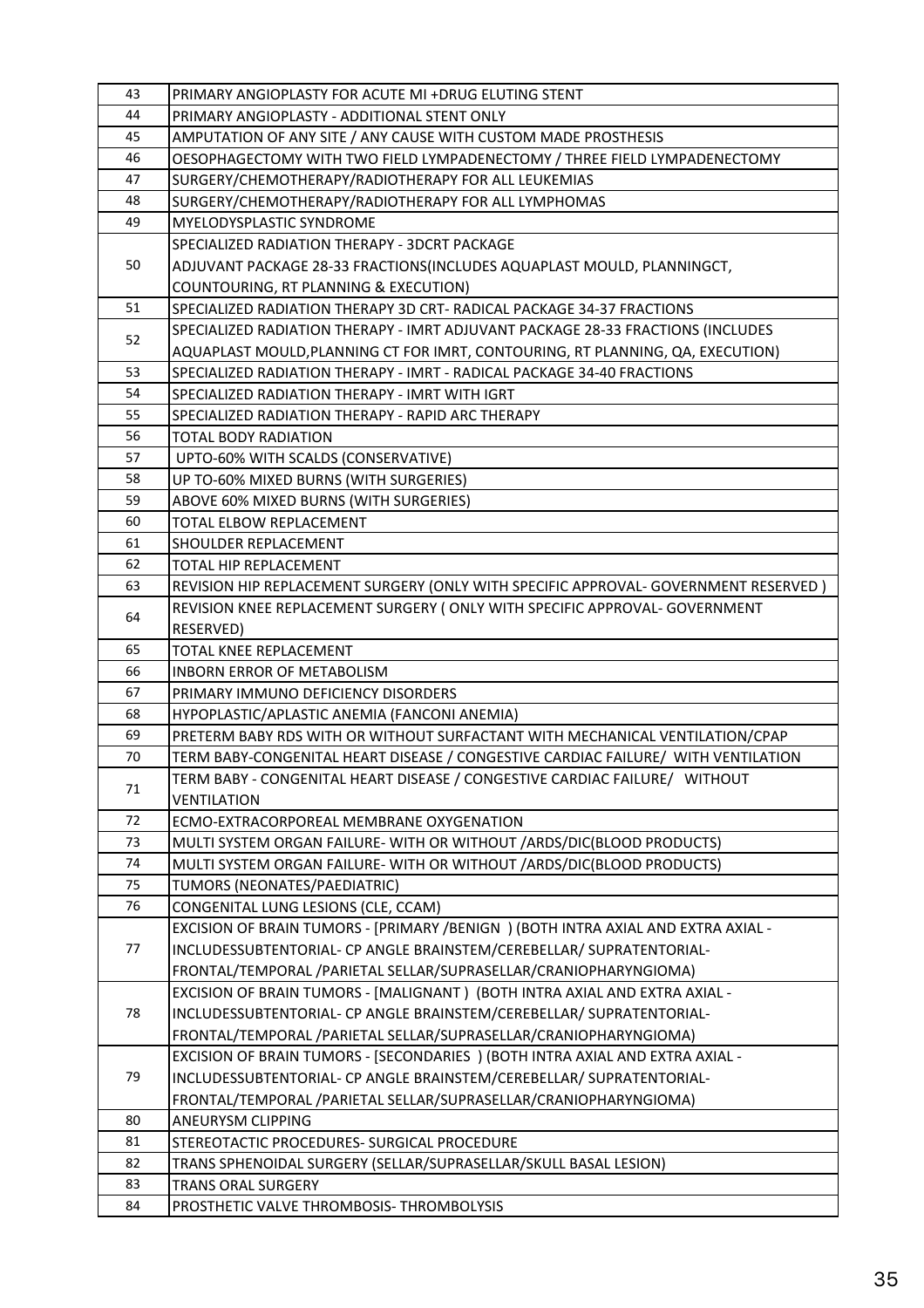| | |
|---|---|
| 43 | PRIMARY ANGIOPLASTY FOR ACUTE MI +DRUG ELUTING STENT |
| 44 | PRIMARY ANGIOPLASTY - ADDITIONAL STENT ONLY |
| 45 | AMPUTATION OF ANY SITE / ANY CAUSE WITH CUSTOM MADE PROSTHESIS |
| 46 | OESOPHAGECTOMY WITH TWO FIELD LYMPADENECTOMY / THREE FIELD LYMPADENECTOMY |
| 47 | SURGERY/CHEMOTHERAPY/RADIOTHERAPY FOR ALL LEUKEMIAS |
| 48 | SURGERY/CHEMOTHERAPY/RADIOTHERAPY FOR ALL LYMPHOMAS |
| 49 | MYELODYSPLASTIC SYNDROME |
| 50 | SPECIALIZED RADIATION THERAPY - 3DCRT PACKAGE ADJUVANT PACKAGE 28-33 FRACTIONS(INCLUDES AQUAPLAST MOULD, PLANNINGCT, COUNTOURING, RT PLANNING & EXECUTION) |
| 51 | SPECIALIZED RADIATION THERAPY 3D CRT- RADICAL PACKAGE 34-37 FRACTIONS |
| 52 | SPECIALIZED RADIATION THERAPY - IMRT ADJUVANT PACKAGE 28-33 FRACTIONS (INCLUDES AQUAPLAST MOULD,PLANNING CT FOR IMRT, CONTOURING, RT PLANNING, QA, EXECUTION) |
| 53 | SPECIALIZED RADIATION THERAPY - IMRT - RADICAL PACKAGE 34-40 FRACTIONS |
| 54 | SPECIALIZED RADIATION THERAPY - IMRT WITH IGRT |
| 55 | SPECIALIZED RADIATION THERAPY - RAPID ARC THERAPY |
| 56 | TOTAL BODY RADIATION |
| 57 | UPTO-60% WITH SCALDS (CONSERVATIVE) |
| 58 | UP TO-60% MIXED BURNS (WITH SURGERIES) |
| 59 | ABOVE 60% MIXED BURNS (WITH SURGERIES) |
| 60 | TOTAL ELBOW REPLACEMENT |
| 61 | SHOULDER REPLACEMENT |
| 62 | TOTAL HIP REPLACEMENT |
| 63 | REVISION HIP REPLACEMENT SURGERY (ONLY WITH SPECIFIC APPROVAL- GOVERNMENT RESERVED ) |
| 64 | REVISION KNEE REPLACEMENT SURGERY ( ONLY WITH SPECIFIC APPROVAL- GOVERNMENT RESERVED) |
| 65 | TOTAL KNEE REPLACEMENT |
| 66 | INBORN ERROR OF METABOLISM |
| 67 | PRIMARY IMMUNO DEFICIENCY DISORDERS |
| 68 | HYPOPLASTIC/APLASTIC ANEMIA (FANCONI ANEMIA) |
| 69 | PRETERM BABY RDS WITH OR WITHOUT SURFACTANT WITH MECHANICAL VENTILATION/CPAP |
| 70 | TERM BABY-CONGENITAL HEART DISEASE / CONGESTIVE CARDIAC FAILURE/ WITH VENTILATION |
| 71 | TERM BABY - CONGENITAL HEART DISEASE / CONGESTIVE CARDIAC FAILURE/ WITHOUT VENTILATION |
| 72 | ECMO-EXTRACORPOREAL MEMBRANE OXYGENATION |
| 73 | MULTI SYSTEM ORGAN FAILURE- WITH OR WITHOUT /ARDS/DIC(BLOOD PRODUCTS) |
| 74 | MULTI SYSTEM ORGAN FAILURE- WITH OR WITHOUT /ARDS/DIC(BLOOD PRODUCTS) |
| 75 | TUMORS (NEONATES/PAEDIATRIC) |
| 76 | CONGENITAL LUNG LESIONS (CLE, CCAM) |
| 77 | EXCISION OF BRAIN TUMORS - [PRIMARY /BENIGN ) (BOTH INTRA AXIAL AND EXTRA AXIAL - INCLUDESSUBTENTORIAL- CP ANGLE BRAINSTEM/CEREBELLAR/ SUPRATENTORIAL-FRONTAL/TEMPORAL /PARIETAL SELLAR/SUPRASELLAR/CRANIOPHARYNGIOMA) |
| 78 | EXCISION OF BRAIN TUMORS - [MALIGNANT ) (BOTH INTRA AXIAL AND EXTRA AXIAL - INCLUDESSUBTENTORIAL- CP ANGLE BRAINSTEM/CEREBELLAR/ SUPRATENTORIAL-FRONTAL/TEMPORAL /PARIETAL SELLAR/SUPRASELLAR/CRANIOPHARYNGIOMA) |
| 79 | EXCISION OF BRAIN TUMORS - [SECONDARIES ) (BOTH INTRA AXIAL AND EXTRA AXIAL - INCLUDESSUBTENTORIAL- CP ANGLE BRAINSTEM/CEREBELLAR/ SUPRATENTORIAL-FRONTAL/TEMPORAL /PARIETAL SELLAR/SUPRASELLAR/CRANIOPHARYNGIOMA) |
| 80 | ANEURYSM CLIPPING |
| 81 | STEREOTACTIC PROCEDURES- SURGICAL PROCEDURE |
| 82 | TRANS SPHENOIDAL SURGERY (SELLAR/SUPRASELLAR/SKULL BASAL LESION) |
| 83 | TRANS ORAL SURGERY |
| 84 | PROSTHETIC VALVE THROMBOSIS- THROMBOLYSIS |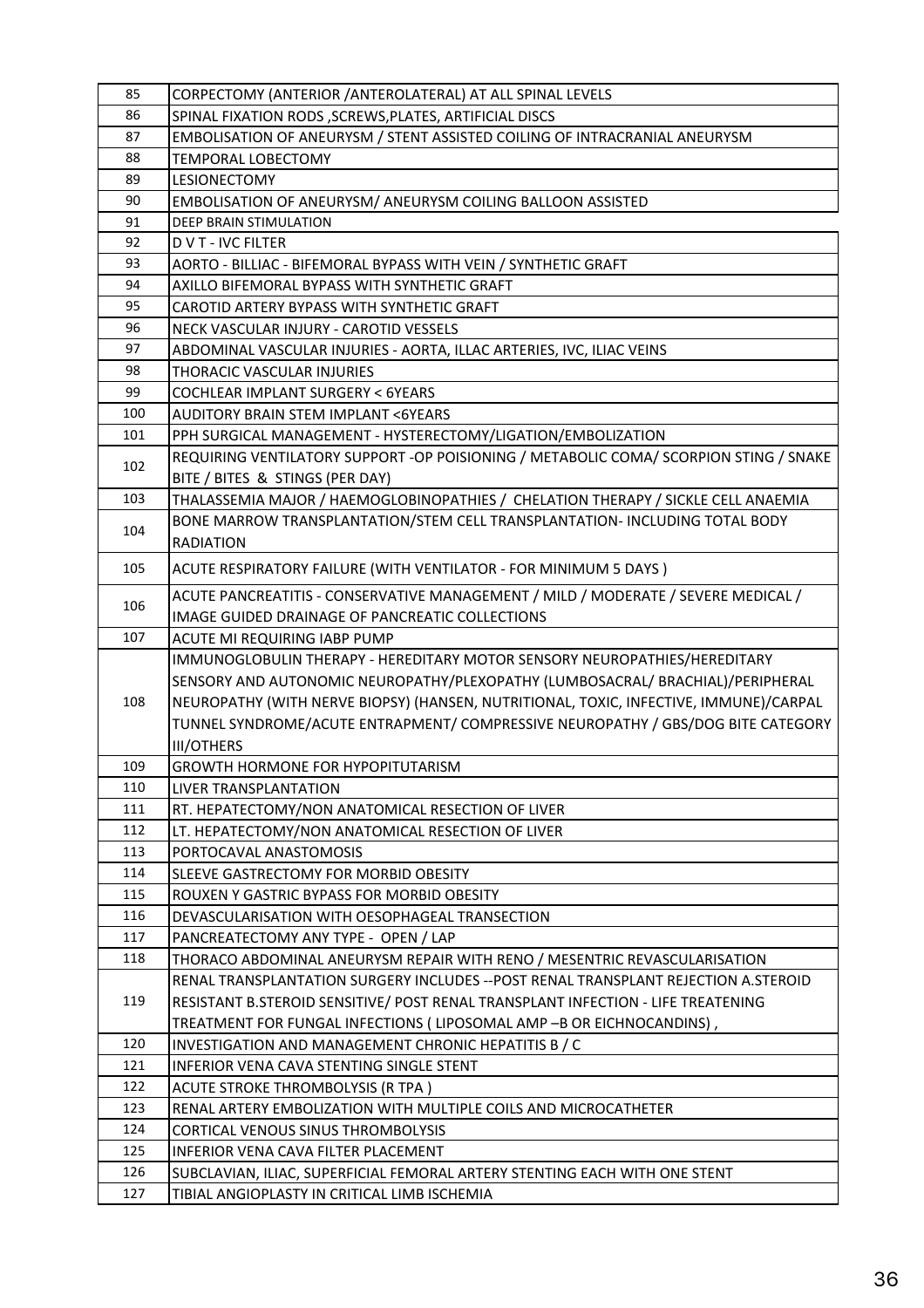| | |
|---|---|
| 85 | CORPECTOMY (ANTERIOR /ANTEROLATERAL) AT ALL SPINAL LEVELS |
| 86 | SPINAL FIXATION RODS ,SCREWS,PLATES, ARTIFICIAL DISCS |
| 87 | EMBOLISATION OF ANEURYSM / STENT ASSISTED COILING OF INTRACRANIAL ANEURYSM |
| 88 | TEMPORAL LOBECTOMY |
| 89 | LESIONECTOMY |
| 90 | EMBOLISATION OF ANEURYSM/ ANEURYSM COILING BALLOON ASSISTED |
| 91 | DEEP BRAIN STIMULATION |
| 92 | D V T - IVC FILTER |
| 93 | AORTO - BILLIAC - BIFEMORAL BYPASS WITH VEIN / SYNTHETIC GRAFT |
| 94 | AXILLO BIFEMORAL BYPASS WITH SYNTHETIC GRAFT |
| 95 | CAROTID ARTERY BYPASS WITH SYNTHETIC GRAFT |
| 96 | NECK VASCULAR INJURY - CAROTID VESSELS |
| 97 | ABDOMINAL VASCULAR INJURIES - AORTA, ILLAC ARTERIES, IVC, ILIAC VEINS |
| 98 | THORACIC VASCULAR INJURIES |
| 99 | COCHLEAR IMPLANT SURGERY < 6YEARS |
| 100 | AUDITORY BRAIN STEM IMPLANT <6YEARS |
| 101 | PPH SURGICAL MANAGEMENT - HYSTERECTOMY/LIGATION/EMBOLIZATION |
| 102 | REQUIRING VENTILATORY SUPPORT -OP POISIONING / METABOLIC COMA/ SCORPION STING / SNAKE BITE / BITES & STINGS (PER DAY) |
| 103 | THALASSEMIA MAJOR / HAEMOGLOBINOPATHIES / CHELATION THERAPY / SICKLE CELL ANAEMIA |
| 104 | BONE MARROW TRANSPLANTATION/STEM CELL TRANSPLANTATION- INCLUDING TOTAL BODY RADIATION |
| 105 | ACUTE RESPIRATORY FAILURE (WITH VENTILATOR - FOR MINIMUM 5 DAYS ) |
| 106 | ACUTE PANCREATITIS - CONSERVATIVE MANAGEMENT / MILD / MODERATE / SEVERE MEDICAL / IMAGE GUIDED DRAINAGE OF PANCREATIC COLLECTIONS |
| 107 | ACUTE MI REQUIRING IABP PUMP |
| 108 | IMMUNOGLOBULIN THERAPY - HEREDITARY MOTOR SENSORY NEUROPATHIES/HEREDITARY SENSORY AND AUTONOMIC NEUROPATHY/PLEXOPATHY (LUMBOSACRAL/ BRACHIAL)/PERIPHERAL NEUROPATHY (WITH NERVE BIOPSY) (HANSEN, NUTRITIONAL, TOXIC, INFECTIVE, IMMUNE)/CARPAL TUNNEL SYNDROME/ACUTE ENTRAPMENT/ COMPRESSIVE NEUROPATHY / GBS/DOG BITE CATEGORY III/OTHERS |
| 109 | GROWTH HORMONE FOR HYPOPITUTARISM |
| 110 | LIVER TRANSPLANTATION |
| 111 | RT. HEPATECTOMY/NON ANATOMICAL RESECTION OF LIVER |
| 112 | LT. HEPATECTOMY/NON ANATOMICAL RESECTION OF LIVER |
| 113 | PORTOCAVAL ANASTOMOSIS |
| 114 | SLEEVE GASTRECTOMY FOR MORBID OBESITY |
| 115 | ROUXEN Y GASTRIC BYPASS FOR MORBID OBESITY |
| 116 | DEVASCULARISATION WITH OESOPHAGEAL TRANSECTION |
| 117 | PANCREATECTOMY ANY TYPE - OPEN / LAP |
| 118 | THORACO ABDOMINAL ANEURYSM REPAIR WITH RENO / MESENTRIC REVASCULARISATION |
| 119 | RENAL TRANSPLANTATION SURGERY INCLUDES --POST RENAL TRANSPLANT REJECTION A.STEROID RESISTANT B.STEROID SENSITIVE/ POST RENAL TRANSPLANT INFECTION - LIFE TREATENING TREATMENT FOR FUNGAL INFECTIONS ( LIPOSOMAL AMP –B OR EICHNOCANDINS) , |
| 120 | INVESTIGATION AND MANAGEMENT CHRONIC HEPATITIS B / C |
| 121 | INFERIOR VENA CAVA STENTING SINGLE STENT |
| 122 | ACUTE STROKE THROMBOLYSIS (R TPA ) |
| 123 | RENAL ARTERY EMBOLIZATION WITH MULTIPLE COILS AND MICROCATHETER |
| 124 | CORTICAL VENOUS SINUS THROMBOLYSIS |
| 125 | INFERIOR VENA CAVA FILTER PLACEMENT |
| 126 | SUBCLAVIAN, ILIAC, SUPERFICIAL FEMORAL ARTERY STENTING EACH WITH ONE STENT |
| 127 | TIBIAL ANGIOPLASTY IN CRITICAL LIMB ISCHEMIA |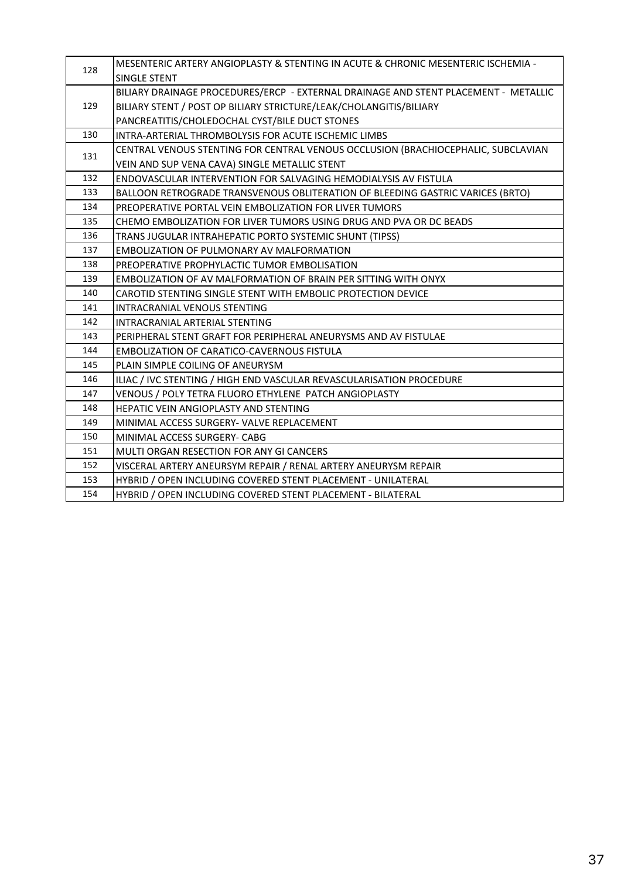| | |
|---|---|
| 128 | MESENTERIC ARTERY ANGIOPLASTY & STENTING IN ACUTE & CHRONIC MESENTERIC ISCHEMIA - SINGLE STENT |
| 129 | BILIARY DRAINAGE PROCEDURES/ERCP - EXTERNAL DRAINAGE AND STENT PLACEMENT - METALLIC BILIARY STENT / POST OP BILIARY STRICTURE/LEAK/CHOLANGITIS/BILIARY PANCREATITIS/CHOLEDOCHAL CYST/BILE DUCT STONES |
| 130 | INTRA-ARTERIAL THROMBOLYSIS FOR ACUTE ISCHEMIC LIMBS |
| 131 | CENTRAL VENOUS STENTING FOR CENTRAL VENOUS OCCLUSION (BRACHIOCEPHALIC, SUBCLAVIAN VEIN AND SUP VENA CAVA) SINGLE METALLIC STENT |
| 132 | ENDOVASCULAR INTERVENTION FOR SALVAGING HEMODIALYSIS AV FISTULA |
| 133 | BALLOON RETROGRADE TRANSVENOUS OBLITERATION OF BLEEDING GASTRIC VARICES (BRTO) |
| 134 | PREOPERATIVE PORTAL VEIN EMBOLIZATION FOR LIVER TUMORS |
| 135 | CHEMO EMBOLIZATION FOR LIVER TUMORS USING DRUG AND PVA OR DC BEADS |
| 136 | TRANS JUGULAR INTRAHEPATIC PORTO SYSTEMIC SHUNT (TIPSS) |
| 137 | EMBOLIZATION OF PULMONARY AV MALFORMATION |
| 138 | PREOPERATIVE PROPHYLACTIC TUMOR EMBOLISATION |
| 139 | EMBOLIZATION OF AV MALFORMATION OF BRAIN PER SITTING WITH ONYX |
| 140 | CAROTID STENTING SINGLE STENT WITH EMBOLIC PROTECTION DEVICE |
| 141 | INTRACRANIAL VENOUS STENTING |
| 142 | INTRACRANIAL ARTERIAL STENTING |
| 143 | PERIPHERAL STENT GRAFT FOR PERIPHERAL ANEURYSMS AND AV FISTULAE |
| 144 | EMBOLIZATION OF CARATICO-CAVERNOUS FISTULA |
| 145 | PLAIN SIMPLE COILING OF ANEURYSM |
| 146 | ILIAC / IVC STENTING / HIGH END VASCULAR REVASCULARISATION PROCEDURE |
| 147 | VENOUS / POLY TETRA FLUORO ETHYLENE PATCH ANGIOPLASTY |
| 148 | HEPATIC VEIN ANGIOPLASTY AND STENTING |
| 149 | MINIMAL ACCESS SURGERY- VALVE REPLACEMENT |
| 150 | MINIMAL ACCESS SURGERY- CABG |
| 151 | MULTI ORGAN RESECTION FOR ANY GI CANCERS |
| 152 | VISCERAL ARTERY ANEURSYM REPAIR / RENAL ARTERY ANEURYSM REPAIR |
| 153 | HYBRID / OPEN INCLUDING COVERED STENT PLACEMENT - UNILATERAL |
| 154 | HYBRID / OPEN INCLUDING COVERED STENT PLACEMENT - BILATERAL |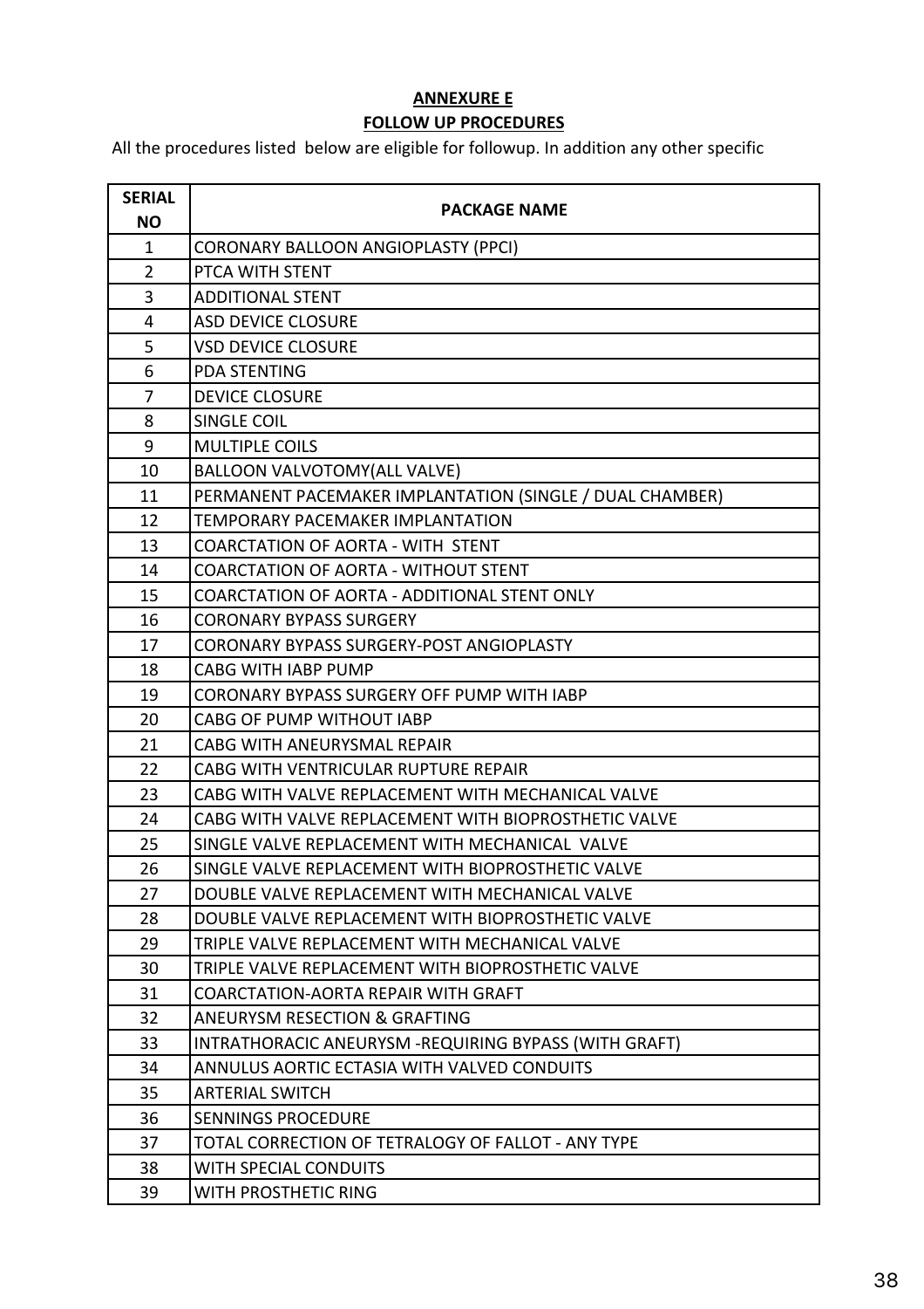## ANNEXURE E

## FOLLOW UP PROCEDURES

All the procedures listed below are eligible for followup. In addition any other specific

| SERIAL NO | PACKAGE NAME |
|---|---|
| 1 | CORONARY BALLOON ANGIOPLASTY (PPCI) |
| 2 | PTCA WITH STENT |
| 3 | ADDITIONAL STENT |
| 4 | ASD DEVICE CLOSURE |
| 5 | VSD DEVICE CLOSURE |
| 6 | PDA STENTING |
| 7 | DEVICE CLOSURE |
| 8 | SINGLE COIL |
| 9 | MULTIPLE COILS |
| 10 | BALLOON VALVOTOMY(ALL VALVE) |
| 11 | PERMANENT PACEMAKER IMPLANTATION (SINGLE / DUAL CHAMBER) |
| 12 | TEMPORARY PACEMAKER IMPLANTATION |
| 13 | COARCTATION OF AORTA - WITH STENT |
| 14 | COARCTATION OF AORTA - WITHOUT STENT |
| 15 | COARCTATION OF AORTA - ADDITIONAL STENT ONLY |
| 16 | CORONARY BYPASS SURGERY |
| 17 | CORONARY BYPASS SURGERY-POST ANGIOPLASTY |
| 18 | CABG WITH IABP PUMP |
| 19 | CORONARY BYPASS SURGERY OFF PUMP WITH IABP |
| 20 | CABG OF PUMP WITHOUT IABP |
| 21 | CABG WITH ANEURYSMAL REPAIR |
| 22 | CABG WITH VENTRICULAR RUPTURE REPAIR |
| 23 | CABG WITH VALVE REPLACEMENT WITH MECHANICAL VALVE |
| 24 | CABG WITH VALVE REPLACEMENT WITH BIOPROSTHETIC VALVE |
| 25 | SINGLE VALVE REPLACEMENT WITH MECHANICAL VALVE |
| 26 | SINGLE VALVE REPLACEMENT WITH BIOPROSTHETIC VALVE |
| 27 | DOUBLE VALVE REPLACEMENT WITH MECHANICAL VALVE |
| 28 | DOUBLE VALVE REPLACEMENT WITH BIOPROSTHETIC VALVE |
| 29 | TRIPLE VALVE REPLACEMENT WITH MECHANICAL VALVE |
| 30 | TRIPLE VALVE REPLACEMENT WITH BIOPROSTHETIC VALVE |
| 31 | COARCTATION-AORTA REPAIR WITH GRAFT |
| 32 | ANEURYSM RESECTION & GRAFTING |
| 33 | INTRATHORACIC ANEURYSM -REQUIRING BYPASS (WITH GRAFT) |
| 34 | ANNULUS AORTIC ECTASIA WITH VALVED CONDUITS |
| 35 | ARTERIAL SWITCH |
| 36 | SENNINGS PROCEDURE |
| 37 | TOTAL CORRECTION OF TETRALOGY OF FALLOT - ANY TYPE |
| 38 | WITH SPECIAL CONDUITS |
| 39 | WITH PROSTHETIC RING |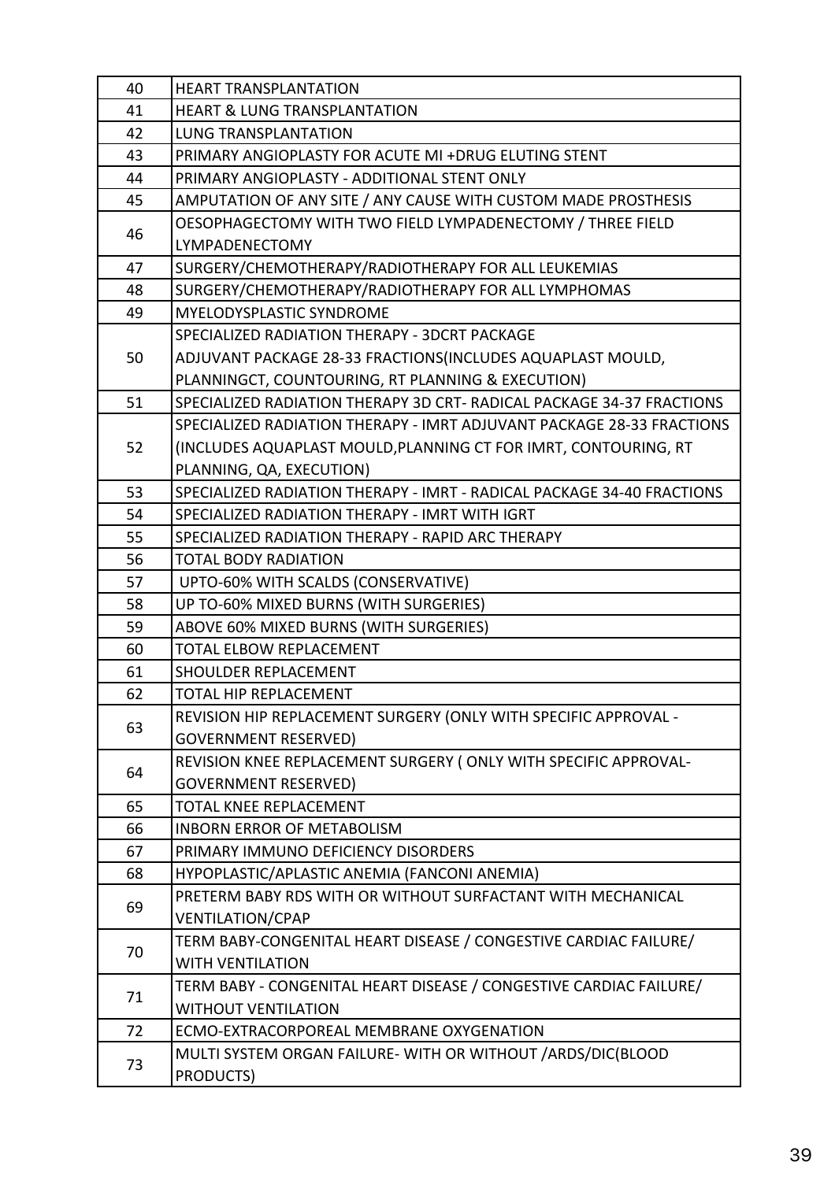| 40 | HEART TRANSPLANTATION |
|---|---|
| 41 | HEART & LUNG TRANSPLANTATION |
| 42 | LUNG TRANSPLANTATION |
| 43 | PRIMARY ANGIOPLASTY FOR ACUTE MI +DRUG ELUTING STENT |
| 44 | PRIMARY ANGIOPLASTY - ADDITIONAL STENT ONLY |
| 45 | AMPUTATION OF ANY SITE / ANY CAUSE WITH CUSTOM MADE PROSTHESIS |
| 46 | OESOPHAGECTOMY WITH TWO FIELD LYMPADENECTOMY / THREE FIELD LYMPADENECTOMY |
| 47 | SURGERY/CHEMOTHERAPY/RADIOTHERAPY FOR ALL LEUKEMIAS |
| 48 | SURGERY/CHEMOTHERAPY/RADIOTHERAPY FOR ALL LYMPHOMAS |
| 49 | MYELODYSPLASTIC SYNDROME |
| 50 | SPECIALIZED RADIATION THERAPY - 3DCRT PACKAGE ADJUVANT PACKAGE 28-33 FRACTIONS(INCLUDES AQUAPLAST MOULD, PLANNINGCT, COUNTOURING, RT PLANNING & EXECUTION) |
| 51 | SPECIALIZED RADIATION THERAPY 3D CRT- RADICAL PACKAGE 34-37 FRACTIONS |
| 52 | SPECIALIZED RADIATION THERAPY - IMRT ADJUVANT PACKAGE 28-33 FRACTIONS (INCLUDES AQUAPLAST MOULD,PLANNING CT FOR IMRT, CONTOURING, RT PLANNING, QA, EXECUTION) |
| 53 | SPECIALIZED RADIATION THERAPY - IMRT - RADICAL PACKAGE 34-40 FRACTIONS |
| 54 | SPECIALIZED RADIATION THERAPY - IMRT WITH IGRT |
| 55 | SPECIALIZED RADIATION THERAPY - RAPID ARC THERAPY |
| 56 | TOTAL BODY RADIATION |
| 57 | UPTO-60% WITH SCALDS (CONSERVATIVE) |
| 58 | UP TO-60% MIXED BURNS (WITH SURGERIES) |
| 59 | ABOVE 60% MIXED BURNS (WITH SURGERIES) |
| 60 | TOTAL ELBOW REPLACEMENT |
| 61 | SHOULDER REPLACEMENT |
| 62 | TOTAL HIP REPLACEMENT |
| 63 | REVISION HIP REPLACEMENT SURGERY (ONLY WITH SPECIFIC APPROVAL - GOVERNMENT RESERVED) |
| 64 | REVISION KNEE REPLACEMENT SURGERY ( ONLY WITH SPECIFIC APPROVAL- GOVERNMENT RESERVED) |
| 65 | TOTAL KNEE REPLACEMENT |
| 66 | INBORN ERROR OF METABOLISM |
| 67 | PRIMARY IMMUNO DEFICIENCY DISORDERS |
| 68 | HYPOPLASTIC/APLASTIC ANEMIA (FANCONI ANEMIA) |
| 69 | PRETERM BABY RDS WITH OR WITHOUT SURFACTANT WITH MECHANICAL VENTILATION/CPAP |
| 70 | TERM BABY-CONGENITAL HEART DISEASE / CONGESTIVE CARDIAC FAILURE/ WITH VENTILATION |
| 71 | TERM BABY - CONGENITAL HEART DISEASE / CONGESTIVE CARDIAC FAILURE/ WITHOUT VENTILATION |
| 72 | ECMO-EXTRACORPOREAL MEMBRANE OXYGENATION |
| 73 | MULTI SYSTEM ORGAN FAILURE- WITH OR WITHOUT /ARDS/DIC(BLOOD PRODUCTS) |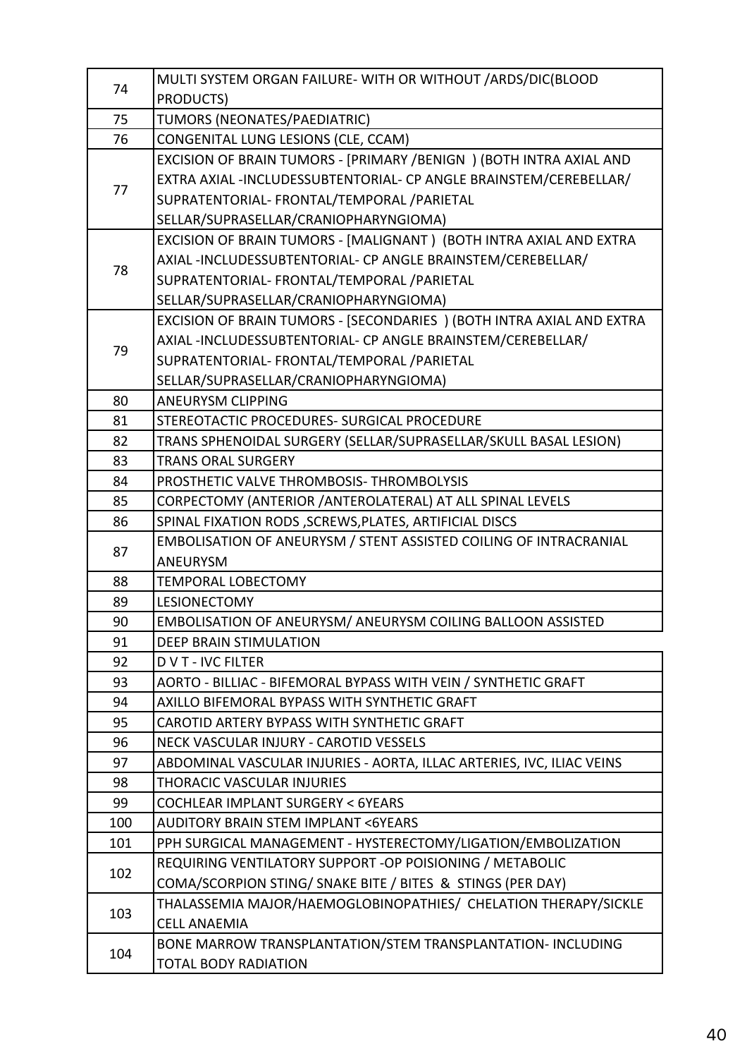| | |
|---|---|
| 74 | MULTI SYSTEM ORGAN FAILURE- WITH OR WITHOUT /ARDS/DIC(BLOOD PRODUCTS) |
| 75 | TUMORS (NEONATES/PAEDIATRIC) |
| 76 | CONGENITAL LUNG LESIONS (CLE, CCAM) |
| 77 | EXCISION OF BRAIN TUMORS - [PRIMARY /BENIGN ) (BOTH INTRA AXIAL AND EXTRA AXIAL -INCLUDESSUBTENTORIAL- CP ANGLE BRAINSTEM/CEREBELLAR/ SUPRATENTORIAL- FRONTAL/TEMPORAL /PARIETAL SELLAR/SUPRASELLAR/CRANIOPHARYNGIOMA) |
| 78 | EXCISION OF BRAIN TUMORS - [MALIGNANT ) (BOTH INTRA AXIAL AND EXTRA AXIAL -INCLUDESSUBTENTORIAL- CP ANGLE BRAINSTEM/CEREBELLAR/ SUPRATENTORIAL- FRONTAL/TEMPORAL /PARIETAL SELLAR/SUPRASELLAR/CRANIOPHARYNGIOMA) |
| 79 | EXCISION OF BRAIN TUMORS - [SECONDARIES ) (BOTH INTRA AXIAL AND EXTRA AXIAL -INCLUDESSUBTENTORIAL- CP ANGLE BRAINSTEM/CEREBELLAR/ SUPRATENTORIAL- FRONTAL/TEMPORAL /PARIETAL SELLAR/SUPRASELLAR/CRANIOPHARYNGIOMA) |
| 80 | ANEURYSM CLIPPING |
| 81 | STEREOTACTIC PROCEDURES- SURGICAL PROCEDURE |
| 82 | TRANS SPHENOIDAL SURGERY (SELLAR/SUPRASELLAR/SKULL BASAL LESION) |
| 83 | TRANS ORAL SURGERY |
| 84 | PROSTHETIC VALVE THROMBOSIS- THROMBOLYSIS |
| 85 | CORPECTOMY (ANTERIOR /ANTEROLATERAL) AT ALL SPINAL LEVELS |
| 86 | SPINAL FIXATION RODS ,SCREWS,PLATES, ARTIFICIAL DISCS |
| 87 | EMBOLISATION OF ANEURYSM / STENT ASSISTED COILING OF INTRACRANIAL ANEURYSM |
| 88 | TEMPORAL LOBECTOMY |
| 89 | LESIONECTOMY |
| 90 | EMBOLISATION OF ANEURYSM/ ANEURYSM COILING BALLOON ASSISTED |
| 91 | DEEP BRAIN STIMULATION |
| 92 | D V T - IVC FILTER |
| 93 | AORTO - BILLIAC - BIFEMORAL BYPASS WITH VEIN / SYNTHETIC GRAFT |
| 94 | AXILLO BIFEMORAL BYPASS WITH SYNTHETIC GRAFT |
| 95 | CAROTID ARTERY BYPASS WITH SYNTHETIC GRAFT |
| 96 | NECK VASCULAR INJURY - CAROTID VESSELS |
| 97 | ABDOMINAL VASCULAR INJURIES - AORTA, ILLAC ARTERIES, IVC, ILIAC VEINS |
| 98 | THORACIC VASCULAR INJURIES |
| 99 | COCHLEAR IMPLANT SURGERY < 6YEARS |
| 100 | AUDITORY BRAIN STEM IMPLANT <6YEARS |
| 101 | PPH SURGICAL MANAGEMENT - HYSTERECTOMY/LIGATION/EMBOLIZATION |
| 102 | REQUIRING VENTILATORY SUPPORT -OP POISIONING / METABOLIC COMA/SCORPION STING/ SNAKE BITE / BITES & STINGS (PER DAY) |
| 103 | THALASSEMIA MAJOR/HAEMOGLOBINOPATHIES/ CHELATION THERAPY/SICKLE CELL ANAEMIA |
| 104 | BONE MARROW TRANSPLANTATION/STEM TRANSPLANTATION- INCLUDING TOTAL BODY RADIATION |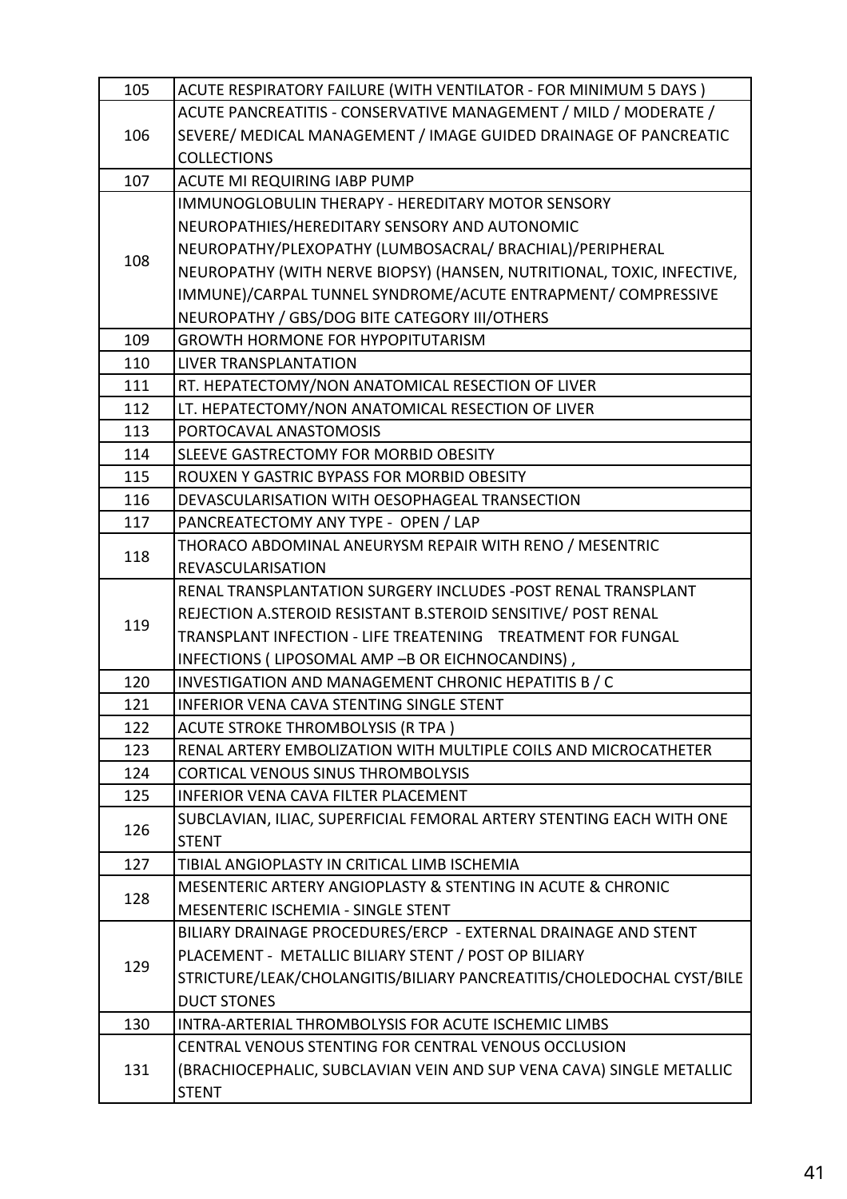| | |
|---|---|
| 105 | ACUTE RESPIRATORY FAILURE (WITH VENTILATOR - FOR MINIMUM 5 DAYS ) |
| 106 | ACUTE PANCREATITIS - CONSERVATIVE MANAGEMENT / MILD / MODERATE / SEVERE/ MEDICAL MANAGEMENT / IMAGE GUIDED DRAINAGE OF PANCREATIC COLLECTIONS |
| 107 | ACUTE MI REQUIRING IABP PUMP |
| 108 | IMMUNOGLOBULIN THERAPY - HEREDITARY MOTOR SENSORY NEUROPATHIES/HEREDITARY SENSORY AND AUTONOMIC NEUROPATHY/PLEXOPATHY (LUMBOSACRAL/ BRACHIAL)/PERIPHERAL NEUROPATHY (WITH NERVE BIOPSY) (HANSEN, NUTRITIONAL, TOXIC, INFECTIVE, IMMUNE)/CARPAL TUNNEL SYNDROME/ACUTE ENTRAPMENT/ COMPRESSIVE NEUROPATHY / GBS/DOG BITE CATEGORY III/OTHERS |
| 109 | GROWTH HORMONE FOR HYPOPITUTARISM |
| 110 | LIVER TRANSPLANTATION |
| 111 | RT. HEPATECTOMY/NON ANATOMICAL RESECTION OF LIVER |
| 112 | LT. HEPATECTOMY/NON ANATOMICAL RESECTION OF LIVER |
| 113 | PORTOCAVAL ANASTOMOSIS |
| 114 | SLEEVE GASTRECTOMY FOR MORBID OBESITY |
| 115 | ROUXEN Y GASTRIC BYPASS FOR MORBID OBESITY |
| 116 | DEVASCULARISATION WITH OESOPHAGEAL TRANSECTION |
| 117 | PANCREATECTOMY ANY TYPE - OPEN / LAP |
| 118 | THORACO ABDOMINAL ANEURYSM REPAIR WITH RENO / MESENTRIC REVASCULARISATION |
| 119 | RENAL TRANSPLANTATION SURGERY INCLUDES -POST RENAL TRANSPLANT REJECTION A.STEROID RESISTANT B.STEROID SENSITIVE/ POST RENAL TRANSPLANT INFECTION - LIFE TREATENING TREATMENT FOR FUNGAL INFECTIONS ( LIPOSOMAL AMP –B OR EICHNOCANDINS) , |
| 120 | INVESTIGATION AND MANAGEMENT CHRONIC HEPATITIS B / C |
| 121 | INFERIOR VENA CAVA STENTING SINGLE STENT |
| 122 | ACUTE STROKE THROMBOLYSIS (R TPA ) |
| 123 | RENAL ARTERY EMBOLIZATION WITH MULTIPLE COILS AND MICROCATHETER |
| 124 | CORTICAL VENOUS SINUS THROMBOLYSIS |
| 125 | INFERIOR VENA CAVA FILTER PLACEMENT |
| 126 | SUBCLAVIAN, ILIAC, SUPERFICIAL FEMORAL ARTERY STENTING EACH WITH ONE STENT |
| 127 | TIBIAL ANGIOPLASTY IN CRITICAL LIMB ISCHEMIA |
| 128 | MESENTERIC ARTERY ANGIOPLASTY & STENTING IN ACUTE & CHRONIC MESENTERIC ISCHEMIA - SINGLE STENT |
| 129 | BILIARY DRAINAGE PROCEDURES/ERCP - EXTERNAL DRAINAGE AND STENT PLACEMENT - METALLIC BILIARY STENT / POST OP BILIARY STRICTURE/LEAK/CHOLANGITIS/BILIARY PANCREATITIS/CHOLEDOCHAL CYST/BILE DUCT STONES |
| 130 | INTRA-ARTERIAL THROMBOLYSIS FOR ACUTE ISCHEMIC LIMBS |
| 131 | CENTRAL VENOUS STENTING FOR CENTRAL VENOUS OCCLUSION (BRACHIOCEPHALIC, SUBCLAVIAN VEIN AND SUP VENA CAVA) SINGLE METALLIC STENT |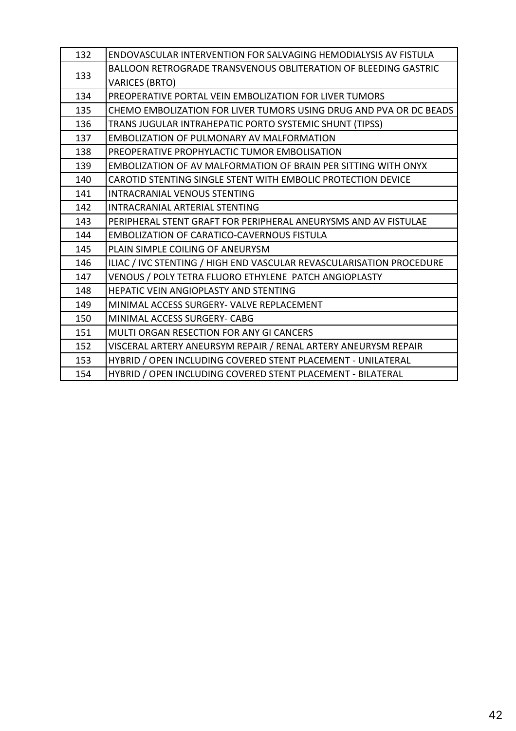| | |
|---|---|
| 132 | ENDOVASCULAR INTERVENTION FOR SALVAGING HEMODIALYSIS AV FISTULA |
| 133 | BALLOON RETROGRADE TRANSVENOUS OBLITERATION OF BLEEDING GASTRIC VARICES (BRTO) |
| 134 | PREOPERATIVE PORTAL VEIN EMBOLIZATION FOR LIVER TUMORS |
| 135 | CHEMO EMBOLIZATION FOR LIVER TUMORS USING DRUG AND PVA OR DC BEADS |
| 136 | TRANS JUGULAR INTRAHEPATIC PORTO SYSTEMIC SHUNT (TIPSS) |
| 137 | EMBOLIZATION OF PULMONARY AV MALFORMATION |
| 138 | PREOPERATIVE PROPHYLACTIC TUMOR EMBOLISATION |
| 139 | EMBOLIZATION OF AV MALFORMATION OF BRAIN PER SITTING WITH ONYX |
| 140 | CAROTID STENTING SINGLE STENT WITH EMBOLIC PROTECTION DEVICE |
| 141 | INTRACRANIAL VENOUS STENTING |
| 142 | INTRACRANIAL ARTERIAL STENTING |
| 143 | PERIPHERAL STENT GRAFT FOR PERIPHERAL ANEURYSMS AND AV FISTULAE |
| 144 | EMBOLIZATION OF CARATICO-CAVERNOUS FISTULA |
| 145 | PLAIN SIMPLE COILING OF ANEURYSM |
| 146 | ILIAC / IVC STENTING / HIGH END VASCULAR REVASCULARISATION PROCEDURE |
| 147 | VENOUS / POLY TETRA FLUORO ETHYLENE PATCH ANGIOPLASTY |
| 148 | HEPATIC VEIN ANGIOPLASTY AND STENTING |
| 149 | MINIMAL ACCESS SURGERY- VALVE REPLACEMENT |
| 150 | MINIMAL ACCESS SURGERY- CABG |
| 151 | MULTI ORGAN RESECTION FOR ANY GI CANCERS |
| 152 | VISCERAL ARTERY ANEURSYM REPAIR / RENAL ARTERY ANEURYSM REPAIR |
| 153 | HYBRID / OPEN INCLUDING COVERED STENT PLACEMENT - UNILATERAL |
| 154 | HYBRID / OPEN INCLUDING COVERED STENT PLACEMENT - BILATERAL |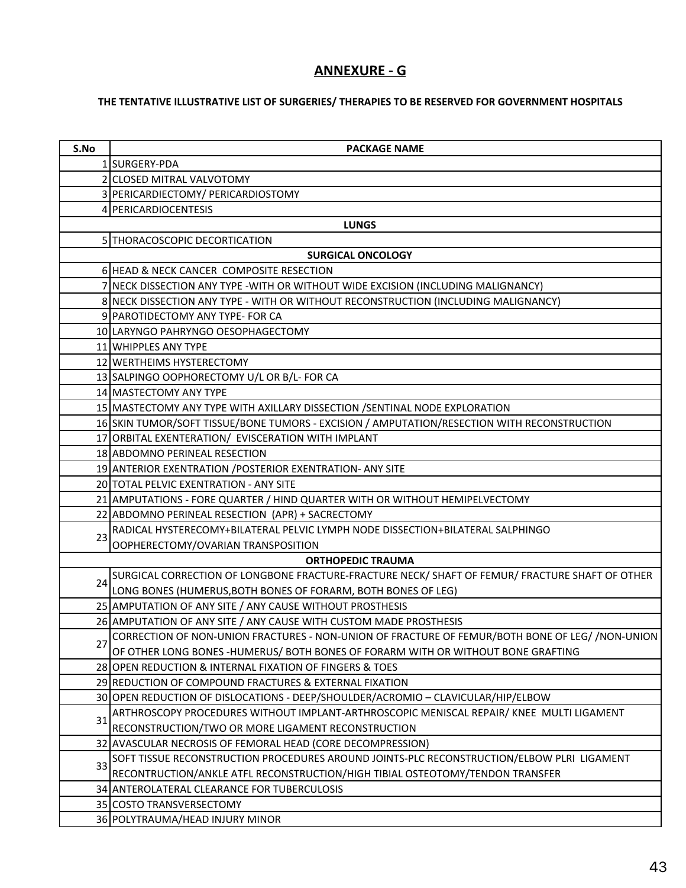## ANNEXURE - G

**THE TENTATIVE ILLUSTRATIVE LIST OF SURGERIES/ THERAPIES TO BE RESERVED FOR GOVERNMENT HOSPITALS**

| S.No | PACKAGE NAME |
|---|---|
| 1 | SURGERY-PDA |
| 2 | CLOSED MITRAL VALVOTOMY |
| 3 | PERICARDIECTOMY/ PERICARDIOSTOMY |
| 4 | PERICARDIOCENTESIS |
| | **LUNGS** |
| 5 | THORACOSCOPIC DECORTICATION |
| | **SURGICAL ONCOLOGY** |
| 6 | HEAD & NECK CANCER COMPOSITE RESECTION |
| 7 | NECK DISSECTION ANY TYPE -WITH OR WITHOUT WIDE EXCISION (INCLUDING MALIGNANCY) |
| 8 | NECK DISSECTION ANY TYPE - WITH OR WITHOUT RECONSTRUCTION (INCLUDING MALIGNANCY) |
| 9 | PAROTIDECTOMY ANY TYPE- FOR CA |
| 10 | LARYNGO PAHRYNGO OESOPHAGECTOMY |
| 11 | WHIPPLES ANY TYPE |
| 12 | WERTHEIMS HYSTERECTOMY |
| 13 | SALPINGO OOPHORECTOMY U/L OR B/L- FOR CA |
| 14 | MASTECTOMY ANY TYPE |
| 15 | MASTECTOMY ANY TYPE WITH AXILLARY DISSECTION /SENTINAL NODE EXPLORATION |
| 16 | SKIN TUMOR/SOFT TISSUE/BONE TUMORS - EXCISION / AMPUTATION/RESECTION WITH RECONSTRUCTION |
| 17 | ORBITAL EXENTERATION/ EVISCERATION WITH IMPLANT |
| 18 | ABDOMNO PERINEAL RESECTION |
| 19 | ANTERIOR EXENTRATION /POSTERIOR EXENTRATION- ANY SITE |
| 20 | TOTAL PELVIC EXENTRATION - ANY SITE |
| 21 | AMPUTATIONS - FORE QUARTER / HIND QUARTER WITH OR WITHOUT HEMIPELVECTOMY |
| 22 | ABDOMNO PERINEAL RESECTION (APR) + SACRECTOMY |
| 23 | RADICAL HYSTERECOMY+BILATERAL PELVIC LYMPH NODE DISSECTION+BILATERAL SALPHINGO OOPHERECTOMY/OVARIAN TRANSPOSITION |
| | **ORTHOPEDIC TRAUMA** |
| 24 | SURGICAL CORRECTION OF LONGBONE FRACTURE-FRACTURE NECK/ SHAFT OF FEMUR/ FRACTURE SHAFT OF OTHER LONG BONES (HUMERUS,BOTH BONES OF FORARM, BOTH BONES OF LEG) |
| 25 | AMPUTATION OF ANY SITE / ANY CAUSE WITHOUT PROSTHESIS |
| 26 | AMPUTATION OF ANY SITE / ANY CAUSE WITH CUSTOM MADE PROSTHESIS |
| 27 | CORRECTION OF NON-UNION FRACTURES - NON-UNION OF FRACTURE OF FEMUR/BOTH BONE OF LEG/ /NON-UNION OF OTHER LONG BONES -HUMERUS/ BOTH BONES OF FORARM WITH OR WITHOUT BONE GRAFTING |
| 28 | OPEN REDUCTION & INTERNAL FIXATION OF FINGERS & TOES |
| 29 | REDUCTION OF COMPOUND FRACTURES & EXTERNAL FIXATION |
| 30 | OPEN REDUCTION OF DISLOCATIONS - DEEP/SHOULDER/ACROMIO – CLAVICULAR/HIP/ELBOW |
| 31 | ARTHROSCOPY PROCEDURES WITHOUT IMPLANT-ARTHROSCOPIC MENISCAL REPAIR/ KNEE MULTI LIGAMENT RECONSTRUCTION/TWO OR MORE LIGAMENT RECONSTRUCTION |
| 32 | AVASCULAR NECROSIS OF FEMORAL HEAD (CORE DECOMPRESSION) |
| 33 | SOFT TISSUE RECONSTRUCTION PROCEDURES AROUND JOINTS-PLC RECONSTRUCTION/ELBOW PLRI LIGAMENT RECONTRUCTION/ANKLE ATFL RECONSTRUCTION/HIGH TIBIAL OSTEOTOMY/TENDON TRANSFER |
| 34 | ANTEROLATERAL CLEARANCE FOR TUBERCULOSIS |
| 35 | COSTO TRANSVERSECTOMY |
| 36 | POLYTRAUMA/HEAD INJURY MINOR |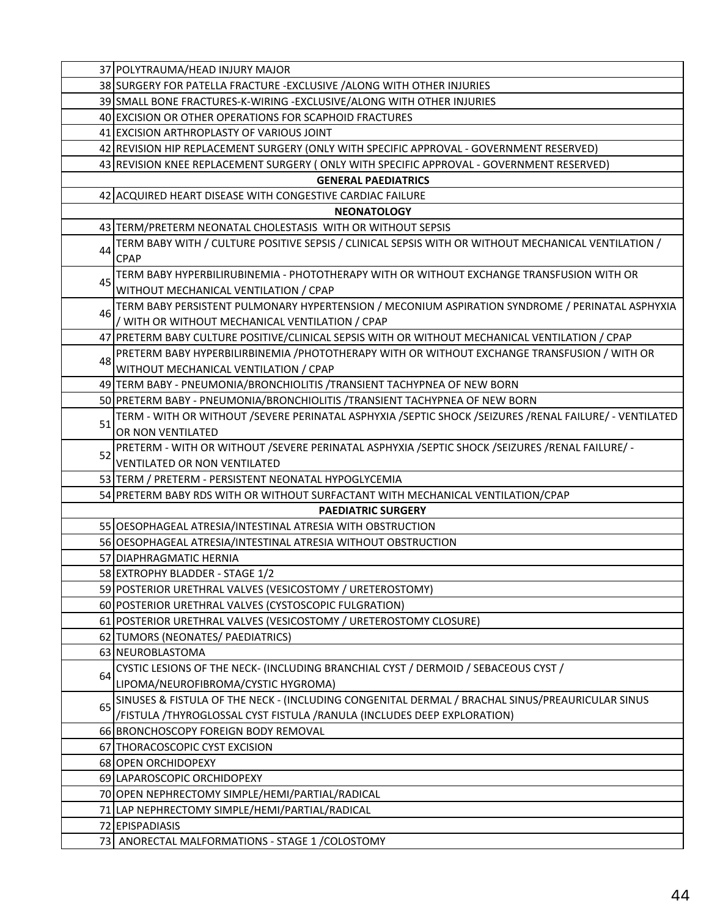| | |
|---|---|
| 37 | POLYTRAUMA/HEAD INJURY MAJOR |
| 38 | SURGERY FOR PATELLA FRACTURE -EXCLUSIVE /ALONG WITH OTHER INJURIES |
| 39 | SMALL BONE FRACTURES-K-WIRING -EXCLUSIVE/ALONG WITH OTHER INJURIES |
| 40 | EXCISION OR OTHER OPERATIONS FOR SCAPHOID FRACTURES |
| 41 | EXCISION ARTHROPLASTY OF VARIOUS JOINT |
| 42 | REVISION HIP REPLACEMENT SURGERY (ONLY WITH SPECIFIC APPROVAL - GOVERNMENT RESERVED) |
| 43 | REVISION KNEE REPLACEMENT SURGERY ( ONLY WITH SPECIFIC APPROVAL - GOVERNMENT RESERVED) |
| | **GENERAL PAEDIATRICS** |
| 42 | ACQUIRED HEART DISEASE WITH CONGESTIVE CARDIAC FAILURE |
| | **NEONATOLOGY** |
| 43 | TERM/PRETERM NEONATAL CHOLESTASIS WITH OR WITHOUT SEPSIS |
| 44 | TERM BABY WITH / CULTURE POSITIVE SEPSIS / CLINICAL SEPSIS WITH OR WITHOUT MECHANICAL VENTILATION / CPAP |
| 45 | TERM BABY HYPERBILIRUBINEMIA - PHOTOTHERAPY WITH OR WITHOUT EXCHANGE TRANSFUSION WITH OR WITHOUT MECHANICAL VENTILATION / CPAP |
| 46 | TERM BABY PERSISTENT PULMONARY HYPERTENSION / MECONIUM ASPIRATION SYNDROME / PERINATAL ASPHYXIA / WITH OR WITHOUT MECHANICAL VENTILATION / CPAP |
| 47 | PRETERM BABY CULTURE POSITIVE/CLINICAL SEPSIS WITH OR WITHOUT MECHANICAL VENTILATION / CPAP |
| 48 | PRETERM BABY HYPERBILIRBINEMIA /PHOTOTHERAPY WITH OR WITHOUT EXCHANGE TRANSFUSION / WITH OR WITHOUT MECHANICAL VENTILATION / CPAP |
| 49 | TERM BABY - PNEUMONIA/BRONCHIOLITIS /TRANSIENT TACHYPNEA OF NEW BORN |
| 50 | PRETERM BABY - PNEUMONIA/BRONCHIOLITIS /TRANSIENT TACHYPNEA OF NEW BORN |
| 51 | TERM - WITH OR WITHOUT /SEVERE PERINATAL ASPHYXIA /SEPTIC SHOCK /SEIZURES /RENAL FAILURE/ - VENTILATED OR NON VENTILATED |
| 52 | PRETERM - WITH OR WITHOUT /SEVERE PERINATAL ASPHYXIA /SEPTIC SHOCK /SEIZURES /RENAL FAILURE/ - VENTILATED OR NON VENTILATED |
| 53 | TERM / PRETERM - PERSISTENT NEONATAL HYPOGLYCEMIA |
| 54 | PRETERM BABY RDS WITH OR WITHOUT SURFACTANT WITH MECHANICAL VENTILATION/CPAP |
| | **PAEDIATRIC SURGERY** |
| 55 | OESOPHAGEAL ATRESIA/INTESTINAL ATRESIA WITH OBSTRUCTION |
| 56 | OESOPHAGEAL ATRESIA/INTESTINAL ATRESIA WITHOUT OBSTRUCTION |
| 57 | DIAPHRAGMATIC HERNIA |
| 58 | EXTROPHY BLADDER - STAGE 1/2 |
| 59 | POSTERIOR URETHRAL VALVES (VESICOSTOMY / URETEROSTOMY) |
| 60 | POSTERIOR URETHRAL VALVES (CYSTOSCOPIC FULGRATION) |
| 61 | POSTERIOR URETHRAL VALVES (VESICOSTOMY / URETEROSTOMY CLOSURE) |
| 62 | TUMORS (NEONATES/ PAEDIATRICS) |
| 63 | NEUROBLASTOMA |
| 64 | CYSTIC LESIONS OF THE NECK- (INCLUDING BRANCHIAL CYST / DERMOID / SEBACEOUS CYST / LIPOMA/NEUROFIBROMA/CYSTIC HYGROMA) |
| 65 | SINUSES & FISTULA OF THE NECK - (INCLUDING CONGENITAL DERMAL / BRACHAL SINUS/PREAURICULAR SINUS /FISTULA /THYROGLOSSAL CYST FISTULA /RANULA (INCLUDES DEEP EXPLORATION) |
| 66 | BRONCHOSCOPY FOREIGN BODY REMOVAL |
| 67 | THORACOSCOPIC CYST EXCISION |
| 68 | OPEN ORCHIDOPEXY |
| 69 | LAPAROSCOPIC ORCHIDOPEXY |
| 70 | OPEN NEPHRECTOMY SIMPLE/HEMI/PARTIAL/RADICAL |
| 71 | LAP NEPHRECTOMY SIMPLE/HEMI/PARTIAL/RADICAL |
| 72 | EPISPADIASIS |
| 73 | ANORECTAL MALFORMATIONS - STAGE 1 /COLOSTOMY |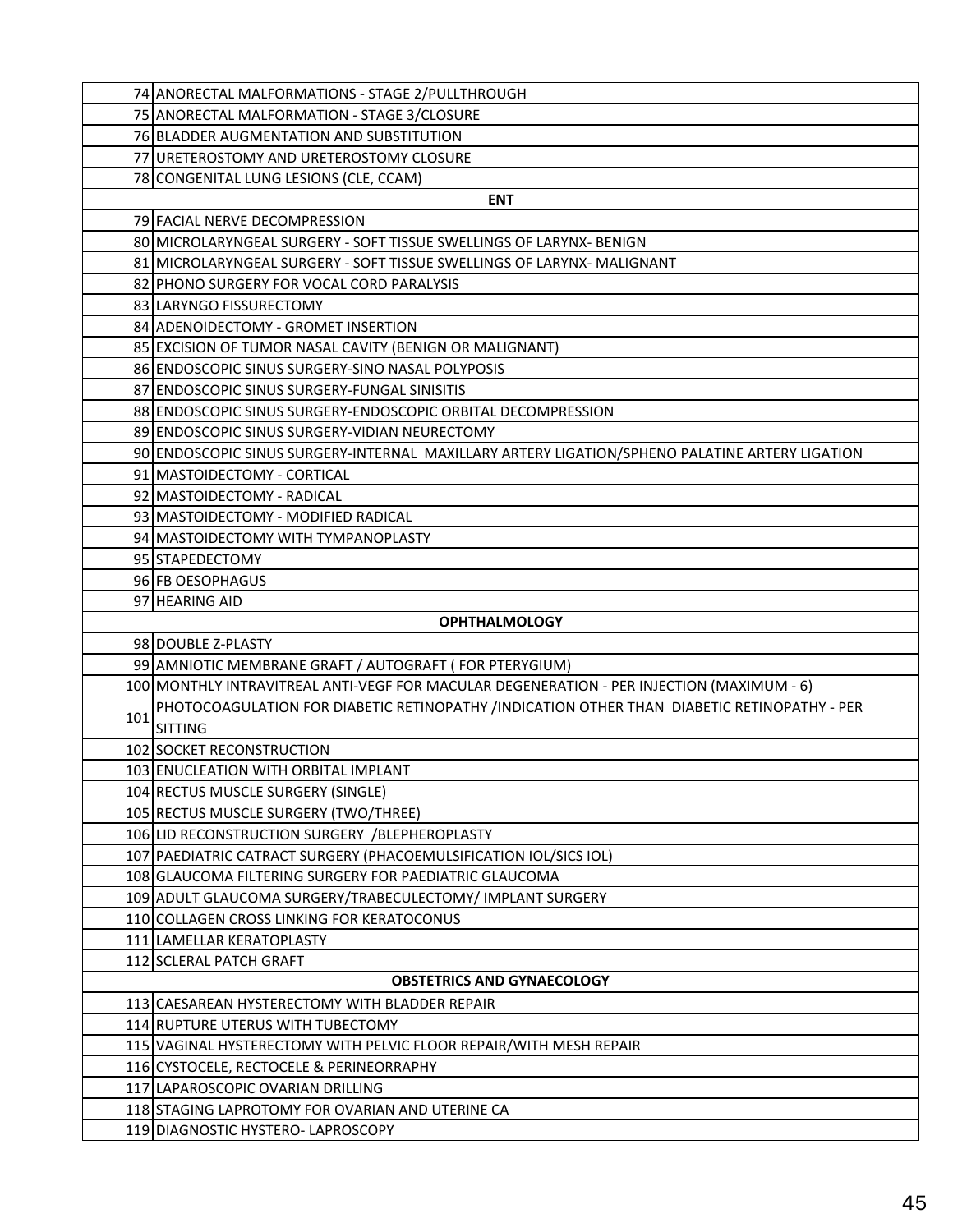| | |
|---|---|
| 74 | ANORECTAL MALFORMATIONS - STAGE 2/PULLTHROUGH |
| 75 | ANORECTAL MALFORMATION - STAGE 3/CLOSURE |
| 76 | BLADDER AUGMENTATION AND SUBSTITUTION |
| 77 | URETEROSTOMY AND URETEROSTOMY CLOSURE |
| 78 | CONGENITAL LUNG LESIONS (CLE, CCAM) |
| **ENT** | |
| 79 | FACIAL NERVE DECOMPRESSION |
| 80 | MICROLARYNGEAL SURGERY - SOFT TISSUE SWELLINGS OF LARYNX- BENIGN |
| 81 | MICROLARYNGEAL SURGERY - SOFT TISSUE SWELLINGS OF LARYNX- MALIGNANT |
| 82 | PHONO SURGERY FOR VOCAL CORD PARALYSIS |
| 83 | LARYNGO FISSURECTOMY |
| 84 | ADENOIDECTOMY - GROMET INSERTION |
| 85 | EXCISION OF TUMOR NASAL CAVITY (BENIGN OR MALIGNANT) |
| 86 | ENDOSCOPIC SINUS SURGERY-SINO NASAL POLYPOSIS |
| 87 | ENDOSCOPIC SINUS SURGERY-FUNGAL SINISITIS |
| 88 | ENDOSCOPIC SINUS SURGERY-ENDOSCOPIC ORBITAL DECOMPRESSION |
| 89 | ENDOSCOPIC SINUS SURGERY-VIDIAN NEURECTOMY |
| 90 | ENDOSCOPIC SINUS SURGERY-INTERNAL MAXILLARY ARTERY LIGATION/SPHENO PALATINE ARTERY LIGATION |
| 91 | MASTOIDECTOMY - CORTICAL |
| 92 | MASTOIDECTOMY - RADICAL |
| 93 | MASTOIDECTOMY - MODIFIED RADICAL |
| 94 | MASTOIDECTOMY WITH TYMPANOPLASTY |
| 95 | STAPEDECTOMY |
| 96 | FB OESOPHAGUS |
| 97 | HEARING AID |
| **OPHTHALMOLOGY** | |
| 98 | DOUBLE Z-PLASTY |
| 99 | AMNIOTIC MEMBRANE GRAFT / AUTOGRAFT ( FOR PTERYGIUM) |
| 100 | MONTHLY INTRAVITREAL ANTI-VEGF FOR MACULAR DEGENERATION - PER INJECTION (MAXIMUM - 6) |
| 101 | PHOTOCOAGULATION FOR DIABETIC RETINOPATHY /INDICATION OTHER THAN DIABETIC RETINOPATHY - PER SITTING |
| 102 | SOCKET RECONSTRUCTION |
| 103 | ENUCLEATION WITH ORBITAL IMPLANT |
| 104 | RECTUS MUSCLE SURGERY (SINGLE) |
| 105 | RECTUS MUSCLE SURGERY (TWO/THREE) |
| 106 | LID RECONSTRUCTION SURGERY /BLEPHEROPLASTY |
| 107 | PAEDIATRIC CATRACT SURGERY (PHACOEMULSIFICATION IOL/SICS IOL) |
| 108 | GLAUCOMA FILTERING SURGERY FOR PAEDIATRIC GLAUCOMA |
| 109 | ADULT GLAUCOMA SURGERY/TRABECULECTOMY/ IMPLANT SURGERY |
| 110 | COLLAGEN CROSS LINKING FOR KERATOCONUS |
| 111 | LAMELLAR KERATOPLASTY |
| 112 | SCLERAL PATCH GRAFT |
| **OBSTETRICS AND GYNAECOLOGY** | |
| 113 | CAESAREAN HYSTERECTOMY WITH BLADDER REPAIR |
| 114 | RUPTURE UTERUS WITH TUBECTOMY |
| 115 | VAGINAL HYSTERECTOMY WITH PELVIC FLOOR REPAIR/WITH MESH REPAIR |
| 116 | CYSTOCELE, RECTOCELE & PERINEORRAPHY |
| 117 | LAPAROSCOPIC OVARIAN DRILLING |
| 118 | STAGING LAPROTOMY FOR OVARIAN AND UTERINE CA |
| 119 | DIAGNOSTIC HYSTERO- LAPROSCOPY |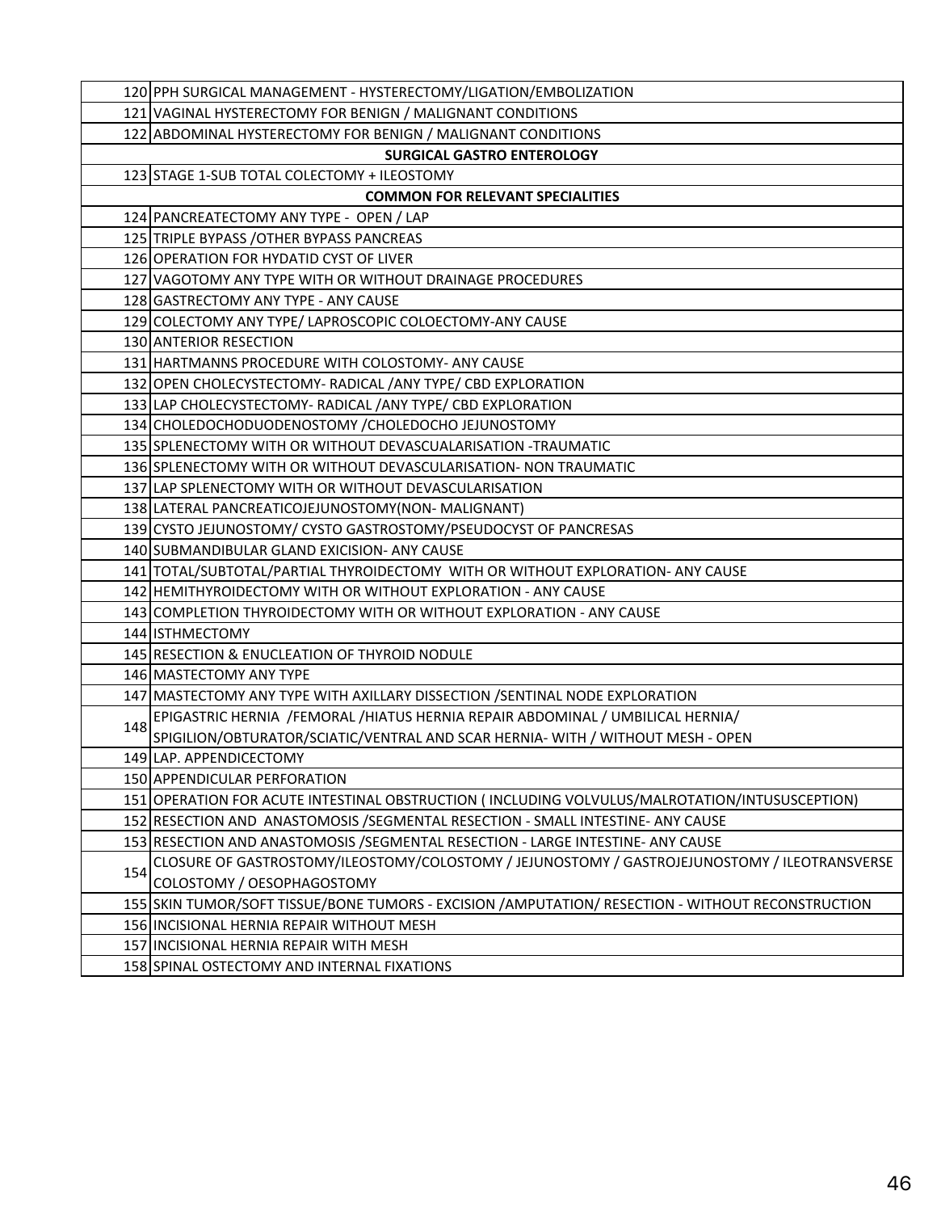| | |
|---|---|
| 120 | PPH SURGICAL MANAGEMENT - HYSTERECTOMY/LIGATION/EMBOLIZATION |
| 121 | VAGINAL HYSTERECTOMY FOR BENIGN / MALIGNANT CONDITIONS |
| 122 | ABDOMINAL HYSTERECTOMY FOR BENIGN / MALIGNANT CONDITIONS |
| | **SURGICAL GASTRO ENTEROLOGY** |
| 123 | STAGE 1-SUB TOTAL COLECTOMY + ILEOSTOMY |
| | **COMMON FOR RELEVANT SPECIALITIES** |
| 124 | PANCREATECTOMY ANY TYPE - OPEN / LAP |
| 125 | TRIPLE BYPASS /OTHER BYPASS PANCREAS |
| 126 | OPERATION FOR HYDATID CYST OF LIVER |
| 127 | VAGOTOMY ANY TYPE WITH OR WITHOUT DRAINAGE PROCEDURES |
| 128 | GASTRECTOMY ANY TYPE - ANY CAUSE |
| 129 | COLECTOMY ANY TYPE/ LAPROSCOPIC COLOECTOMY-ANY CAUSE |
| 130 | ANTERIOR RESECTION |
| 131 | HARTMANNS PROCEDURE WITH COLOSTOMY- ANY CAUSE |
| 132 | OPEN CHOLECYSTECTOMY- RADICAL /ANY TYPE/ CBD EXPLORATION |
| 133 | LAP CHOLECYSTECTOMY- RADICAL /ANY TYPE/ CBD EXPLORATION |
| 134 | CHOLEDOCHODUODENOSTOMY /CHOLEDOCHO JEJUNOSTOMY |
| 135 | SPLENECTOMY WITH OR WITHOUT DEVASCUALARISATION -TRAUMATIC |
| 136 | SPLENECTOMY WITH OR WITHOUT DEVASCULARISATION- NON TRAUMATIC |
| 137 | LAP SPLENECTOMY WITH OR WITHOUT DEVASCULARISATION |
| 138 | LATERAL PANCREATICOJEJUNOSTOMY(NON- MALIGNANT) |
| 139 | CYSTO JEJUNOSTOMY/ CYSTO GASTROSTOMY/PSEUDOCYST OF PANCRESAS |
| 140 | SUBMANDIBULAR GLAND EXICISION- ANY CAUSE |
| 141 | TOTAL/SUBTOTAL/PARTIAL THYROIDECTOMY WITH OR WITHOUT EXPLORATION- ANY CAUSE |
| 142 | HEMITHYROIDECTOMY WITH OR WITHOUT EXPLORATION - ANY CAUSE |
| 143 | COMPLETION THYROIDECTOMY WITH OR WITHOUT EXPLORATION - ANY CAUSE |
| 144 | ISTHMECTOMY |
| 145 | RESECTION & ENUCLEATION OF THYROID NODULE |
| 146 | MASTECTOMY ANY TYPE |
| 147 | MASTECTOMY ANY TYPE WITH AXILLARY DISSECTION /SENTINAL NODE EXPLORATION |
| 148 | EPIGASTRIC HERNIA /FEMORAL /HIATUS HERNIA REPAIR ABDOMINAL / UMBILICAL HERNIA/ SPIGILION/OBTURATOR/SCIATIC/VENTRAL AND SCAR HERNIA- WITH / WITHOUT MESH - OPEN |
| 149 | LAP. APPENDICECTOMY |
| 150 | APPENDICULAR PERFORATION |
| 151 | OPERATION FOR ACUTE INTESTINAL OBSTRUCTION ( INCLUDING VOLVULUS/MALROTATION/INTUSUSCEPTION) |
| 152 | RESECTION AND ANASTOMOSIS /SEGMENTAL RESECTION - SMALL INTESTINE- ANY CAUSE |
| 153 | RESECTION AND ANASTOMOSIS /SEGMENTAL RESECTION - LARGE INTESTINE- ANY CAUSE |
| 154 | CLOSURE OF GASTROSTOMY/ILEOSTOMY/COLOSTOMY / JEJUNOSTOMY / GASTROJEJUNOSTOMY / ILEOTRANSVERSE COLOSTOMY / OESOPHAGOSTOMY |
| 155 | SKIN TUMOR/SOFT TISSUE/BONE TUMORS - EXCISION /AMPUTATION/ RESECTION - WITHOUT RECONSTRUCTION |
| 156 | INCISIONAL HERNIA REPAIR WITHOUT MESH |
| 157 | INCISIONAL HERNIA REPAIR WITH MESH |
| 158 | SPINAL OSTECTOMY AND INTERNAL FIXATIONS |